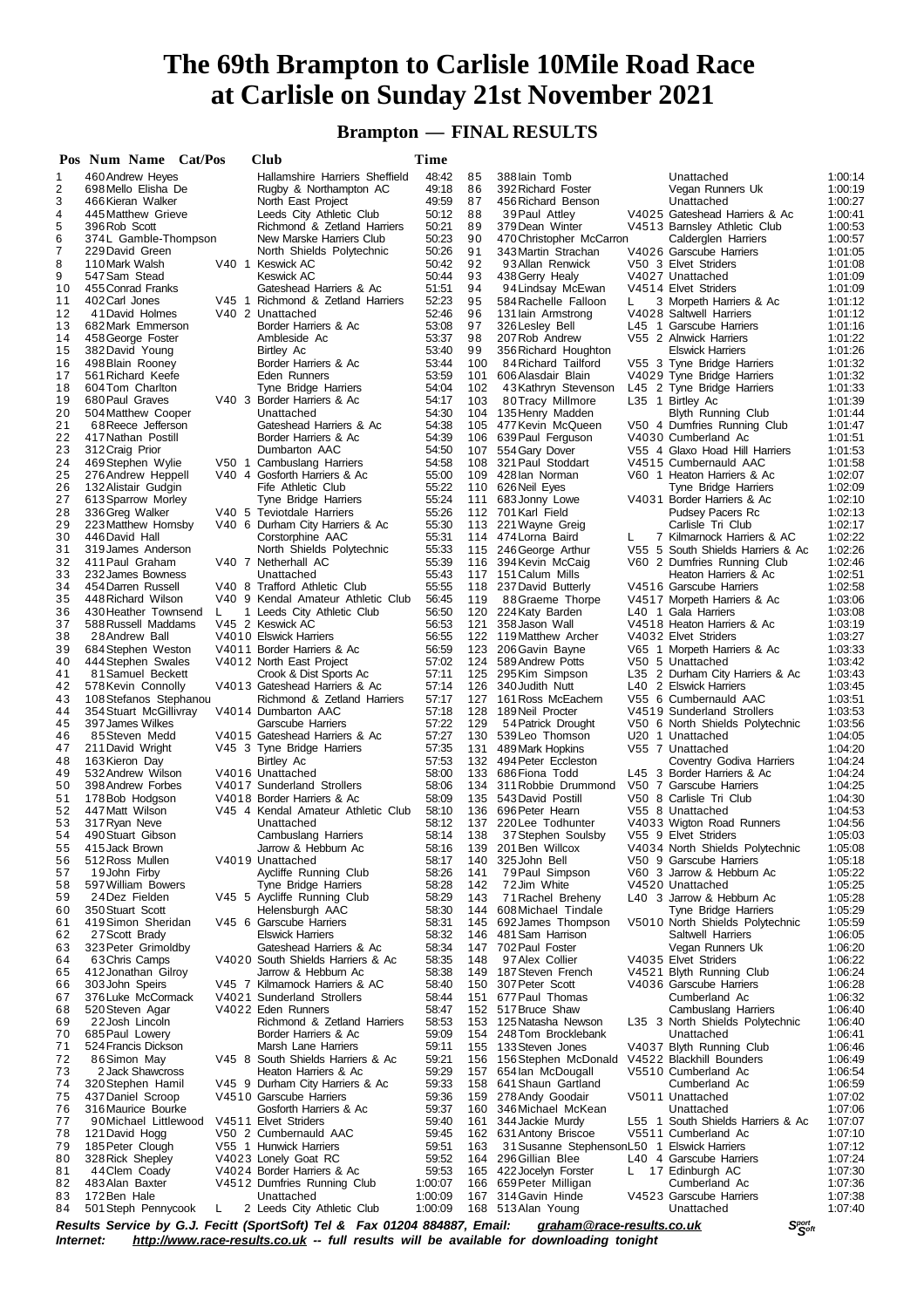# The 69th Brampton to Carlisle 10Mile Road Race at Carlisle on Sunday 21st November 2021

## Brampton — FINAL RESULTS

| Pos | Num | Name | Cat/Pos | Club | Time |
|---|---|---|---|---|---|
| 1 | 460 | Andrew Heyes | | Hallamshire Harriers Sheffield | 48:42 |
| 2 | 698 | Mello Elisha De | | Rugby & Northampton AC | 49:18 |
| 3 | 466 | Kieran Walker | | North East Project | 49:59 |
| 4 | 445 | Matthew Grieve | | Leeds City Athletic Club | 50:12 |
| 5 | 396 | Rob Scott | | Richmond & Zetland Harriers | 50:21 |
| 6 | 374 | L Gamble-Thompson | | New Marske Harriers Club | 50:23 |
| 7 | 229 | David Green | | North Shields Polytechnic | 50:26 |
| 8 | 110 | Mark Walsh | V40 1 | Keswick AC | 50:42 |
| 9 | 547 | Sam Stead | | Keswick AC | 50:44 |
| 10 | 455 | Conrad Franks | | Gateshead Harriers & Ac | 51:51 |
| 11 | 402 | Carl Jones | V45 1 | Richmond & Zetland Harriers | 52:23 |
| 12 | 41 | David Holmes | V40 2 | Unattached | 52:46 |
| 13 | 682 | Mark Emmerson | | Border Harriers & Ac | 53:08 |
| 14 | 458 | George Foster | | Ambleside Ac | 53:37 |
| 15 | 382 | David Young | | Birtley Ac | 53:40 |
| 16 | 498 | Blain Rooney | | Border Harriers & Ac | 53:44 |
| 17 | 561 | Richard Keefe | | Eden Runners | 53:59 |
| 18 | 604 | Tom Charlton | | Tyne Bridge Harriers | 54:04 |
| 19 | 680 | Paul Graves | V40 3 | Border Harriers & Ac | 54:17 |
| 20 | 504 | Matthew Cooper | | Unattached | 54:30 |
| 21 | 68 | Reece Jefferson | | Gateshead Harriers & Ac | 54:38 |
| 22 | 417 | Nathan Postill | | Border Harriers & Ac | 54:39 |
| 23 | 312 | Craig Prior | | Dumbarton AAC | 54:50 |
| 24 | 469 | Stephen Wylie | V50 1 | Cambuslang Harriers | 54:58 |
| 25 | 276 | Andrew Heppell | V40 4 | Gosforth Harriers & Ac | 55:00 |
| 26 | 132 | Alistair Gudgin | | Fife Athletic Club | 55:22 |
| 27 | 613 | Sparrow Morley | | Tyne Bridge Harriers | 55:24 |
| 28 | 336 | Greg Walker | V40 5 | Teviotdale Harriers | 55:26 |
| 29 | 223 | Matthew Hornsby | V40 6 | Durham City Harriers & Ac | 55:30 |
| 30 | 446 | David Hall | | Corstorphine AAC | 55:31 |
| 31 | 319 | James Anderson | | North Shields Polytechnic | 55:33 |
| 32 | 411 | Paul Graham | V40 7 | Netherhall AC | 55:39 |
| 33 | 232 | James Bowness | | Unattached | 55:43 |
| 34 | 454 | Darren Russell | V40 8 | Trafford Athletic Club | 55:55 |
| 35 | 448 | Richard Wilson | V40 9 | Kendal Amateur Athletic Club | 56:45 |
| 36 | 430 | Heather Townsend | L 1 | Leeds City Athletic Club | 56:50 |
| 37 | 588 | Russell Maddams | V45 2 | Keswick AC | 56:53 |
| 38 | 28 | Andrew Ball | V4010 | Elswick Harriers | 56:55 |
| 39 | 684 | Stephen Weston | V4011 | Border Harriers & Ac | 56:59 |
| 40 | 444 | Stephen Swales | V4012 | North East Project | 57:02 |
| 41 | 81 | Samuel Beckett | | Crook & Dist Sports Ac | 57:11 |
| 42 | 578 | Kevin Connolly | V4013 | Gateshead Harriers & Ac | 57:14 |
| 43 | 108 | Stefanos Stephanou | | Richmond & Zetland Harriers | 57:17 |
| 44 | 354 | Stuart McGillivray | V4014 | Dumbarton AAC | 57:18 |
| 45 | 397 | James Wilkes | | Garscube Harriers | 57:22 |
| 46 | 85 | Steven Medd | V4015 | Gateshead Harriers & Ac | 57:27 |
| 47 | 211 | David Wright | V45 3 | Tyne Bridge Harriers | 57:35 |
| 48 | 163 | Kieron Day | | Birtley Ac | 57:53 |
| 49 | 532 | Andrew Wilson | V4016 | Unattached | 58:00 |
| 50 | 398 | Andrew Forbes | V4017 | Sunderland Strollers | 58:06 |
| 51 | 178 | Bob Hodgson | V4018 | Border Harriers & Ac | 58:09 |
| 52 | 447 | Matt Wilson | V45 4 | Kendal Amateur Athletic Club | 58:10 |
| 53 | 317 | Ryan Neve | | Unattached | 58:12 |
| 54 | 490 | Stuart Gibson | | Cambuslang Harriers | 58:14 |
| 55 | 415 | Jack Brown | | Jarrow & Hebburn Ac | 58:16 |
| 56 | 512 | Ross Mullen | V4019 | Unattached | 58:17 |
| 57 | 19 | John Firby | | Aycliffe Running Club | 58:26 |
| 58 | 597 | William Bowers | | Tyne Bridge Harriers | 58:28 |
| 59 | 24 | Dez Fielden | V45 5 | Aycliffe Running Club | 58:29 |
| 60 | 350 | Stuart Scott | | Helensburgh AAC | 58:30 |
| 61 | 419 | Simon Sheridan | V45 6 | Garscube Harriers | 58:31 |
| 62 | 27 | Scott Brady | | Elswick Harriers | 58:32 |
| 63 | 323 | Peter Grimoldby | | Gateshead Harriers & Ac | 58:34 |
| 64 | 63 | Chris Camps | V4020 | South Shields Harriers & Ac | 58:35 |
| 65 | 412 | Jonathan Gilroy | | Jarrow & Hebburn Ac | 58:38 |
| 66 | 303 | John Speirs | V45 7 | Kilmarnock Harriers & AC | 58:40 |
| 67 | 376 | Luke McCormack | V4021 | Sunderland Strollers | 58:44 |
| 68 | 520 | Steven Agar | V4022 | Eden Runners | 58:47 |
| 69 | 22 | Josh Lincoln | | Richmond & Zetland Harriers | 58:53 |
| 70 | 685 | Paul Lowery | | Border Harriers & Ac | 59:09 |
| 71 | 524 | Francis Dickson | | Marsh Lane Harriers | 59:11 |
| 72 | 86 | Simon May | V45 8 | South Shields Harriers & Ac | 59:21 |
| 73 | 2 | Jack Shawcross | | Heaton Harriers & Ac | 59:29 |
| 74 | 320 | Stephen Hamil | V45 9 | Durham City Harriers & Ac | 59:33 |
| 75 | 437 | Daniel Scroop | V4510 | Garscube Harriers | 59:36 |
| 76 | 316 | Maurice Bourke | | Gosforth Harriers & Ac | 59:37 |
| 77 | 90 | Michael Littlewood | V4511 | Elvet Striders | 59:40 |
| 78 | 121 | David Hogg | V50 2 | Cumbernauld AAC | 59:45 |
| 79 | 185 | Peter Clough | V55 1 | Hunwick Harriers | 59:51 |
| 80 | 328 | Rick Shepley | V4023 | Lonely Goat RC | 59:52 |
| 81 | 44 | Clem Coady | V4024 | Border Harriers & Ac | 59:53 |
| 82 | 483 | Alan Baxter | V4512 | Dumfries Running Club | 1:00:07 |
| 83 | 172 | Ben Hale | | Unattached | 1:00:09 |
| 84 | 501 | Steph Pennycook | L 2 | Leeds City Athletic Club | 1:00:09 |
| 85 | 388 | Iain Tomb | | Unattached | 1:00:14 |
| 86 | 392 | Richard Foster | | Vegan Runners Uk | 1:00:19 |
| 87 | 456 | Richard Benson | | Unattached | 1:00:27 |
| 88 | 39 | Paul Attley | V4025 | Gateshead Harriers & Ac | 1:00:41 |
| 89 | 379 | Dean Winter | V4513 | Barnsley Athletic Club | 1:00:53 |
| 90 | 470 | Christopher McCarron | | Calderglen Harriers | 1:00:57 |
| 91 | 343 | Martin Strachan | V4026 | Garscube Harriers | 1:01:05 |
| 92 | 93 | Allan Renwick | V50 3 | Elvet Striders | 1:01:08 |
| 93 | 438 | Gerry Healy | V4027 | Unattached | 1:01:09 |
| 94 | 94 | Lindsay McEwan | V4514 | Elvet Striders | 1:01:09 |
| 95 | 584 | Rachelle Falloon | L 3 | Morpeth Harriers & Ac | 1:01:12 |
| 96 | 131 | Iain Armstrong | V4028 | Saltwell Harriers | 1:01:12 |
| 97 | 326 | Lesley Bell | L45 1 | Garscube Harriers | 1:01:16 |
| 98 | 207 | Rob Andrew | V55 2 | Alnwick Harriers | 1:01:22 |
| 99 | 356 | Richard Houghton | | Elswick Harriers | 1:01:26 |
| 100 | 84 | Richard Tailford | V55 3 | Tyne Bridge Harriers | 1:01:32 |
| 101 | 606 | Alasdair Blain | V4029 | Tyne Bridge Harriers | 1:01:32 |
| 102 | 43 | Kathryn Stevenson | L45 2 | Tyne Bridge Harriers | 1:01:33 |
| 103 | 80 | Tracy Millmore | L35 1 | Birtley Ac | 1:01:39 |
| 104 | 135 | Henry Madden | | Blyth Running Club | 1:01:44 |
| 105 | 477 | Kevin McQueen | V50 4 | Dumfries Running Club | 1:01:47 |
| 106 | 639 | Paul Ferguson | V4030 | Cumberland Ac | 1:01:51 |
| 107 | 554 | Gary Dover | V55 4 | Glaxo Hoad Hill Harriers | 1:01:53 |
| 108 | 321 | Paul Stoddart | V4515 | Cumbernauld AAC | 1:01:58 |
| 109 | 428 | Ian Norman | V60 1 | Heaton Harriers & Ac | 1:02:07 |
| 110 | 626 | Neil Eyes | | Tyne Bridge Harriers | 1:02:09 |
| 111 | 683 | Jonny Lowe | V4031 | Border Harriers & Ac | 1:02:10 |
| 112 | 701 | Karl Field | | Pudsey Pacers Rc | 1:02:13 |
| 113 | 221 | Wayne Greig | | Carlisle Tri Club | 1:02:17 |
| 114 | 474 | Lorna Baird | L 7 | Kilmarnock Harriers & AC | 1:02:22 |
| 115 | 246 | George Arthur | V55 5 | South Shields Harriers & Ac | 1:02:26 |
| 116 | 394 | Kevin McCaig | V60 2 | Dumfries Running Club | 1:02:46 |
| 117 | 151 | Calum Mills | | Heaton Harriers & Ac | 1:02:51 |
| 118 | 237 | David Butterly | V4516 | Garscube Harriers | 1:02:58 |
| 119 | 88 | Graeme Thorpe | V4517 | Morpeth Harriers & Ac | 1:03:06 |
| 120 | 224 | Katy Barden | L40 1 | Gala Harriers | 1:03:08 |
| 121 | 358 | Jason Wall | V4518 | Heaton Harriers & Ac | 1:03:19 |
| 122 | 119 | Matthew Archer | V4032 | Elvet Striders | 1:03:27 |
| 123 | 206 | Gavin Bayne | V65 1 | Morpeth Harriers & Ac | 1:03:33 |
| 124 | 589 | Andrew Potts | V50 5 | Unattached | 1:03:42 |
| 125 | 295 | Kim Simpson | L35 2 | Durham City Harriers & Ac | 1:03:43 |
| 126 | 340 | Judith Nutt | L40 2 | Elswick Harriers | 1:03:45 |
| 127 | 161 | Ross McEachern | V55 6 | Cumbernauld AAC | 1:03:51 |
| 128 | 189 | Neil Procter | V4519 | Sunderland Strollers | 1:03:53 |
| 129 | 54 | Patrick Drought | V50 6 | North Shields Polytechnic | 1:03:56 |
| 130 | 539 | Leo Thomson | U20 1 | Unattached | 1:04:05 |
| 131 | 489 | Mark Hopkins | V55 7 | Unattached | 1:04:20 |
| 132 | 494 | Peter Eccleston | | Coventry Godiva Harriers | 1:04:24 |
| 133 | 686 | Fiona Todd | L45 3 | Border Harriers & Ac | 1:04:24 |
| 134 | 311 | Robbie Drummond | V50 7 | Garscube Harriers | 1:04:25 |
| 135 | 543 | David Postill | V50 8 | Carlisle Tri Club | 1:04:30 |
| 136 | 696 | Peter Hearn | V55 8 | Unattached | 1:04:53 |
| 137 | 220 | Lee Todhunter | V4033 | Wigton Road Runners | 1:04:56 |
| 138 | 37 | Stephen Soulsby | V55 9 | Elvet Striders | 1:05:03 |
| 139 | 201 | Ben Willcox | V4034 | North Shields Polytechnic | 1:05:08 |
| 140 | 325 | John Bell | V50 9 | Garscube Harriers | 1:05:18 |
| 141 | 79 | Paul Simpson | V60 3 | Jarrow & Hebburn Ac | 1:05:22 |
| 142 | 72 | Jim White | V4520 | Unattached | 1:05:25 |
| 143 | 71 | Rachel Breheny | L40 3 | Jarrow & Hebburn Ac | 1:05:28 |
| 144 | 608 | Michael Tindale | | Tyne Bridge Harriers | 1:05:29 |
| 145 | 692 | James Thompson | V5010 | North Shields Polytechnic | 1:05:59 |
| 146 | 481 | Sam Harrison | | Saltwell Harriers | 1:06:05 |
| 147 | 702 | Paul Foster | | Vegan Runners Uk | 1:06:20 |
| 148 | 97 | Alex Collier | V4035 | Elvet Striders | 1:06:22 |
| 149 | 187 | Steven French | V4521 | Blyth Running Club | 1:06:24 |
| 150 | 307 | Peter Scott | V4036 | Garscube Harriers | 1:06:28 |
| 151 | 677 | Paul Thomas | | Cumberland Ac | 1:06:32 |
| 152 | 517 | Bruce Shaw | | Cambuslang Harriers | 1:06:40 |
| 153 | 125 | Natasha Newson | L35 3 | North Shields Polytechnic | 1:06:40 |
| 154 | 248 | Tom Brocklebank | | Unattached | 1:06:41 |
| 155 | 133 | Steven Jones | V4037 | Blyth Running Club | 1:06:46 |
| 156 | 156 | Stephen McDonald | V4522 | Blackhill Bounders | 1:06:49 |
| 157 | 654 | Ian McDougall | V5510 | Cumberland Ac | 1:06:54 |
| 158 | 641 | Shaun Gartland | | Cumberland Ac | 1:06:59 |
| 159 | 278 | Andy Goodair | V5011 | Unattached | 1:07:02 |
| 160 | 346 | Michael McKean | | Unattached | 1:07:06 |
| 161 | 344 | Jackie Murdy | L55 1 | South Shields Harriers & Ac | 1:07:07 |
| 162 | 631 | Antony Briscoe | V5511 | Cumberland Ac | 1:07:10 |
| 163 | 31 | Susanne Stephenson | L50 1 | Elswick Harriers | 1:07:12 |
| 164 | 296 | Gillian Blee | L40 4 | Garscube Harriers | 1:07:24 |
| 165 | 422 | Jocelyn Forster | L 17 | Edinburgh AC | 1:07:30 |
| 166 | 659 | Peter Milligan | | Cumberland Ac | 1:07:36 |
| 167 | 314 | Gavin Hinde | V4523 | Garscube Harriers | 1:07:38 |
| 168 | 513 | Alan Young | | Unattached | 1:07:40 |

***Results Service by G.J. Fecitt (SportSoft) Tel & Fax 01204 884887, Email: graham@race-results.co.uk***
***Internet: http://www.race-results.co.uk -- full results will be available for downloading tonight***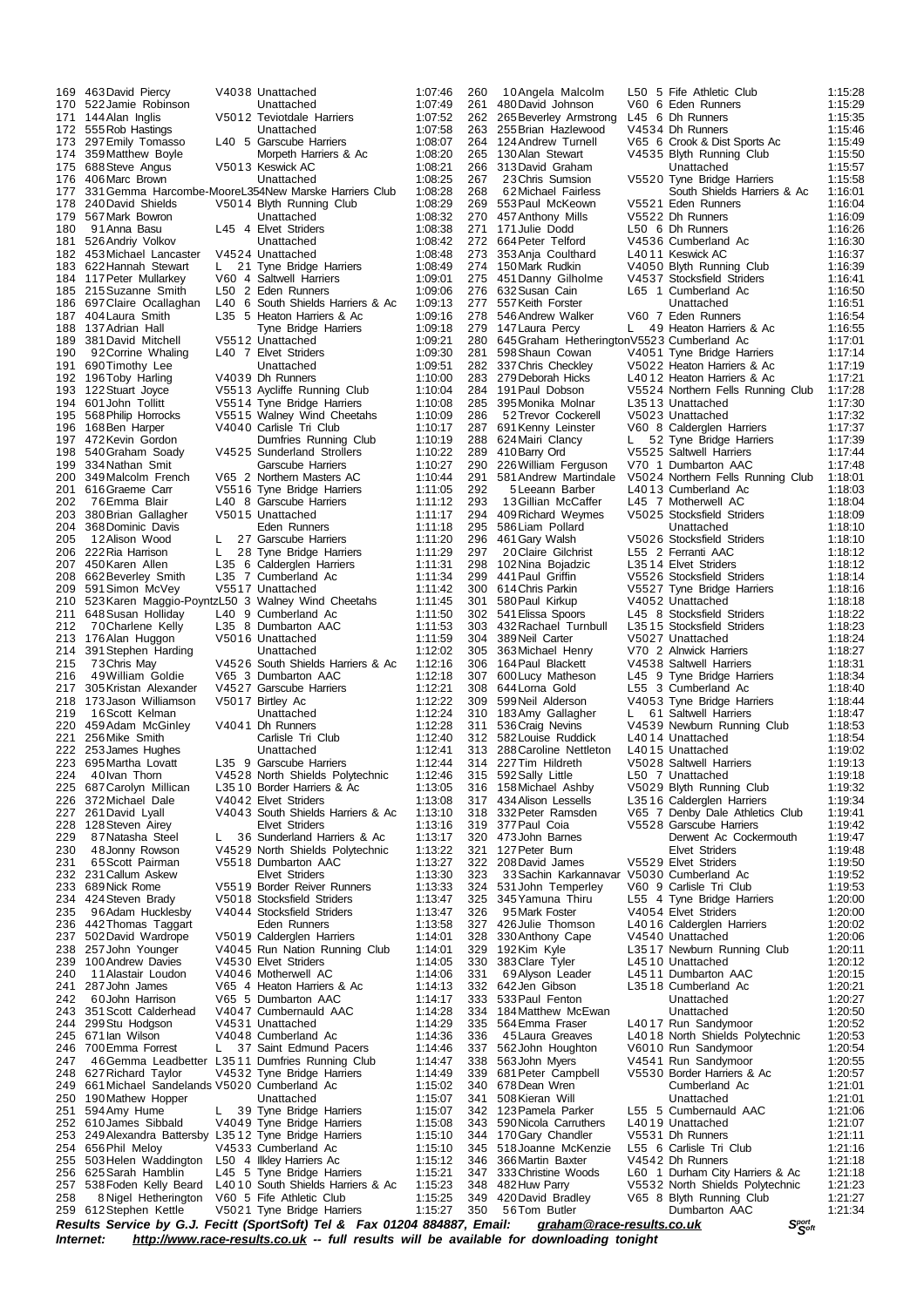| Pos | No | Name | Cat | Club | Time |
|---|---|---|---|---|---|
| 169 | 463 | David Piercy | V40 38 | Unattached | 1:07:46 |
| 170 | 522 | Jamie Robinson | | Unattached | 1:07:49 |
| 171 | 144 | Alan Inglis | V50 12 | Teviotdale Harriers | 1:07:52 |
| 172 | 555 | Rob Hastings | | Unattached | 1:07:58 |
| 173 | 297 | Emily Tomasso | L40 5 | Garscube Harriers | 1:08:07 |
| 174 | 359 | Mathew Boyle | | Morpeth Harriers & Ac | 1:08:20 |
| 175 | 688 | Steve Angus | V50 13 | Keswick AC | 1:08:21 |
| 176 | 406 | Marc Brown | | Unattached | 1:08:25 |
| 177 | 331 | Gemma Harcombe-Moore | L35 4 | New Marske Harriers Club | 1:08:28 |
| 178 | 240 | David Shields | V50 14 | Blyth Running Club | 1:08:29 |
| 179 | 567 | Mark Bowron | | Unattached | 1:08:32 |
| 180 | 91 | Anna Basu | L45 4 | Elvet Striders | 1:08:38 |
| 181 | 526 | Andriy Volkov | | Unattached | 1:08:42 |
| 182 | 453 | Michael Lancaster | V45 24 | Unattached | 1:08:48 |
| 183 | 622 | Hannah Stewart | L 21 | Tyne Bridge Harriers | 1:08:49 |
| 184 | 117 | Peter Mullarkey | V60 4 | Saltwell Harriers | 1:09:01 |
| 185 | 215 | Suzanne Smith | L50 2 | Eden Runners | 1:09:06 |
| 186 | 697 | Claire Ocallaghan | L40 6 | South Shields Harriers & Ac | 1:09:13 |
| 187 | 404 | Laura Smith | L35 5 | Heaton Harriers & Ac | 1:09:16 |
| 188 | 137 | Adrian Hall | | Tyne Bridge Harriers | 1:09:18 |
| 189 | 381 | David Mitchell | V55 12 | Unattached | 1:09:21 |
| 190 | 92 | Corrine Whaling | L40 7 | Elvet Striders | 1:09:30 |
| 191 | 690 | Timothy Lee | | Unattached | 1:09:51 |
| 192 | 196 | Toby Harling | V40 39 | Dh Runners | 1:10:00 |
| 193 | 122 | Stuart Joyce | V55 13 | Aycliffe Running Club | 1:10:04 |
| 194 | 601 | John Tollitt | V55 14 | Tyne Bridge Harriers | 1:10:08 |
| 195 | 568 | Philip Horrocks | V55 15 | Walney Wind Cheetahs | 1:10:09 |
| 196 | 168 | Ben Harper | V40 40 | Carlisle Tri Club | 1:10:17 |
| 197 | 472 | Kevin Gordon | | Dumfries Running Club | 1:10:19 |
| 198 | 540 | Graham Soady | V45 25 | Sunderland Strollers | 1:10:22 |
| 199 | 334 | Nathan Smit | | Garscube Harriers | 1:10:27 |
| 200 | 349 | Malcolm French | V65 2 | Northern Masters AC | 1:10:44 |
| 201 | 616 | Graeme Carr | V55 16 | Tyne Bridge Harriers | 1:11:05 |
| 202 | 76 | Emma Blair | L40 8 | Garscube Harriers | 1:11:12 |
| 203 | 380 | Brian Gallagher | V50 15 | Unattached | 1:11:17 |
| 204 | 368 | Dominic Davis | | Eden Runners | 1:11:18 |
| 205 | 12 | Alison Wood | L 27 | Garscube Harriers | 1:11:20 |
| 206 | 222 | Ria Harrison | L 28 | Tyne Bridge Harriers | 1:11:29 |
| 207 | 450 | Karen Allen | L35 6 | Calderglen Harriers | 1:11:31 |
| 208 | 662 | Beverley Smith | L35 7 | Cumberland Ac | 1:11:34 |
| 209 | 591 | Simon McVey | V55 17 | Unattached | 1:11:42 |
| 210 | 523 | Karen Maggio-Poyntz | L50 3 | Walney Wind Cheetahs | 1:11:45 |
| 211 | 648 | Susan Holliday | L40 9 | Cumberland Ac | 1:11:50 |
| 212 | 70 | Charlene Kelly | L35 8 | Dumbarton AAC | 1:11:53 |
| 213 | 176 | Alan Huggon | V50 16 | Unattached | 1:11:59 |
| 214 | 391 | Stephen Harding | | Unattached | 1:12:02 |
| 215 | 73 | Chris May | V45 26 | South Shields Harriers & Ac | 1:12:16 |
| 216 | 49 | William Goldie | V65 3 | Dumbarton AAC | 1:12:18 |
| 217 | 305 | Kristan Alexander | V45 27 | Garscube Harriers | 1:12:21 |
| 218 | 173 | Jason Williamson | V50 17 | Birtley Ac | 1:12:22 |
| 219 | 16 | Scott Kelman | | Unattached | 1:12:24 |
| 220 | 459 | Adam McGinley | V40 41 | Dh Runners | 1:12:28 |
| 221 | 256 | Mike Smith | | Carlisle Tri Club | 1:12:40 |
| 222 | 253 | James Hughes | | Unattached | 1:12:41 |
| 223 | 695 | Martha Lovatt | L35 9 | Garscube Harriers | 1:12:44 |
| 224 | 40 | Ivan Thorn | V45 28 | North Shields Polytechnic | 1:12:46 |
| 225 | 687 | Carolyn Millican | L35 10 | Border Harriers & Ac | 1:13:05 |
| 226 | 372 | Michael Dale | V40 42 | Elvet Striders | 1:13:08 |
| 227 | 261 | David Lyall | V40 43 | South Shields Harriers & Ac | 1:13:10 |
| 228 | 128 | Steven Airey | | Elvet Striders | 1:13:16 |
| 229 | 87 | Natasha Steel | L 36 | Sunderland Harriers & Ac | 1:13:17 |
| 230 | 48 | Jonny Rowson | V45 29 | North Shields Polytechnic | 1:13:22 |
| 231 | 65 | Scott Pairman | V55 18 | Dumbarton AAC | 1:13:27 |
| 232 | 231 | Callum Askew | | Elvet Striders | 1:13:30 |
| 233 | 689 | Nick Rome | V55 19 | Border Reiver Runners | 1:13:33 |
| 234 | 424 | Steven Brady | V50 18 | Stocksfield Striders | 1:13:47 |
| 235 | 96 | Adam Hucklesby | V40 44 | Stocksfield Striders | 1:13:47 |
| 236 | 442 | Thomas Taggart | | Eden Runners | 1:13:58 |
| 237 | 502 | David Wardrope | V50 19 | Calderglen Harriers | 1:14:01 |
| 238 | 257 | John Younger | V40 45 | Run Nation Running Club | 1:14:01 |
| 239 | 100 | Andrew Davies | V45 30 | Elvet Striders | 1:14:05 |
| 240 | 11 | Alastair Loudon | V40 46 | Motherwell AC | 1:14:06 |
| 241 | 287 | John James | V65 4 | Heaton Harriers & Ac | 1:14:13 |
| 242 | 60 | John Harrison | V65 5 | Dumbarton AAC | 1:14:17 |
| 243 | 351 | Scott Calderhead | V40 47 | Cumbernauld AAC | 1:14:28 |
| 244 | 299 | Stu Hodgson | V45 31 | Unattached | 1:14:29 |
| 245 | 671 | Ian Wilson | V40 48 | Cumberland Ac | 1:14:36 |
| 246 | 700 | Emma Forrest | L 37 | Saint Edmund Pacers | 1:14:46 |
| 247 | 46 | Gemma Leadbetter | L35 11 | Dumfries Running Club | 1:14:47 |
| 248 | 627 | Richard Taylor | V45 32 | Tyne Bridge Harriers | 1:14:49 |
| 249 | 661 | Michael Sandelands | V50 20 | Cumberland Ac | 1:15:02 |
| 250 | 190 | Mathew Hopper | | Unattached | 1:15:07 |
| 251 | 594 | Amy Hume | L 39 | Tyne Bridge Harriers | 1:15:07 |
| 252 | 610 | James Sibbald | V40 49 | Tyne Bridge Harriers | 1:15:08 |
| 253 | 249 | Alexandra Battersby | L35 12 | Tyne Bridge Harriers | 1:15:10 |
| 254 | 656 | Phil Meloy | V45 33 | Cumberland Ac | 1:15:10 |
| 255 | 503 | Helen Waddington | L50 4 | Ilkley Harriers Ac | 1:15:12 |
| 256 | 625 | Sarah Hamblin | L45 5 | Tyne Bridge Harriers | 1:15:21 |
| 257 | 538 | Foden Kelly Beard | L40 10 | South Shields Harriers & Ac | 1:15:23 |
| 258 | 8 | Nigel Hetherington | V60 5 | Fife Athletic Club | 1:15:25 |
| 259 | 612 | Stephen Kettle | V50 21 | Tyne Bridge Harriers | 1:15:27 |
| 260 | 10 | Angela Malcolm | L50 5 | Fife Athletic Club | 1:15:28 |
| 261 | 480 | David Johnson | V60 6 | Eden Runners | 1:15:29 |
| 262 | 265 | Beverley Armstrong | L45 6 | Dh Runners | 1:15:35 |
| 263 | 255 | Brian Hazlewood | V45 34 | Dh Runners | 1:15:46 |
| 264 | 124 | Andrew Turnell | V65 6 | Crook & Dist Sports Ac | 1:15:49 |
| 265 | 130 | Alan Stewart | V45 35 | Blyth Running Club | 1:15:50 |
| 266 | 313 | David Graham | | Unattached | 1:15:57 |
| 267 | 23 | Chris Sumsion | V55 20 | Tyne Bridge Harriers | 1:15:58 |
| 268 | 62 | Michael Fairless | | South Shields Harriers & Ac | 1:16:01 |
| 269 | 553 | Paul McKeown | V55 21 | Eden Runners | 1:16:04 |
| 270 | 457 | Anthony Mills | V55 22 | Dh Runners | 1:16:09 |
| 271 | 171 | Julie Dodd | L50 6 | Dh Runners | 1:16:26 |
| 272 | 664 | Peter Telford | V45 36 | Cumberland Ac | 1:16:30 |
| 273 | 353 | Anja Coulthard | L40 11 | Keswick AC | 1:16:37 |
| 274 | 150 | Mark Rudkin | V40 50 | Blyth Running Club | 1:16:39 |
| 275 | 451 | Danny Gilholme | V45 37 | Stocksfield Striders | 1:16:41 |
| 276 | 632 | Susan Cain | L65 1 | Cumberland Ac | 1:16:50 |
| 277 | 557 | Keith Forster | | Unattached | 1:16:51 |
| 278 | 546 | Andrew Walker | V60 7 | Eden Runners | 1:16:54 |
| 279 | 147 | Laura Percy | L 49 | Heaton Harriers & Ac | 1:16:55 |
| 280 | 645 | Graham Hetherington | V55 23 | Cumberland Ac | 1:17:01 |
| 281 | 598 | Shaun Cowan | V40 51 | Tyne Bridge Harriers | 1:17:14 |
| 282 | 337 | Chris Checkley | V50 22 | Heaton Harriers & Ac | 1:17:19 |
| 283 | 279 | Deborah Hicks | L40 12 | Heaton Harriers & Ac | 1:17:21 |
| 284 | 191 | Paul Dobson | V55 24 | Northern Fells Running Club | 1:17:28 |
| 285 | 395 | Monika Molnar | L35 13 | Unattached | 1:17:30 |
| 286 | 52 | Trevor Cockerell | V50 23 | Unattached | 1:17:32 |
| 287 | 691 | Kenny Leinster | V60 8 | Calderglen Harriers | 1:17:37 |
| 288 | 624 | Mairi Clancy | L 52 | Tyne Bridge Harriers | 1:17:39 |
| 289 | 410 | Barry Ord | V55 25 | Saltwell Harriers | 1:17:44 |
| 290 | 226 | William Ferguson | V70 1 | Dumbarton AAC | 1:17:48 |
| 291 | 581 | Andrew Martindale | V50 24 | Northern Fells Running Club | 1:18:01 |
| 292 | 5 | Leeann Barber | L40 13 | Cumberland Ac | 1:18:03 |
| 293 | 13 | Gillian McCaffer | L45 7 | Motherwell AC | 1:18:04 |
| 294 | 409 | Richard Weymes | V50 25 | Stocksfield Striders | 1:18:09 |
| 295 | 586 | Liam Pollard | | Unattached | 1:18:10 |
| 296 | 461 | Gary Walsh | V50 26 | Stocksfield Striders | 1:18:10 |
| 297 | 20 | Claire Gilchrist | L55 2 | Ferranti AAC | 1:18:12 |
| 298 | 102 | Nina Bojadzic | L35 14 | Elvet Striders | 1:18:12 |
| 299 | 441 | Paul Griffin | V55 26 | Stocksfield Striders | 1:18:14 |
| 300 | 614 | Chris Parkin | V55 27 | Tyne Bridge Harriers | 1:18:16 |
| 301 | 580 | Paul Kirkup | V40 52 | Unattached | 1:18:18 |
| 302 | 541 | Elissa Spoors | L45 8 | Stocksfield Striders | 1:18:22 |
| 303 | 432 | Rachael Turnbull | L35 15 | Stocksfield Striders | 1:18:23 |
| 304 | 389 | Neil Carter | V50 27 | Unattached | 1:18:24 |
| 305 | 363 | Michael Henry | V70 2 | Alnwick Harriers | 1:18:27 |
| 306 | 164 | Paul Blackett | V45 38 | Saltwell Harriers | 1:18:31 |
| 307 | 600 | Lucy Matheson | L45 9 | Tyne Bridge Harriers | 1:18:34 |
| 308 | 644 | Lorna Gold | L55 3 | Cumberland Ac | 1:18:40 |
| 309 | 599 | Neil Alderson | V40 53 | Tyne Bridge Harriers | 1:18:44 |
| 310 | 183 | Amy Gallagher | L 61 | Saltwell Harriers | 1:18:47 |
| 311 | 536 | Craig Nevins | V45 39 | Newburn Running Club | 1:18:53 |
| 312 | 582 | Louise Ruddick | L40 14 | Unattached | 1:18:54 |
| 313 | 288 | Caroline Nettleton | L40 15 | Unattached | 1:19:02 |
| 314 | 227 | Tim Hildreth | V50 28 | Saltwell Harriers | 1:19:13 |
| 315 | 592 | Sally Little | L50 7 | Unattached | 1:19:18 |
| 316 | 158 | Michael Ashby | V50 29 | Blyth Running Club | 1:19:32 |
| 317 | 434 | Alison Lessells | L35 16 | Calderglen Harriers | 1:19:34 |
| 318 | 332 | Peter Ramsden | V65 7 | Denby Dale Athletics Club | 1:19:41 |
| 319 | 377 | Paul Coia | V55 28 | Garscube Harriers | 1:19:42 |
| 320 | 473 | John Barnes | | Derwent Ac Cockermouth | 1:19:47 |
| 321 | 127 | Peter Burn | | Elvet Striders | 1:19:48 |
| 322 | 208 | David James | V55 29 | Elvet Striders | 1:19:50 |
| 323 | 33 | Sachin Karkannavar | V50 30 | Cumberland Ac | 1:19:52 |
| 324 | 531 | John Temperley | V60 9 | Carlisle Tri Club | 1:19:53 |
| 325 | 345 | Yamuna Thiru | L55 4 | Tyne Bridge Harriers | 1:20:00 |
| 326 | 95 | Mark Foster | V40 54 | Elvet Striders | 1:20:00 |
| 327 | 426 | Julie Thomson | L40 16 | Calderglen Harriers | 1:20:02 |
| 328 | 330 | Anthony Cape | V45 40 | Unattached | 1:20:06 |
| 329 | 192 | Kim Kyle | L35 17 | Newburn Running Club | 1:20:11 |
| 330 | 383 | Clare Tyler | L45 10 | Unattached | 1:20:12 |
| 331 | 69 | Alyson Leader | L45 11 | Dumbarton AAC | 1:20:15 |
| 332 | 642 | Jen Gibson | L35 18 | Cumberland Ac | 1:20:21 |
| 333 | 533 | Paul Fenton | | Unattached | 1:20:27 |
| 334 | 184 | Matthew McEwan | | Unattached | 1:20:50 |
| 335 | 564 | Emma Fraser | L40 17 | Run Sandymoor | 1:20:52 |
| 336 | 45 | Laura Greaves | L40 18 | North Shields Polytechnic | 1:20:53 |
| 337 | 562 | John Houghton | V60 10 | Run Sandymoor | 1:20:54 |
| 338 | 563 | John Myers | V45 41 | Run Sandymoor | 1:20:55 |
| 339 | 681 | Peter Campbell | V55 30 | Border Harriers & Ac | 1:20:57 |
| 340 | 678 | Dean Wren | | Cumberland Ac | 1:21:01 |
| 341 | 508 | Kieran Will | | Unattached | 1:21:01 |
| 342 | 123 | Pamela Parker | L55 5 | Cumbernauld AAC | 1:21:06 |
| 343 | 590 | Nicola Carruthers | L40 19 | Unattached | 1:21:07 |
| 344 | 170 | Gary Chandler | V55 31 | Dh Runners | 1:21:11 |
| 345 | 518 | Joanne McKenzie | L55 6 | Carlisle Tri Club | 1:21:16 |
| 346 | 366 | Martin Baxter | V45 42 | Dh Runners | 1:21:18 |
| 347 | 333 | Christine Woods | L60 1 | Durham City Harriers & Ac | 1:21:18 |
| 348 | 482 | Huw Parry | V55 32 | North Shields Polytechnic | 1:21:23 |
| 349 | 420 | David Bradley | V65 8 | Blyth Running Club | 1:21:27 |
| 350 | 56 | Tom Butler | | Dumbarton AAC | 1:21:34 |

***Results Service by G.J. Fecitt (SportSoft) Tel & Fax 01204 884887, Email: graham@race-results.co.uk***

***Internet: http://www.race-results.co.uk -- full results will be available for downloading tonight***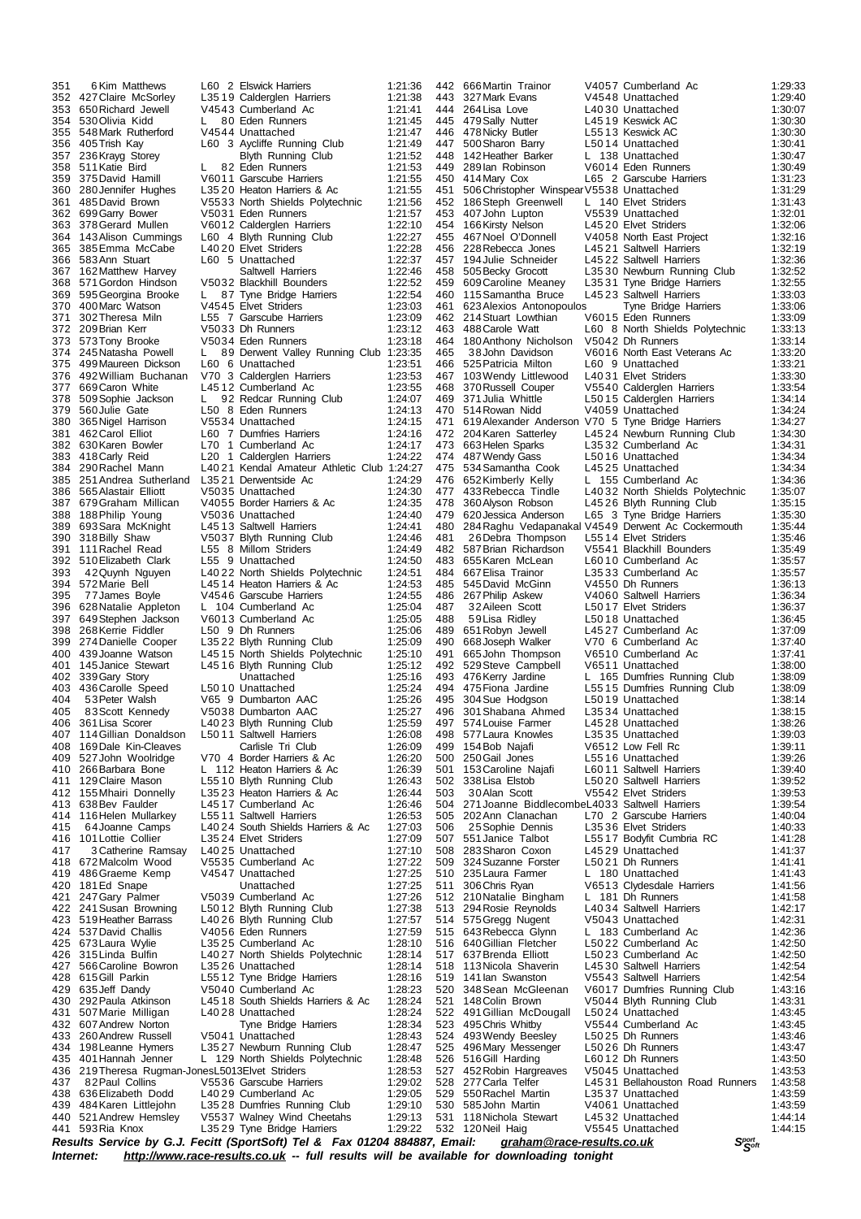| Pos | No | Name | Cat | Club | Time |
|---|---|---|---|---|---|
| 351 | 6 | Kim Matthews | L60 2 | Elswick Harriers | 1:21:36 |
| 352 | 427 | Claire McSorley | L35 19 | Calderglen Harriers | 1:21:38 |
| 353 | 650 | Richard Jewell | V45 43 | Cumberland Ac | 1:21:41 |
| 354 | 530 | Olivia Kidd | L 80 | Eden Runners | 1:21:45 |
| 355 | 548 | Mark Rutherford | V45 44 | Unattached | 1:21:47 |
| 356 | 405 | Trish Kay | L60 3 | Aycliffe Running Club | 1:21:49 |
| 357 | 236 | Krayg Storey | | Blyth Running Club | 1:21:52 |
| 358 | 511 | Katie Bird | L 82 | Eden Runners | 1:21:53 |
| 359 | 375 | David Hamill | V60 11 | Garscube Harriers | 1:21:55 |
| 360 | 280 | Jennifer Hughes | L35 20 | Heaton Harriers & Ac | 1:21:55 |
| 361 | 485 | David Brown | V55 33 | North Shields Polytechnic | 1:21:56 |
| 362 | 699 | Garry Bower | V50 31 | Eden Runners | 1:21:57 |
| 363 | 378 | Gerard Mullen | V60 12 | Calderglen Harriers | 1:22:10 |
| 364 | 143 | Alison Cummings | L60 4 | Blyth Running Club | 1:22:27 |
| 365 | 385 | Emma McCabe | L40 20 | Elvet Striders | 1:22:28 |
| 366 | 583 | Ann Stuart | L60 5 | Unattached | 1:22:37 |
| 367 | 162 | Matthew Harvey | | Saltwell Harriers | 1:22:46 |
| 368 | 571 | Gordon Hindson | V50 32 | Blackhill Bounders | 1:22:52 |
| 369 | 595 | Georgina Brooke | L 87 | Tyne Bridge Harriers | 1:22:54 |
| 370 | 400 | Marc Watson | V45 45 | Elvet Striders | 1:23:03 |
| 371 | 302 | Theresa Miln | L55 7 | Garscube Harriers | 1:23:09 |
| 372 | 209 | Brian Kerr | V50 33 | Dh Runners | 1:23:12 |
| 373 | 573 | Tony Brooke | V50 34 | Eden Runners | 1:23:18 |
| 374 | 245 | Natasha Powell | L 89 | Derwent Valley Running Club | 1:23:35 |
| 375 | 499 | Maureen Dickson | L60 6 | Unattached | 1:23:51 |
| 376 | 492 | William Buchanan | V70 3 | Calderglen Harriers | 1:23:53 |
| 377 | 669 | Caron White | L45 12 | Cumberland Ac | 1:23:55 |
| 378 | 509 | Sophie Jackson | L 92 | Redcar Running Club | 1:24:07 |
| 379 | 560 | Julie Gate | L50 8 | Eden Runners | 1:24:13 |
| 380 | 365 | Nigel Harrison | V55 34 | Unattached | 1:24:15 |
| 381 | 462 | Carol Elliot | L60 7 | Dumfries Harriers | 1:24:16 |
| 382 | 630 | Karen Bowler | L70 1 | Cumberland Ac | 1:24:17 |
| 383 | 418 | Carly Reid | L20 1 | Calderglen Harriers | 1:24:22 |
| 384 | 290 | Rachel Mann | L40 21 | Kendal Amateur Athletic Club | 1:24:27 |
| 385 | 251 | Andrea Sutherland | L35 21 | Derwentside Ac | 1:24:29 |
| 386 | 565 | Alastair Elliott | V50 35 | Unattached | 1:24:30 |
| 387 | 679 | Graham Millican | V40 55 | Border Harriers & Ac | 1:24:35 |
| 388 | 188 | Philip Young | V50 36 | Unattached | 1:24:40 |
| 389 | 693 | Sara McKnight | L45 13 | Saltwell Harriers | 1:24:41 |
| 390 | 318 | Billy Shaw | V50 37 | Blyth Running Club | 1:24:46 |
| 391 | 111 | Rachel Read | L55 8 | Millom Striders | 1:24:49 |
| 392 | 510 | Elizabeth Clark | L55 9 | Unattached | 1:24:50 |
| 393 | 42 | Quynh Nguyen | L40 22 | North Shields Polytechnic | 1:24:51 |
| 394 | 572 | Marie Bell | L45 14 | Heaton Harriers & Ac | 1:24:53 |
| 395 | 77 | James Boyle | V45 46 | Garscube Harriers | 1:24:55 |
| 396 | 628 | Natalie Appleton | L 104 | Cumberland Ac | 1:25:04 |
| 397 | 649 | Stephen Jackson | V60 13 | Cumberland Ac | 1:25:05 |
| 398 | 268 | Kerrie Fiddler | L50 9 | Dh Runners | 1:25:06 |
| 399 | 274 | Danielle Cooper | L35 22 | Blyth Running Club | 1:25:09 |
| 400 | 439 | Joanne Watson | L45 15 | North Shields Polytechnic | 1:25:10 |
| 401 | 145 | Janice Stewart | L45 16 | Blyth Running Club | 1:25:12 |
| 402 | 339 | Gary Story | | Unattached | 1:25:16 |
| 403 | 436 | Carolle Speed | L50 10 | Unattached | 1:25:24 |
| 404 | 53 | Peter Walsh | V65 9 | Dumbarton AAC | 1:25:26 |
| 405 | 83 | Scott Kennedy | V50 38 | Dumbarton AAC | 1:25:27 |
| 406 | 361 | Lisa Scorer | L40 23 | Blyth Running Club | 1:25:59 |
| 407 | 114 | Gillian Donaldson | L50 11 | Saltwell Harriers | 1:26:08 |
| 408 | 169 | Dale Kin-Cleaves | | Carlisle Tri Club | 1:26:09 |
| 409 | 527 | John Woolridge | V70 4 | Border Harriers & Ac | 1:26:20 |
| 410 | 266 | Barbara Bone | L 112 | Heaton Harriers & Ac | 1:26:39 |
| 411 | 129 | Claire Mason | L55 10 | Blyth Running Club | 1:26:43 |
| 412 | 155 | Mhairi Donnelly | L35 23 | Heaton Harriers & Ac | 1:26:44 |
| 413 | 638 | Bev Faulder | L45 17 | Cumberland Ac | 1:26:46 |
| 414 | 116 | Helen Mullarkey | L55 11 | Saltwell Harriers | 1:26:53 |
| 415 | 64 | Joanne Camps | L40 24 | South Shields Harriers & Ac | 1:27:03 |
| 416 | 101 | Lottie Collier | L35 24 | Elvet Striders | 1:27:09 |
| 417 | 3 | Catherine Ramsay | L40 25 | Unattached | 1:27:10 |
| 418 | 672 | Malcolm Wood | V55 35 | Cumberland Ac | 1:27:22 |
| 419 | 486 | Graeme Kemp | V45 47 | Unattached | 1:27:25 |
| 420 | 181 | Ed Snape | | Unattached | 1:27:25 |
| 421 | 247 | Gary Palmer | V50 39 | Cumberland Ac | 1:27:26 |
| 422 | 241 | Susan Browning | L50 12 | Blyth Running Club | 1:27:38 |
| 423 | 519 | Heather Barrass | L40 26 | Blyth Running Club | 1:27:57 |
| 424 | 537 | David Challis | V40 56 | Eden Runners | 1:27:59 |
| 425 | 673 | Laura Wylie | L35 25 | Cumberland Ac | 1:28:10 |
| 426 | 315 | Linda Bulfin | L40 27 | North Shields Polytechnic | 1:28:14 |
| 427 | 566 | Caroline Bowron | L35 26 | Unattached | 1:28:14 |
| 428 | 615 | Gill Parkin | L55 12 | Tyne Bridge Harriers | 1:28:16 |
| 429 | 635 | Jeff Dandy | V50 40 | Cumberland Ac | 1:28:23 |
| 430 | 292 | Paula Atkinson | L45 18 | South Shields Harriers & Ac | 1:28:24 |
| 431 | 507 | Marie Milligan | L40 28 | Unattached | 1:28:24 |
| 432 | 607 | Andrew Norton | | Tyne Bridge Harriers | 1:28:34 |
| 433 | 260 | Andrew Russell | V50 41 | Unattached | 1:28:43 |
| 434 | 198 | Leanne Hymers | L35 27 | Newburn Running Club | 1:28:47 |
| 435 | 401 | Hannah Jenner | L 129 | North Shields Polytechnic | 1:28:48 |
| 436 | 219 | Theresa Rugman-Jones | L50 13 | Elvet Striders | 1:28:53 |
| 437 | 82 | Paul Collins | V55 36 | Garscube Harriers | 1:29:02 |
| 438 | 636 | Elizabeth Dodd | L40 29 | Cumberland Ac | 1:29:05 |
| 439 | 484 | Karen Littlejohn | L35 28 | Dumfries Running Club | 1:29:10 |
| 440 | 521 | Andrew Hemsley | V55 37 | Walney Wind Cheetahs | 1:29:13 |
| 441 | 593 | Ria Knox | L35 29 | Tyne Bridge Harriers | 1:29:22 |
| 442 | 666 | Martin Trainor | V40 57 | Cumberland Ac | 1:29:33 |
| 443 | 327 | Mark Evans | V45 48 | Unattached | 1:29:40 |
| 444 | 264 | Lisa Love | L40 30 | Unattached | 1:30:07 |
| 445 | 479 | Sally Nutter | L45 19 | Keswick AC | 1:30:30 |
| 446 | 478 | Nicky Butler | L55 13 | Keswick AC | 1:30:30 |
| 447 | 500 | Sharon Barry | L50 14 | Unattached | 1:30:41 |
| 448 | 142 | Heather Barker | L 138 | Unattached | 1:30:47 |
| 449 | 289 | Ian Robinson | V60 14 | Eden Runners | 1:30:49 |
| 450 | 414 | Mary Cox | L65 2 | Garscube Harriers | 1:31:23 |
| 451 | 506 | Christopher Winspear | V55 38 | Unattached | 1:31:29 |
| 452 | 186 | Steph Greenwell | L 140 | Elvet Striders | 1:31:43 |
| 453 | 407 | John Lupton | V55 39 | Unattached | 1:32:01 |
| 454 | 166 | Kirsty Nelson | L45 20 | Elvet Striders | 1:32:06 |
| 455 | 467 | Noel O'Donnell | V40 58 | North East Project | 1:32:16 |
| 456 | 228 | Rebecca Jones | L45 21 | Saltwell Harriers | 1:32:19 |
| 457 | 194 | Julie Schneider | L45 22 | Saltwell Harriers | 1:32:36 |
| 458 | 505 | Becky Grocott | L35 30 | Newburn Running Club | 1:32:52 |
| 459 | 609 | Caroline Meaney | L35 31 | Tyne Bridge Harriers | 1:32:55 |
| 460 | 115 | Samantha Bruce | L45 23 | Saltwell Harriers | 1:33:03 |
| 461 | 623 | Alexios Antonopoulos | | Tyne Bridge Harriers | 1:33:06 |
| 462 | 214 | Stuart Lowthian | V60 15 | Eden Runners | 1:33:09 |
| 463 | 488 | Carole Watt | L60 8 | North Shields Polytechnic | 1:33:13 |
| 464 | 180 | Anthony Nicholson | V50 42 | Dh Runners | 1:33:14 |
| 465 | 38 | John Davidson | V60 16 | North East Veterans Ac | 1:33:20 |
| 466 | 525 | Patricia Milton | L60 9 | Unattached | 1:33:21 |
| 467 | 103 | Wendy Littlewood | L40 31 | Elvet Striders | 1:33:30 |
| 468 | 370 | Russell Couper | V55 40 | Calderglen Harriers | 1:33:54 |
| 469 | 371 | Julia Whittle | L50 15 | Calderglen Harriers | 1:34:14 |
| 470 | 514 | Rowan Nidd | V40 59 | Unattached | 1:34:24 |
| 471 | 619 | Alexander Anderson | V70 5 | Tyne Bridge Harriers | 1:34:27 |
| 472 | 204 | Karen Satterley | L45 24 | Newburn Running Club | 1:34:30 |
| 473 | 663 | Helen Sparks | L35 32 | Cumberland Ac | 1:34:31 |
| 474 | 487 | Wendy Gass | L50 16 | Unattached | 1:34:34 |
| 475 | 534 | Samantha Cook | L45 25 | Unattached | 1:34:34 |
| 476 | 652 | Kimberly Kelly | L 155 | Cumberland Ac | 1:34:36 |
| 477 | 433 | Rebecca Tindle | L40 32 | North Shields Polytechnic | 1:35:07 |
| 478 | 360 | Alyson Robson | L45 26 | Blyth Running Club | 1:35:15 |
| 479 | 620 | Jessica Anderson | L65 3 | Tyne Bridge Harriers | 1:35:30 |
| 480 | 284 | Raghu Vedapanakal | V45 49 | Derwent Ac Cockermouth | 1:35:44 |
| 481 | 26 | Debra Thompson | L55 14 | Elvet Striders | 1:35:46 |
| 482 | 587 | Brian Richardson | V55 41 | Blackhill Bounders | 1:35:49 |
| 483 | 655 | Karen McLean | L60 10 | Cumberland Ac | 1:35:57 |
| 484 | 667 | Elisa Trainor | L35 33 | Cumberland Ac | 1:35:57 |
| 485 | 545 | David McGinn | V45 50 | Dh Runners | 1:36:13 |
| 486 | 267 | Philip Askew | V40 60 | Saltwell Harriers | 1:36:34 |
| 487 | 32 | Aileen Scott | L50 17 | Elvet Striders | 1:36:37 |
| 488 | 59 | Lisa Ridley | L50 18 | Unattached | 1:36:45 |
| 489 | 651 | Robyn Jewell | L45 27 | Cumberland Ac | 1:37:09 |
| 490 | 668 | Joseph Walker | V70 6 | Cumberland Ac | 1:37:40 |
| 491 | 665 | John Thompson | V65 10 | Cumberland Ac | 1:37:41 |
| 492 | 529 | Steve Campbell | V65 11 | Unattached | 1:38:00 |
| 493 | 476 | Kerry Jardine | L 165 | Dumfries Running Club | 1:38:09 |
| 494 | 475 | Fiona Jardine | L55 15 | Dumfries Running Club | 1:38:09 |
| 495 | 304 | Sue Hodgson | L50 19 | Unattached | 1:38:14 |
| 496 | 301 | Shabana Ahmed | L35 34 | Unattached | 1:38:15 |
| 497 | 574 | Louise Farmer | L45 28 | Unattached | 1:38:26 |
| 498 | 577 | Laura Knowles | L35 35 | Unattached | 1:39:03 |
| 499 | 154 | Bob Najafi | V65 12 | Low Fell Rc | 1:39:11 |
| 500 | 250 | Gail Jones | L55 16 | Unattached | 1:39:26 |
| 501 | 153 | Caroline Najafi | L60 11 | Saltwell Harriers | 1:39:40 |
| 502 | 338 | Lisa Elstob | L50 20 | Saltwell Harriers | 1:39:52 |
| 503 | 30 | Alan Scott | V55 42 | Elvet Striders | 1:39:53 |
| 504 | 271 | Joanne Biddlecombe | L40 33 | Saltwell Harriers | 1:39:54 |
| 505 | 202 | Ann Clanachan | L70 2 | Garscube Harriers | 1:40:04 |
| 506 | 25 | Sophie Dennis | L35 36 | Elvet Striders | 1:40:33 |
| 507 | 551 | Janice Talbot | L55 17 | Bodyfit Cumbria RC | 1:41:28 |
| 508 | 283 | Sharon Coxon | L45 29 | Unattached | 1:41:37 |
| 509 | 324 | Suzanne Forster | L50 21 | Dh Runners | 1:41:41 |
| 510 | 235 | Laura Farmer | L 180 | Unattached | 1:41:43 |
| 511 | 306 | Chris Ryan | V65 13 | Clydesdale Harriers | 1:41:56 |
| 512 | 210 | Natalie Bingham | L 181 | Dh Runners | 1:41:58 |
| 513 | 294 | Rosie Reynolds | L40 34 | Saltwell Harriers | 1:42:17 |
| 514 | 575 | Gregg Nugent | V50 43 | Unattached | 1:42:31 |
| 515 | 643 | Rebecca Glynn | L 183 | Cumberland Ac | 1:42:36 |
| 516 | 640 | Gillian Fletcher | L50 22 | Cumberland Ac | 1:42:50 |
| 517 | 637 | Brenda Elliott | L50 23 | Cumberland Ac | 1:42:50 |
| 518 | 113 | Nicola Shaverin | L45 30 | Saltwell Harriers | 1:42:54 |
| 519 | 141 | Ian Swanston | V55 43 | Saltwell Harriers | 1:42:54 |
| 520 | 348 | Sean McGleenan | V60 17 | Dumfries Running Club | 1:43:16 |
| 521 | 148 | Colin Brown | V50 44 | Blyth Running Club | 1:43:31 |
| 522 | 491 | Gillian McDougall | L50 24 | Unattached | 1:43:45 |
| 523 | 495 | Chris Whitby | V55 44 | Cumberland Ac | 1:43:45 |
| 524 | 493 | Wendy Beesley | L50 25 | Dh Runners | 1:43:46 |
| 525 | 496 | Mary Messenger | L50 26 | Dh Runners | 1:43:47 |
| 526 | 516 | Gill Harding | L60 12 | Dh Runners | 1:43:50 |
| 527 | 452 | Robin Hargreaves | V50 45 | Unattached | 1:43:53 |
| 528 | 277 | Carla Telfer | L45 31 | Bellahouston Road Runners | 1:43:58 |
| 529 | 550 | Rachel Martin | L35 37 | Unattached | 1:43:59 |
| 530 | 585 | John Martin | V40 61 | Unattached | 1:43:59 |
| 531 | 118 | Nichola Stewart | L45 32 | Unattached | 1:44:14 |
| 532 | 120 | Neil Haig | V55 45 | Unattached | 1:44:15 |

***Results Service by G.J. Fecitt (SportSoft) Tel & Fax 01204 884887, Email: graham@race-results.co.uk***
***Internet: http://www.race-results.co.uk -- full results will be available for downloading tonight***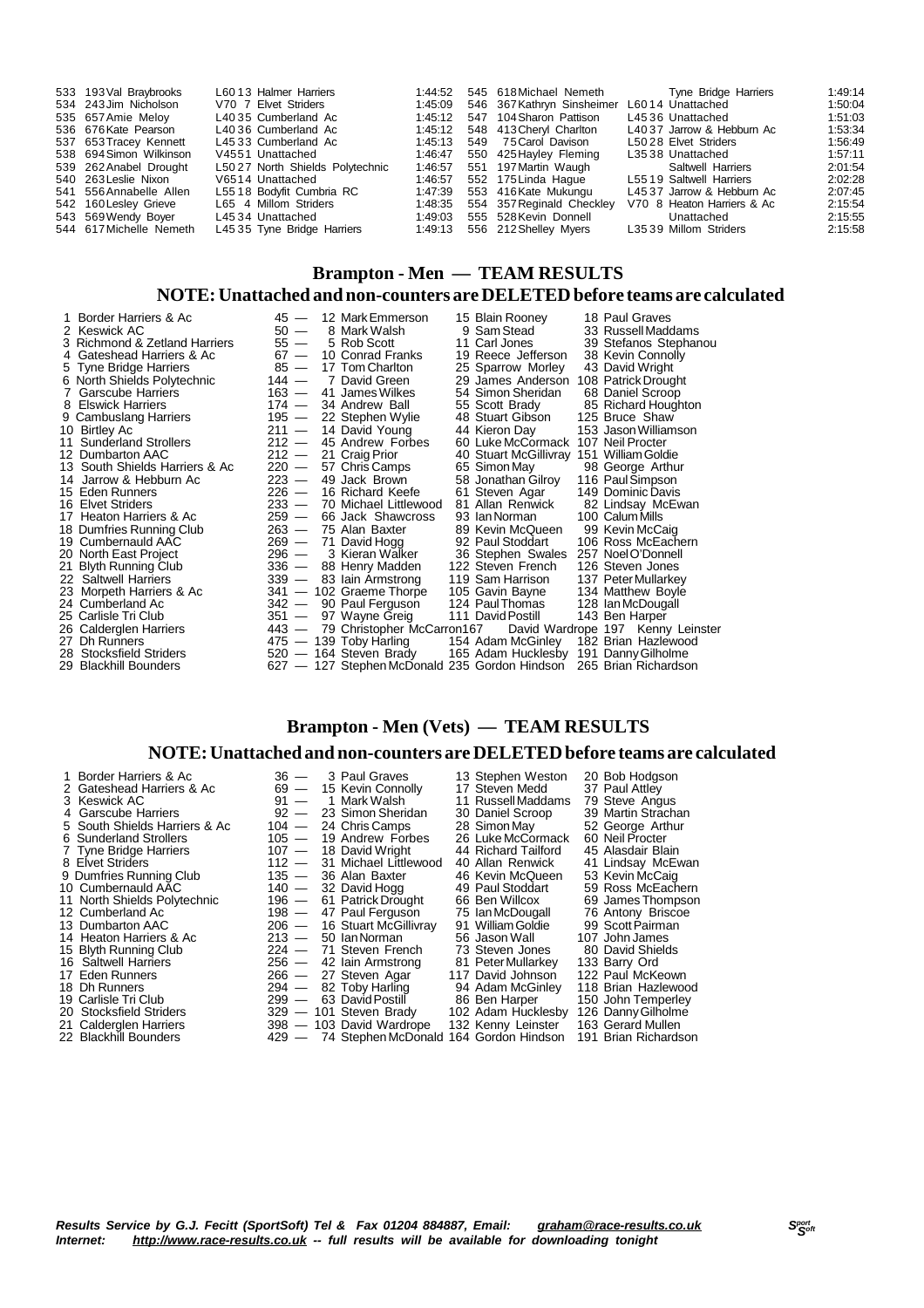| Pos | No | Name | Cat | Club | Time |
|---|---|---|---|---|---|
| 533 | 193 | Val Braybrooks | L60 13 | Halmer Harriers | 1:44:52 |
| 534 | 243 | Jim Nicholson | V70 7 | Elvet Striders | 1:45:09 |
| 535 | 657 | Amie Meloy | L40 35 | Cumberland Ac | 1:45:12 |
| 536 | 676 | Kate Pearson | L40 36 | Cumberland Ac | 1:45:12 |
| 537 | 653 | Tracey Kennett | L45 33 | Cumberland Ac | 1:45:13 |
| 538 | 694 | Simon Wilkinson | V45 51 | Unattached | 1:46:47 |
| 539 | 262 | Anabel Drought | L50 27 | North Shields Polytechnic | 1:46:57 |
| 540 | 263 | Leslie Nixon | V65 14 | Unattached | 1:46:57 |
| 541 | 556 | Annabelle Allen | L55 18 | Bodyfit Cumbria RC | 1:47:39 |
| 542 | 160 | Lesley Grieve | L65 4 | Millom Striders | 1:48:35 |
| 543 | 569 | Wendy Boyer | L45 34 | Unattached | 1:49:03 |
| 544 | 617 | Michelle Nemeth | L45 35 | Tyne Bridge Harriers | 1:49:13 |
| 545 | 618 | Michael Nemeth | | Tyne Bridge Harriers | 1:49:14 |
| 546 | 367 | Kathryn Sinsheimer | L60 14 | Unattached | 1:50:04 |
| 547 | 104 | Sharon Pattison | L45 36 | Unattached | 1:51:03 |
| 548 | 413 | Cheryl Charlton | L40 37 | Jarrow & Hebburn Ac | 1:53:34 |
| 549 | 75 | Carol Davison | L50 28 | Elvet Striders | 1:56:49 |
| 550 | 425 | Hayley Fleming | L35 38 | Unattached | 1:57:11 |
| 551 | 197 | Martin Waugh | | Saltwell Harriers | 2:01:54 |
| 552 | 175 | Linda Hague | L55 19 | Saltwell Harriers | 2:02:28 |
| 553 | 416 | Kate Mukungu | L45 37 | Jarrow & Hebburn Ac | 2:07:45 |
| 554 | 357 | Reginald Checkley | V70 8 | Heaton Harriers & Ac | 2:15:54 |
| 555 | 528 | Kevin Donnell | | Unattached | 2:15:55 |
| 556 | 212 | Shelley Myers | L35 39 | Millom Striders | 2:15:58 |

## Brampton - Men — TEAM RESULTS

### NOTE: Unattached and non-counters are DELETED before teams are calculated

| Pos | Team | Pts | Runner 1 | Runner 2 | Runner 3 |
|---|---|---|---|---|---|
| 1 | Border Harriers & Ac | 45 | 12 Mark Emmerson | 15 Blain Rooney | 18 Paul Graves |
| 2 | Keswick AC | 50 | 8 Mark Walsh | 9 Sam Stead | 33 Russell Maddams |
| 3 | Richmond & Zetland Harriers | 55 | 5 Rob Scott | 11 Carl Jones | 39 Stefanos Stephanou |
| 4 | Gateshead Harriers & Ac | 67 | 10 Conrad Franks | 19 Reece Jefferson | 38 Kevin Connolly |
| 5 | Tyne Bridge Harriers | 85 | 17 Tom Charlton | 25 Sparrow Morley | 43 David Wright |
| 6 | North Shields Polytechnic | 144 | 7 David Green | 29 James Anderson | 108 Patrick Drought |
| 7 | Garscube Harriers | 163 | 41 James Wilkes | 54 Simon Sheridan | 68 Daniel Scroop |
| 8 | Elswick Harriers | 174 | 34 Andrew Ball | 55 Scott Brady | 85 Richard Houghton |
| 9 | Cambuslang Harriers | 195 | 22 Stephen Wylie | 48 Stuart Gibson | 125 Bruce Shaw |
| 10 | Birtley Ac | 211 | 14 David Young | 44 Kieron Day | 153 Jason Williamson |
| 11 | Sunderland Strollers | 212 | 45 Andrew Forbes | 60 Luke McCormack | 107 Neil Procter |
| 12 | Dumbarton AAC | 212 | 21 Craig Prior | 40 Stuart McGillivray | 151 William Goldie |
| 13 | South Shields Harriers & Ac | 220 | 57 Chris Camps | 65 Simon May | 98 George Arthur |
| 14 | Jarrow & Hebburn Ac | 223 | 49 Jack Brown | 58 Jonathan Gilroy | 116 Paul Simpson |
| 15 | Eden Runners | 226 | 16 Richard Keefe | 61 Steven Agar | 149 Dominic Davis |
| 16 | Elvet Striders | 233 | 70 Michael Littlewood | 81 Allan Renwick | 82 Lindsay McEwan |
| 17 | Heaton Harriers & Ac | 259 | 66 Jack Shawcross | 93 Ian Norman | 100 Calum Mills |
| 18 | Dumfries Running Club | 263 | 75 Alan Baxter | 89 Kevin McQueen | 99 Kevin McCaig |
| 19 | Cumbernauld AAC | 269 | 71 David Hogg | 92 Paul Stoddart | 106 Ross McEachern |
| 20 | North East Project | 296 | 3 Kieran Walker | 36 Stephen Swales | 257 Noel O'Donnell |
| 21 | Blyth Running Club | 336 | 88 Henry Madden | 122 Steven French | 126 Steven Jones |
| 22 | Saltwell Harriers | 339 | 83 Iain Armstrong | 119 Sam Harrison | 137 Peter Mullarkey |
| 23 | Morpeth Harriers & Ac | 341 | 102 Graeme Thorpe | 105 Gavin Bayne | 134 Matthew Boyle |
| 24 | Cumberland Ac | 342 | 90 Paul Ferguson | 124 Paul Thomas | 128 Ian McDougall |
| 25 | Carlisle Tri Club | 351 | 97 Wayne Greig | 111 David Postill | 143 Ben Harper |
| 26 | Calderglen Harriers | 443 | 79 Christopher McCarron | 167 David Wardrope | 197 Kenny Leinster |
| 27 | Dh Runners | 475 | 139 Toby Harling | 154 Adam McGinley | 182 Brian Hazlewood |
| 28 | Stocksfield Striders | 520 | 164 Steven Brady | 165 Adam Hucklesby | 191 Danny Gilholme |
| 29 | Blackhill Bounders | 627 | 127 Stephen McDonald | 235 Gordon Hindson | 265 Brian Richardson |

## Brampton - Men (Vets) — TEAM RESULTS

### NOTE: Unattached and non-counters are DELETED before teams are calculated

| Pos | Team | Pts | Runner 1 | Runner 2 | Runner 3 |
|---|---|---|---|---|---|
| 1 | Border Harriers & Ac | 36 | 3 Paul Graves | 13 Stephen Weston | 20 Bob Hodgson |
| 2 | Gateshead Harriers & Ac | 69 | 15 Kevin Connolly | 17 Steven Medd | 37 Paul Attley |
| 3 | Keswick AC | 91 | 1 Mark Walsh | 11 Russell Maddams | 79 Steve Angus |
| 4 | Garscube Harriers | 92 | 23 Simon Sheridan | 30 Daniel Scroop | 39 Martin Strachan |
| 5 | South Shields Harriers & Ac | 104 | 24 Chris Camps | 28 Simon May | 52 George Arthur |
| 6 | Sunderland Strollers | 105 | 19 Andrew Forbes | 26 Luke McCormack | 60 Neil Procter |
| 7 | Tyne Bridge Harriers | 107 | 18 David Wright | 44 Richard Tailford | 45 Alasdair Blain |
| 8 | Elvet Striders | 112 | 31 Michael Littlewood | 40 Allan Renwick | 41 Lindsay McEwan |
| 9 | Dumfries Running Club | 135 | 36 Alan Baxter | 46 Kevin McQueen | 53 Kevin McCaig |
| 10 | Cumbernauld AAC | 140 | 32 David Hogg | 49 Paul Stoddart | 59 Ross McEachern |
| 11 | North Shields Polytechnic | 196 | 61 Patrick Drought | 66 Ben Willcox | 69 James Thompson |
| 12 | Cumberland Ac | 198 | 47 Paul Ferguson | 75 Ian McDougall | 76 Antony Briscoe |
| 13 | Dumbarton AAC | 206 | 16 Stuart McGillivray | 91 William Goldie | 99 Scott Pairman |
| 14 | Heaton Harriers & Ac | 213 | 50 Ian Norman | 56 Jason Wall | 107 John James |
| 15 | Blyth Running Club | 224 | 71 Steven French | 73 Steven Jones | 80 David Shields |
| 16 | Saltwell Harriers | 256 | 42 Iain Armstrong | 81 Peter Mullarkey | 133 Barry Ord |
| 17 | Eden Runners | 266 | 27 Steven Agar | 117 David Johnson | 122 Paul McKeown |
| 18 | Dh Runners | 294 | 82 Toby Harling | 94 Adam McGinley | 118 Brian Hazlewood |
| 19 | Carlisle Tri Club | 299 | 63 David Postill | 86 Ben Harper | 150 John Temperley |
| 20 | Stocksfield Striders | 329 | 101 Steven Brady | 102 Adam Hucklesby | 126 Danny Gilholme |
| 21 | Calderglen Harriers | 398 | 103 David Wardrope | 132 Kenny Leinster | 163 Gerard Mullen |
| 22 | Blackhill Bounders | 429 | 74 Stephen McDonald | 164 Gordon Hindson | 191 Brian Richardson |

***Results Service by G.J. Fecitt (SportSoft) Tel & Fax 01204 884887, Email: graham@race-results.co.uk***
***Internet: http://www.race-results.co.uk -- full results will be available for downloading tonight***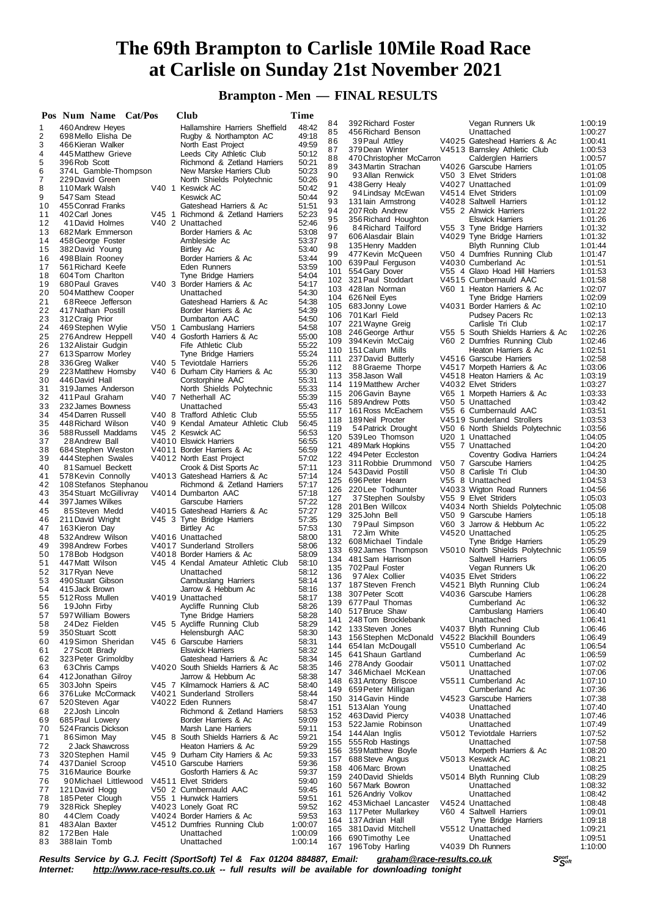# The 69th Brampton to Carlisle 10Mile Road Race at Carlisle on Sunday 21st November 2021

## Brampton - Men — FINAL RESULTS

| Pos | Num | Name | Cat/Pos | Club | Time |
|---|---|---|---|---|---|
| 1 | 460 | Andrew Heyes | | Hallamshire Harriers Sheffield | 48:42 |
| 2 | 698 | Mello Elisha De | | Rugby & Northampton AC | 49:18 |
| 3 | 466 | Kieran Walker | | North East Project | 49:59 |
| 4 | 445 | Matthew Grieve | | Leeds City Athletic Club | 50:12 |
| 5 | 396 | Rob Scott | | Richmond & Zetland Harriers | 50:21 |
| 6 | 374 | L Gamble-Thompson | | New Marske Harriers Club | 50:23 |
| 7 | 229 | David Green | | North Shields Polytechnic | 50:26 |
| 8 | 110 | Mark Walsh | V40 1 | Keswick AC | 50:42 |
| 9 | 547 | Sam Stead | | Keswick AC | 50:44 |
| 10 | 455 | Conrad Franks | | Gateshead Harriers & Ac | 51:51 |
| 11 | 402 | Carl Jones | V45 1 | Richmond & Zetland Harriers | 52:23 |
| 12 | 41 | David Holmes | V40 2 | Unattached | 52:46 |
| 13 | 682 | Mark Emmerson | | Border Harriers & Ac | 53:08 |
| 14 | 458 | George Foster | | Ambleside Ac | 53:37 |
| 15 | 382 | David Young | | Birtley Ac | 53:40 |
| 16 | 498 | Blain Rooney | | Border Harriers & Ac | 53:44 |
| 17 | 561 | Richard Keefe | | Eden Runners | 53:59 |
| 18 | 604 | Tom Charlton | | Tyne Bridge Harriers | 54:04 |
| 19 | 680 | Paul Graves | V40 3 | Border Harriers & Ac | 54:17 |
| 20 | 504 | Matthew Cooper | | Unattached | 54:30 |
| 21 | 68 | Reece Jefferson | | Gateshead Harriers & Ac | 54:38 |
| 22 | 417 | Nathan Postill | | Border Harriers & Ac | 54:39 |
| 23 | 312 | Craig Prior | | Dumbarton AAC | 54:50 |
| 24 | 469 | Stephen Wylie | V50 1 | Cambuslang Harriers | 54:58 |
| 25 | 276 | Andrew Heppell | V40 4 | Gosforth Harriers & Ac | 55:00 |
| 26 | 132 | Alistair Gudgin | | Fife Athletic Club | 55:22 |
| 27 | 613 | Sparrow Morley | | Tyne Bridge Harriers | 55:24 |
| 28 | 336 | Greg Walker | V40 5 | Teviotdale Harriers | 55:26 |
| 29 | 223 | Matthew Hornsby | V40 6 | Durham City Harriers & Ac | 55:30 |
| 30 | 446 | David Hall | | Corstorphine AAC | 55:31 |
| 31 | 319 | James Anderson | | North Shields Polytechnic | 55:33 |
| 32 | 411 | Paul Graham | V40 7 | Netherhall AC | 55:39 |
| 33 | 232 | James Bowness | | Unattached | 55:43 |
| 34 | 454 | Darren Russell | V40 8 | Trafford Athletic Club | 55:55 |
| 35 | 448 | Richard Wilson | V40 9 | Kendal Amateur Athletic Club | 56:45 |
| 36 | 588 | Russell Maddams | V45 2 | Keswick AC | 56:53 |
| 37 | 28 | Andrew Ball | V4010 | Elswick Harriers | 56:55 |
| 38 | 684 | Stephen Weston | V4011 | Border Harriers & Ac | 56:59 |
| 39 | 444 | Stephen Swales | V4012 | North East Project | 57:02 |
| 40 | 81 | Samuel Beckett | | Crook & Dist Sports Ac | 57:11 |
| 41 | 578 | Kevin Connolly | V4013 | Gateshead Harriers & Ac | 57:14 |
| 42 | 108 | Stefanos Stephanou | | Richmond & Zetland Harriers | 57:17 |
| 43 | 354 | Stuart McGillivray | V4014 | Dumbarton AAC | 57:18 |
| 44 | 397 | James Wilkes | | Garscube Harriers | 57:22 |
| 45 | 85 | Steven Medd | V4015 | Gateshead Harriers & Ac | 57:27 |
| 46 | 211 | David Wright | V45 3 | Tyne Bridge Harriers | 57:35 |
| 47 | 163 | Kieron Day | | Birtley Ac | 57:53 |
| 48 | 532 | Andrew Wilson | V4016 | Unattached | 58:00 |
| 49 | 398 | Andrew Forbes | V4017 | Sunderland Strollers | 58:06 |
| 50 | 178 | Bob Hodgson | V4018 | Border Harriers & Ac | 58:09 |
| 51 | 447 | Matt Wilson | V45 4 | Kendal Amateur Athletic Club | 58:10 |
| 52 | 317 | Ryan Neve | | Unattached | 58:12 |
| 53 | 490 | Stuart Gibson | | Cambuslang Harriers | 58:14 |
| 54 | 415 | Jack Brown | | Jarrow & Hebburn Ac | 58:16 |
| 55 | 512 | Ross Mullen | V4019 | Unattached | 58:17 |
| 56 | 19 | John Firby | | Aycliffe Running Club | 58:26 |
| 57 | 597 | William Bowers | | Tyne Bridge Harriers | 58:28 |
| 58 | 24 | Dez Fielden | V45 5 | Aycliffe Running Club | 58:29 |
| 59 | 350 | Stuart Scott | | Helensburgh AAC | 58:30 |
| 60 | 419 | Simon Sheridan | V45 6 | Garscube Harriers | 58:31 |
| 61 | 27 | Scott Brady | | Elswick Harriers | 58:32 |
| 62 | 323 | Peter Grimoldby | | Gateshead Harriers & Ac | 58:34 |
| 63 | 63 | Chris Camps | V4020 | South Shields Harriers & Ac | 58:35 |
| 64 | 412 | Jonathan Gilroy | | Jarrow & Hebburn Ac | 58:38 |
| 65 | 303 | John Speirs | V45 7 | Kilmarnock Harriers & AC | 58:40 |
| 66 | 376 | Luke McCormack | V4021 | Sunderland Strollers | 58:44 |
| 67 | 520 | Steven Agar | V4022 | Eden Runners | 58:47 |
| 68 | 22 | Josh Lincoln | | Richmond & Zetland Harriers | 58:53 |
| 69 | 685 | Paul Lowery | | Border Harriers & Ac | 59:09 |
| 70 | 524 | Francis Dickson | | Marsh Lane Harriers | 59:11 |
| 71 | 86 | Simon May | V45 8 | South Shields Harriers & Ac | 59:21 |
| 72 | 2 | Jack Shawcross | | Heaton Harriers & Ac | 59:29 |
| 73 | 320 | Stephen Hamil | V45 9 | Durham City Harriers & Ac | 59:33 |
| 74 | 437 | Daniel Scroop | V4510 | Garscube Harriers | 59:36 |
| 75 | 316 | Maurice Bourke | | Gosforth Harriers & Ac | 59:37 |
| 76 | 90 | Michael Littlewood | V4511 | Elvet Striders | 59:40 |
| 77 | 121 | David Hogg | V50 2 | Cumbernauld AAC | 59:45 |
| 78 | 185 | Peter Clough | V55 1 | Hunwick Harriers | 59:51 |
| 79 | 328 | Rick Shepley | V4023 | Lonely Goat RC | 59:52 |
| 80 | 44 | Clem Coady | V4024 | Border Harriers & Ac | 59:53 |
| 81 | 483 | Alan Baxter | V4512 | Dumfries Running Club | 1:00:07 |
| 82 | 172 | Ben Hale | | Unattached | 1:00:09 |
| 83 | 388 | Iain Tomb | | Unattached | 1:00:14 |
| 84 | 392 | Richard Foster | | Vegan Runners Uk | 1:00:19 |
| 85 | 456 | Richard Benson | | Unattached | 1:00:27 |
| 86 | 39 | Paul Attley | V4025 | Gateshead Harriers & Ac | 1:00:41 |
| 87 | 379 | Dean Winter | V4513 | Barnsley Athletic Club | 1:00:53 |
| 88 | 470 | Christopher McCarron | | Calderglen Harriers | 1:00:57 |
| 89 | 343 | Martin Strachan | V4026 | Garscube Harriers | 1:01:05 |
| 90 | 93 | Allan Renwick | V50 3 | Elvet Striders | 1:01:08 |
| 91 | 438 | Gerry Healy | V4027 | Unattached | 1:01:09 |
| 92 | 94 | Lindsay McEwan | V4514 | Elvet Striders | 1:01:09 |
| 93 | 131 | Iain Armstrong | V4028 | Saltwell Harriers | 1:01:12 |
| 94 | 207 | Rob Andrew | V55 2 | Alnwick Harriers | 1:01:22 |
| 95 | 356 | Richard Houghton | | Elswick Harriers | 1:01:26 |
| 96 | 84 | Richard Tailford | V55 3 | Tyne Bridge Harriers | 1:01:32 |
| 97 | 606 | Alasdair Blain | V4029 | Tyne Bridge Harriers | 1:01:32 |
| 98 | 135 | Henry Madden | | Blyth Running Club | 1:01:44 |
| 99 | 477 | Kevin McQueen | V50 4 | Dumfries Running Club | 1:01:47 |
| 100 | 639 | Paul Ferguson | V4030 | Cumberland Ac | 1:01:51 |
| 101 | 554 | Gary Dover | V55 4 | Glaxo Hoad Hill Harriers | 1:01:53 |
| 102 | 321 | Paul Stoddart | V4515 | Cumbernauld AAC | 1:01:58 |
| 103 | 428 | Ian Norman | V60 1 | Heaton Harriers & Ac | 1:02:07 |
| 104 | 626 | Neil Eyes | | Tyne Bridge Harriers | 1:02:09 |
| 105 | 683 | Jonny Lowe | V4031 | Border Harriers & Ac | 1:02:10 |
| 106 | 701 | Karl Field | | Pudsey Pacers Rc | 1:02:13 |
| 107 | 221 | Wayne Greig | | Carlisle Tri Club | 1:02:17 |
| 108 | 246 | George Arthur | V55 5 | South Shields Harriers & Ac | 1:02:26 |
| 109 | 394 | Kevin McCaig | V60 2 | Dumfries Running Club | 1:02:46 |
| 110 | 151 | Calum Mills | | Heaton Harriers & Ac | 1:02:51 |
| 111 | 237 | David Butterly | V4516 | Garscube Harriers | 1:02:58 |
| 112 | 88 | Graeme Thorpe | V4517 | Morpeth Harriers & Ac | 1:03:06 |
| 113 | 358 | Jason Wall | V4518 | Heaton Harriers & Ac | 1:03:19 |
| 114 | 119 | Matthew Archer | V4032 | Elvet Striders | 1:03:27 |
| 115 | 206 | Gavin Bayne | V65 1 | Morpeth Harriers & Ac | 1:03:33 |
| 116 | 589 | Andrew Potts | V50 5 | Unattached | 1:03:42 |
| 117 | 161 | Ross McEachern | V55 6 | Cumbernauld AAC | 1:03:51 |
| 118 | 189 | Neil Procter | V4519 | Sunderland Strollers | 1:03:53 |
| 119 | 54 | Patrick Drought | V50 6 | North Shields Polytechnic | 1:03:56 |
| 120 | 539 | Leo Thomson | U20 1 | Unattached | 1:04:05 |
| 121 | 489 | Mark Hopkins | V55 7 | Unattached | 1:04:20 |
| 122 | 494 | Peter Eccleston | | Coventry Godiva Harriers | 1:04:24 |
| 123 | 311 | Robbie Drummond | V50 7 | Garscube Harriers | 1:04:25 |
| 124 | 543 | David Postill | V50 8 | Carlisle Tri Club | 1:04:30 |
| 125 | 696 | Peter Hearn | V55 8 | Unattached | 1:04:53 |
| 126 | 220 | Lee Todhunter | V4033 | Wigton Road Runners | 1:04:56 |
| 127 | 37 | Stephen Soulsby | V55 9 | Elvet Striders | 1:05:03 |
| 128 | 201 | Ben Willcox | V4034 | North Shields Polytechnic | 1:05:08 |
| 129 | 325 | John Bell | V50 9 | Garscube Harriers | 1:05:18 |
| 130 | 79 | Paul Simpson | V60 3 | Jarrow & Hebburn Ac | 1:05:22 |
| 131 | 72 | Jim White | V4520 | Unattached | 1:05:25 |
| 132 | 608 | Michael Tindale | | Tyne Bridge Harriers | 1:05:29 |
| 133 | 692 | James Thompson | V5010 | North Shields Polytechnic | 1:05:59 |
| 134 | 481 | Sam Harrison | | Saltwell Harriers | 1:06:05 |
| 135 | 702 | Paul Foster | | Vegan Runners Uk | 1:06:20 |
| 136 | 97 | Alex Collier | V4035 | Elvet Striders | 1:06:22 |
| 137 | 187 | Steven French | V4521 | Blyth Running Club | 1:06:24 |
| 138 | 307 | Peter Scott | V4036 | Garscube Harriers | 1:06:28 |
| 139 | 677 | Paul Thomas | | Cumberland Ac | 1:06:32 |
| 140 | 517 | Bruce Shaw | | Cambuslang Harriers | 1:06:40 |
| 141 | 248 | Tom Brocklebank | | Unattached | 1:06:41 |
| 142 | 133 | Steven Jones | V4037 | Blyth Running Club | 1:06:46 |
| 143 | 156 | Stephen McDonald | V4522 | Blackhill Bounders | 1:06:49 |
| 144 | 654 | Ian McDougall | V5510 | Cumberland Ac | 1:06:54 |
| 145 | 641 | Shaun Gartland | | Cumberland Ac | 1:06:59 |
| 146 | 278 | Andy Goodair | V5011 | Unattached | 1:07:02 |
| 147 | 346 | Michael McKean | | Unattached | 1:07:06 |
| 148 | 631 | Antony Briscoe | V5511 | Cumberland Ac | 1:07:10 |
| 149 | 659 | Peter Milligan | | Cumberland Ac | 1:07:36 |
| 150 | 314 | Gavin Hinde | V4523 | Garscube Harriers | 1:07:38 |
| 151 | 513 | Alan Young | | Unattached | 1:07:40 |
| 152 | 463 | David Piercy | V4038 | Unattached | 1:07:46 |
| 153 | 522 | Jamie Robinson | | Unattached | 1:07:49 |
| 154 | 144 | Alan Inglis | V5012 | Teviotdale Harriers | 1:07:52 |
| 155 | 555 | Rob Hastings | | Unattached | 1:07:58 |
| 156 | 359 | Matthew Boyle | | Morpeth Harriers & Ac | 1:08:20 |
| 157 | 688 | Steve Angus | V5013 | Keswick AC | 1:08:21 |
| 158 | 406 | Marc Brown | | Unattached | 1:08:25 |
| 159 | 240 | David Shields | V5014 | Blyth Running Club | 1:08:29 |
| 160 | 567 | Mark Bowron | | Unattached | 1:08:32 |
| 161 | 526 | Andriy Volkov | | Unattached | 1:08:42 |
| 162 | 453 | Michael Lancaster | V4524 | Unattached | 1:08:48 |
| 163 | 117 | Peter Mullarkey | V60 4 | Saltwell Harriers | 1:09:01 |
| 164 | 137 | Adrian Hall | | Tyne Bridge Harriers | 1:09:18 |
| 165 | 381 | David Mitchell | V5512 | Unattached | 1:09:21 |
| 166 | 690 | Timothy Lee | | Unattached | 1:09:51 |
| 167 | 196 | Toby Harling | V4039 | Dh Runners | 1:10:00 |

***Results Service by G.J. Fecitt (SportSoft) Tel & Fax 01204 884887, Email: graham@race-results.co.uk***
***Internet: http://www.race-results.co.uk -- full results will be available for downloading tonight***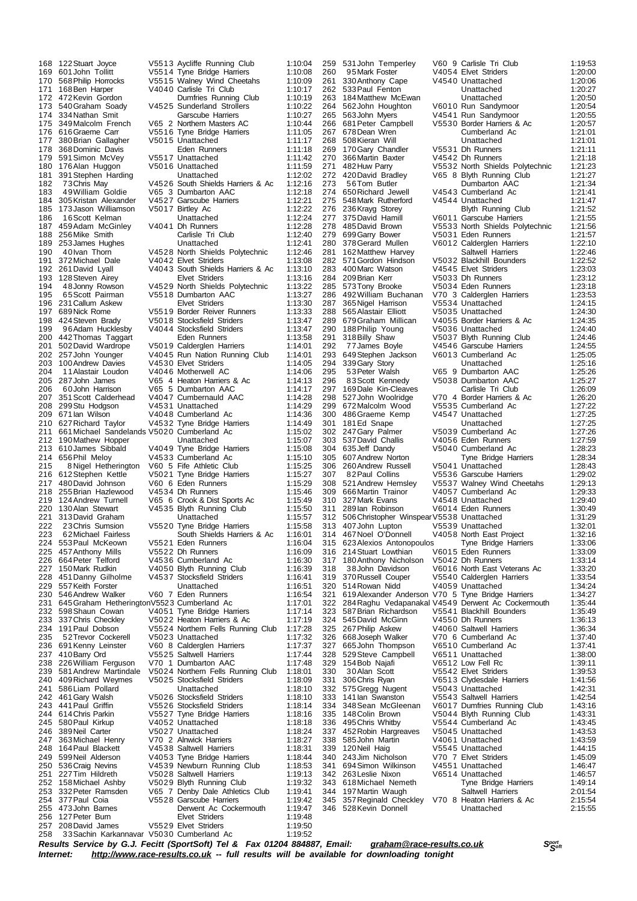| Pos | No | Name | Cat | Club | Time |
|---|---|---|---|---|---|
| 168 | 122 | Stuart Joyce | V55 13 | Aycliffe Running Club | 1:10:04 |
| 169 | 601 | John Tollitt | V55 14 | Tyne Bridge Harriers | 1:10:08 |
| 170 | 568 | Philip Horrocks | V55 15 | Walney Wind Cheetahs | 1:10:09 |
| 171 | 168 | Ben Harper | V40 40 | Carlisle Tri Club | 1:10:17 |
| 172 | 472 | Kevin Gordon | | Dumfries Running Club | 1:10:19 |
| 173 | 540 | Graham Soady | V45 25 | Sunderland Strollers | 1:10:22 |
| 174 | 334 | Nathan Smit | | Garscube Harriers | 1:10:27 |
| 175 | 349 | Malcolm French | V65 2 | Northern Masters AC | 1:10:44 |
| 176 | 616 | Graeme Carr | V55 16 | Tyne Bridge Harriers | 1:11:05 |
| 177 | 380 | Brian Gallagher | V50 15 | Unattached | 1:11:17 |
| 178 | 368 | Dominic Davis | | Eden Runners | 1:11:18 |
| 179 | 591 | Simon McVey | V55 17 | Unattached | 1:11:42 |
| 180 | 176 | Alan Huggon | V50 16 | Unattached | 1:11:59 |
| 181 | 391 | Stephen Harding | | Unattached | 1:12:02 |
| 182 | 73 | Chris May | V45 26 | South Shields Harriers & Ac | 1:12:16 |
| 183 | 49 | William Goldie | V65 3 | Dumbarton AAC | 1:12:18 |
| 184 | 305 | Kristan Alexander | V45 27 | Garscube Harriers | 1:12:21 |
| 185 | 173 | Jason Williamson | V50 17 | Birtley Ac | 1:12:22 |
| 186 | 16 | Scott Kelman | | Unattached | 1:12:24 |
| 187 | 459 | Adam McGinley | V40 41 | Dh Runners | 1:12:28 |
| 188 | 256 | Mike Smith | | Carlisle Tri Club | 1:12:40 |
| 189 | 253 | James Hughes | | Unattached | 1:12:41 |
| 190 | 40 | Ivan Thorn | V45 28 | North Shields Polytechnic | 1:12:46 |
| 191 | 372 | Michael Dale | V40 42 | Elvet Striders | 1:13:08 |
| 192 | 261 | David Lyall | V40 43 | South Shields Harriers & Ac | 1:13:10 |
| 193 | 128 | Steven Airey | | Elvet Striders | 1:13:16 |
| 194 | 48 | Jonny Rowson | V45 29 | North Shields Polytechnic | 1:13:22 |
| 195 | 65 | Scott Pairman | V55 18 | Dumbarton AAC | 1:13:27 |
| 196 | 231 | Callum Askew | | Elvet Striders | 1:13:30 |
| 197 | 689 | Nick Rome | V55 19 | Border Reiver Runners | 1:13:33 |
| 198 | 424 | Steven Brady | V50 18 | Stocksfield Striders | 1:13:47 |
| 199 | 96 | Adam Hucklesby | V40 44 | Stocksfield Striders | 1:13:47 |
| 200 | 442 | Thomas Taggart | | Eden Runners | 1:13:58 |
| 201 | 502 | David Wardrope | V50 19 | Calderglen Harriers | 1:14:01 |
| 202 | 257 | John Younger | V40 45 | Run Nation Running Club | 1:14:01 |
| 203 | 100 | Andrew Davies | V45 30 | Elvet Striders | 1:14:05 |
| 204 | 11 | Alastair Loudon | V40 46 | Motherwell AC | 1:14:06 |
| 205 | 287 | John James | V65 4 | Heaton Harriers & Ac | 1:14:13 |
| 206 | 60 | John Harrison | V65 5 | Dumbarton AAC | 1:14:17 |
| 207 | 351 | Scott Calderhead | V40 47 | Cumbernauld AAC | 1:14:28 |
| 208 | 299 | Stu Hodgson | V45 31 | Unattached | 1:14:29 |
| 209 | 671 | Ian Wilson | V40 48 | Cumberland Ac | 1:14:36 |
| 210 | 627 | Richard Taylor | V45 32 | Tyne Bridge Harriers | 1:14:49 |
| 211 | 661 | Michael Sandelands | V50 20 | Cumberland Ac | 1:15:02 |
| 212 | 190 | Mathew Hopper | | Unattached | 1:15:07 |
| 213 | 610 | James Sibbald | V40 49 | Tyne Bridge Harriers | 1:15:08 |
| 214 | 656 | Phil Meloy | V45 33 | Cumberland Ac | 1:15:10 |
| 215 | 8 | Nigel Hetherington | V60 5 | Fife Athletic Club | 1:15:25 |
| 216 | 612 | Stephen Kettle | V50 21 | Tyne Bridge Harriers | 1:15:27 |
| 217 | 480 | David Johnson | V60 6 | Eden Runners | 1:15:29 |
| 218 | 255 | Brian Hazlewood | V45 34 | Dh Runners | 1:15:46 |
| 219 | 124 | Andrew Turnell | V65 6 | Crook & Dist Sports Ac | 1:15:49 |
| 220 | 130 | Alan Stewart | V45 35 | Blyth Running Club | 1:15:50 |
| 221 | 313 | David Graham | | Unattached | 1:15:57 |
| 222 | 23 | Chris Sumsion | V55 20 | Tyne Bridge Harriers | 1:15:58 |
| 223 | 62 | Michael Fairless | | South Shields Harriers & Ac | 1:16:01 |
| 224 | 553 | Paul McKeown | V55 21 | Eden Runners | 1:16:04 |
| 225 | 457 | Anthony Mills | V55 22 | Dh Runners | 1:16:09 |
| 226 | 664 | Peter Telford | V45 36 | Cumberland Ac | 1:16:30 |
| 227 | 150 | Mark Rudkin | V40 50 | Blyth Running Club | 1:16:39 |
| 228 | 451 | Danny Gilholme | V45 37 | Stocksfield Striders | 1:16:41 |
| 229 | 557 | Keith Forster | | Unattached | 1:16:51 |
| 230 | 546 | Andrew Walker | V60 7 | Eden Runners | 1:16:54 |
| 231 | 645 | Graham Hetherington | V55 23 | Cumberland Ac | 1:17:01 |
| 232 | 598 | Shaun Cowan | V40 51 | Tyne Bridge Harriers | 1:17:14 |
| 233 | 337 | Chris Checkley | V50 22 | Heaton Harriers & Ac | 1:17:19 |
| 234 | 191 | Paul Dobson | V55 24 | Northern Fells Running Club | 1:17:28 |
| 235 | 52 | Trevor Cockerell | V50 23 | Unattached | 1:17:32 |
| 236 | 691 | Kenny Leinster | V60 8 | Calderglen Harriers | 1:17:37 |
| 237 | 410 | Barry Ord | V55 25 | Saltwell Harriers | 1:17:44 |
| 238 | 226 | William Ferguson | V70 1 | Dumbarton AAC | 1:17:48 |
| 239 | 581 | Andrew Martindale | V50 24 | Northern Fells Running Club | 1:18:01 |
| 240 | 409 | Richard Weymes | V50 25 | Stocksfield Striders | 1:18:09 |
| 241 | 586 | Liam Pollard | | Unattached | 1:18:10 |
| 242 | 461 | Gary Walsh | V50 26 | Stocksfield Striders | 1:18:10 |
| 243 | 441 | Paul Griffin | V55 26 | Stocksfield Striders | 1:18:14 |
| 244 | 614 | Chris Parkin | V55 27 | Tyne Bridge Harriers | 1:18:16 |
| 245 | 580 | Paul Kirkup | V40 52 | Unattached | 1:18:18 |
| 246 | 389 | Neil Carter | V50 27 | Unattached | 1:18:24 |
| 247 | 363 | Michael Henry | V70 2 | Alnwick Harriers | 1:18:27 |
| 248 | 164 | Paul Blackett | V45 38 | Saltwell Harriers | 1:18:31 |
| 249 | 599 | Neil Alderson | V40 53 | Tyne Bridge Harriers | 1:18:44 |
| 250 | 536 | Craig Nevins | V45 39 | Newburn Running Club | 1:18:53 |
| 251 | 227 | Tim Hildreth | V50 28 | Saltwell Harriers | 1:19:13 |
| 252 | 158 | Michael Ashby | V50 29 | Blyth Running Club | 1:19:32 |
| 253 | 332 | Peter Ramsden | V65 7 | Denby Dale Athletics Club | 1:19:41 |
| 254 | 377 | Paul Coia | V55 28 | Garscube Harriers | 1:19:42 |
| 255 | 473 | John Barnes | | Derwent Ac Cockermouth | 1:19:47 |
| 256 | 127 | Peter Burn | | Elvet Striders | 1:19:48 |
| 257 | 208 | David James | V55 29 | Elvet Striders | 1:19:50 |
| 258 | 33 | Sachin Karkannavar | V50 30 | Cumberland Ac | 1:19:52 |
| 259 | 531 | John Temperley | V60 9 | Carlisle Tri Club | 1:19:53 |
| 260 | 95 | Mark Foster | V40 54 | Elvet Striders | 1:20:00 |
| 261 | 330 | Anthony Cape | V45 40 | Unattached | 1:20:06 |
| 262 | 533 | Paul Fenton | | Unattached | 1:20:27 |
| 263 | 184 | Matthew McEwan | | Unattached | 1:20:50 |
| 264 | 562 | John Houghton | V60 10 | Run Sandymoor | 1:20:54 |
| 265 | 563 | John Myers | V45 41 | Run Sandymoor | 1:20:55 |
| 266 | 681 | Peter Campbell | V55 30 | Border Harriers & Ac | 1:20:57 |
| 267 | 678 | Dean Wren | | Cumberland Ac | 1:21:01 |
| 268 | 508 | Kieran Will | | Unattached | 1:21:01 |
| 269 | 170 | Gary Chandler | V55 31 | Dh Runners | 1:21:11 |
| 270 | 366 | Martin Baxter | V45 42 | Dh Runners | 1:21:18 |
| 271 | 482 | Huw Parry | V55 32 | North Shields Polytechnic | 1:21:23 |
| 272 | 420 | David Bradley | V65 8 | Blyth Running Club | 1:21:27 |
| 273 | 56 | Tom Butler | | Dumbarton AAC | 1:21:34 |
| 274 | 650 | Richard Jewell | V45 43 | Cumberland Ac | 1:21:41 |
| 275 | 548 | Mark Rutherford | V45 44 | Unattached | 1:21:47 |
| 276 | 236 | Krayg Storey | | Blyth Running Club | 1:21:52 |
| 277 | 375 | David Hamill | V60 11 | Garscube Harriers | 1:21:55 |
| 278 | 485 | David Brown | V55 33 | North Shields Polytechnic | 1:21:56 |
| 279 | 699 | Garry Bower | V50 31 | Eden Runners | 1:21:57 |
| 280 | 378 | Gerard Mullen | V60 12 | Calderglen Harriers | 1:22:10 |
| 281 | 162 | Matthew Harvey | | Saltwell Harriers | 1:22:46 |
| 282 | 571 | Gordon Hindson | V50 32 | Blackhill Bounders | 1:22:52 |
| 283 | 400 | Marc Watson | V45 45 | Elvet Striders | 1:23:03 |
| 284 | 209 | Brian Kerr | V50 33 | Dh Runners | 1:23:12 |
| 285 | 573 | Tony Brooke | V50 34 | Eden Runners | 1:23:18 |
| 286 | 492 | William Buchanan | V70 3 | Calderglen Harriers | 1:23:53 |
| 287 | 365 | Nigel Harrison | V55 34 | Unattached | 1:24:15 |
| 288 | 565 | Alastair Elliott | V50 35 | Unattached | 1:24:30 |
| 289 | 679 | Graham Millican | V40 55 | Border Harriers & Ac | 1:24:35 |
| 290 | 188 | Philip Young | V50 36 | Unattached | 1:24:40 |
| 291 | 318 | Billy Shaw | V50 37 | Blyth Running Club | 1:24:46 |
| 292 | 77 | James Boyle | V45 46 | Garscube Harriers | 1:24:55 |
| 293 | 649 | Stephen Jackson | V60 13 | Cumberland Ac | 1:25:05 |
| 294 | 339 | Gary Story | | Unattached | 1:25:16 |
| 295 | 53 | Peter Walsh | V65 9 | Dumbarton AAC | 1:25:26 |
| 296 | 83 | Scott Kennedy | V50 38 | Dumbarton AAC | 1:25:27 |
| 297 | 169 | Dale Kin-Cleaves | | Carlisle Tri Club | 1:26:09 |
| 298 | 527 | John Woolridge | V70 4 | Border Harriers & Ac | 1:26:20 |
| 299 | 672 | Malcolm Wood | V55 35 | Cumberland Ac | 1:27:22 |
| 300 | 486 | Graeme Kemp | V45 47 | Unattached | 1:27:25 |
| 301 | 181 | Ed Snape | | Unattached | 1:27:25 |
| 302 | 247 | Gary Palmer | V50 39 | Cumberland Ac | 1:27:26 |
| 303 | 537 | David Challis | V40 56 | Eden Runners | 1:27:59 |
| 304 | 635 | Jeff Dandy | V50 40 | Cumberland Ac | 1:28:23 |
| 305 | 607 | Andrew Norton | | Tyne Bridge Harriers | 1:28:34 |
| 306 | 260 | Andrew Russell | V50 41 | Unattached | 1:28:43 |
| 307 | 82 | Paul Collins | V55 36 | Garscube Harriers | 1:29:02 |
| 308 | 521 | Andrew Hemsley | V55 37 | Walney Wind Cheetahs | 1:29:13 |
| 309 | 666 | Martin Trainor | V40 57 | Cumberland Ac | 1:29:33 |
| 310 | 327 | Mark Evans | V45 48 | Unattached | 1:29:40 |
| 311 | 289 | Ian Robinson | V60 14 | Eden Runners | 1:30:49 |
| 312 | 506 | Christopher Winspear | V55 38 | Unattached | 1:31:29 |
| 313 | 407 | John Lupton | V55 39 | Unattached | 1:32:01 |
| 314 | 467 | Noel O'Donnell | V40 58 | North East Project | 1:32:16 |
| 315 | 623 | Alexios Antonopoulos | | Tyne Bridge Harriers | 1:33:06 |
| 316 | 214 | Stuart Lowthian | V60 15 | Eden Runners | 1:33:09 |
| 317 | 180 | Anthony Nicholson | V50 42 | Dh Runners | 1:33:14 |
| 318 | 38 | John Davidson | V60 16 | North East Veterans Ac | 1:33:20 |
| 319 | 370 | Russell Couper | V55 40 | Calderglen Harriers | 1:33:54 |
| 320 | 514 | Rowan Nidd | V40 59 | Unattached | 1:34:24 |
| 321 | 619 | Alexander Anderson | V70 5 | Tyne Bridge Harriers | 1:34:27 |
| 322 | 284 | Raghu Vedapanakal | V45 49 | Derwent Ac Cockermouth | 1:35:44 |
| 323 | 587 | Brian Richardson | V55 41 | Blackhill Bounders | 1:35:49 |
| 324 | 545 | David McGinn | V45 50 | Dh Runners | 1:36:13 |
| 325 | 267 | Philip Askew | V40 60 | Saltwell Harriers | 1:36:34 |
| 326 | 668 | Joseph Walker | V70 6 | Cumberland Ac | 1:37:40 |
| 327 | 665 | John Thompson | V65 10 | Cumberland Ac | 1:37:41 |
| 328 | 529 | Steve Campbell | V65 11 | Unattached | 1:38:00 |
| 329 | 154 | Bob Najafi | V65 12 | Low Fell Rc | 1:39:11 |
| 330 | 30 | Alan Scott | V55 42 | Elvet Striders | 1:39:53 |
| 331 | 306 | Chris Ryan | V65 13 | Clydesdale Harriers | 1:41:56 |
| 332 | 575 | Gregg Nugent | V50 43 | Unattached | 1:42:31 |
| 333 | 141 | Ian Swanston | V55 43 | Saltwell Harriers | 1:42:54 |
| 334 | 348 | Sean McGleenan | V60 17 | Dumfries Running Club | 1:43:16 |
| 335 | 148 | Colin Brown | V50 44 | Blyth Running Club | 1:43:31 |
| 336 | 495 | Chris Whitby | V55 44 | Cumberland Ac | 1:43:45 |
| 337 | 452 | Robin Hargreaves | V50 45 | Unattached | 1:43:53 |
| 338 | 585 | John Martin | V40 61 | Unattached | 1:43:59 |
| 339 | 120 | Neil Haig | V55 45 | Unattached | 1:44:15 |
| 340 | 243 | Jim Nicholson | V70 7 | Elvet Striders | 1:45:09 |
| 341 | 694 | Simon Wilkinson | V45 51 | Unattached | 1:46:47 |
| 342 | 263 | Leslie Nixon | V65 14 | Unattached | 1:46:57 |
| 343 | 618 | Michael Nemeth | | Tyne Bridge Harriers | 1:49:14 |
| 344 | 197 | Martin Waugh | | Saltwell Harriers | 2:01:54 |
| 345 | 357 | Reginald Checkley | V70 8 | Heaton Harriers & Ac | 2:15:54 |
| 346 | 528 | Kevin Donnell | | Unattached | 2:15:55 |

***Results Service by G.J. Fecitt (SportSoft) Tel & Fax 01204 884887, Email: graham@race-results.co.uk***
***Internet: http://www.race-results.co.uk -- full results will be available for downloading tonight***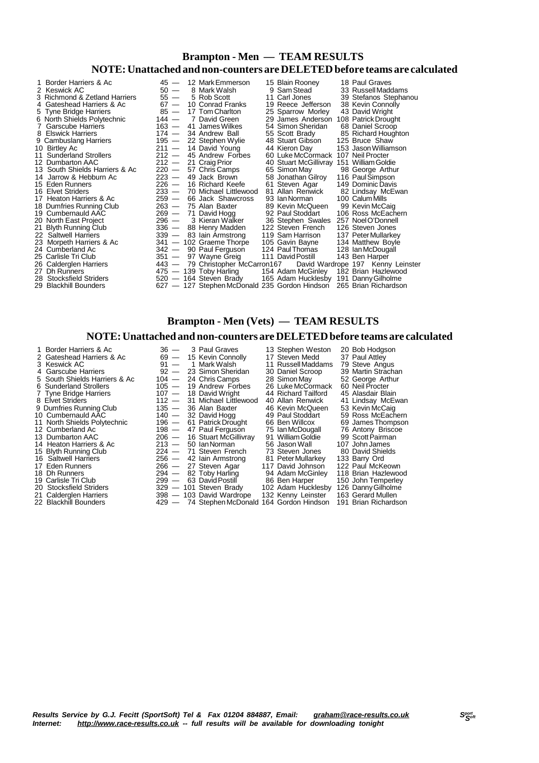## Brampton - Men — TEAM RESULTS

### NOTE: Unattached and non-counters are DELETED before teams are calculated

| Pos | Team | Points | Runner 1 | Runner 2 | Runner 3 |
|---|---|---|---|---|---|
| 1 | Border Harriers & Ac | 45 | 12 Mark Emmerson | 15 Blain Rooney | 18 Paul Graves |
| 2 | Keswick AC | 50 | 8 Mark Walsh | 9 Sam Stead | 33 Russell Maddams |
| 3 | Richmond & Zetland Harriers | 55 | 5 Rob Scott | 11 Carl Jones | 39 Stefanos Stephanou |
| 4 | Gateshead Harriers & Ac | 67 | 10 Conrad Franks | 19 Reece Jefferson | 38 Kevin Connolly |
| 5 | Tyne Bridge Harriers | 85 | 17 Tom Charlton | 25 Sparrow Morley | 43 David Wright |
| 6 | North Shields Polytechnic | 144 | 7 David Green | 29 James Anderson | 108 Patrick Drought |
| 7 | Garscube Harriers | 163 | 41 James Wilkes | 54 Simon Sheridan | 68 Daniel Scroop |
| 8 | Elswick Harriers | 174 | 34 Andrew Ball | 55 Scott Brady | 85 Richard Houghton |
| 9 | Cambuslang Harriers | 195 | 22 Stephen Wylie | 48 Stuart Gibson | 125 Bruce Shaw |
| 10 | Birtley Ac | 211 | 14 David Young | 44 Kieron Day | 153 Jason Williamson |
| 11 | Sunderland Strollers | 212 | 45 Andrew Forbes | 60 Luke McCormack | 107 Neil Procter |
| 12 | Dumbarton AAC | 212 | 21 Craig Prior | 40 Stuart McGillivray | 151 William Goldie |
| 13 | South Shields Harriers & Ac | 220 | 57 Chris Camps | 65 Simon May | 98 George Arthur |
| 14 | Jarrow & Hebburn Ac | 223 | 49 Jack Brown | 58 Jonathan Gilroy | 116 Paul Simpson |
| 15 | Eden Runners | 226 | 16 Richard Keefe | 61 Steven Agar | 149 Dominic Davis |
| 16 | Elvet Striders | 233 | 70 Michael Littlewood | 81 Allan Renwick | 82 Lindsay McEwan |
| 17 | Heaton Harriers & Ac | 259 | 66 Jack Shawcross | 93 Ian Norman | 100 Calum Mills |
| 18 | Dumfries Running Club | 263 | 75 Alan Baxter | 89 Kevin McQueen | 99 Kevin McCaig |
| 19 | Cumbernauld AAC | 269 | 71 David Hogg | 92 Paul Stoddart | 106 Ross McEachern |
| 20 | North East Project | 296 | 3 Kieran Walker | 36 Stephen Swales | 257 Noel O'Donnell |
| 21 | Blyth Running Club | 336 | 88 Henry Madden | 122 Steven French | 126 Steven Jones |
| 22 | Saltwell Harriers | 339 | 83 Iain Armstrong | 119 Sam Harrison | 137 Peter Mullarkey |
| 23 | Morpeth Harriers & Ac | 341 | 102 Graeme Thorpe | 105 Gavin Bayne | 134 Matthew Boyle |
| 24 | Cumberland Ac | 342 | 90 Paul Ferguson | 124 Paul Thomas | 128 Ian McDougall |
| 25 | Carlisle Tri Club | 351 | 97 Wayne Greig | 111 David Postill | 143 Ben Harper |
| 26 | Calderglen Harriers | 443 | 79 Christopher McCarron | 167 David Wardrope | 197 Kenny Leinster |
| 27 | Dh Runners | 475 | 139 Toby Harling | 154 Adam McGinley | 182 Brian Hazlewood |
| 28 | Stocksfield Striders | 520 | 164 Steven Brady | 165 Adam Hucklesby | 191 Danny Gilholme |
| 29 | Blackhill Bounders | 627 | 127 Stephen McDonald | 235 Gordon Hindson | 265 Brian Richardson |

## Brampton - Men (Vets) — TEAM RESULTS

### NOTE: Unattached and non-counters are DELETED before teams are calculated

| Pos | Team | Points | Runner 1 | Runner 2 | Runner 3 |
|---|---|---|---|---|---|
| 1 | Border Harriers & Ac | 36 | 3 Paul Graves | 13 Stephen Weston | 20 Bob Hodgson |
| 2 | Gateshead Harriers & Ac | 69 | 15 Kevin Connolly | 17 Steven Medd | 37 Paul Attley |
| 3 | Keswick AC | 91 | 1 Mark Walsh | 11 Russell Maddams | 79 Steve Angus |
| 4 | Garscube Harriers | 92 | 23 Simon Sheridan | 30 Daniel Scroop | 39 Martin Strachan |
| 5 | South Shields Harriers & Ac | 104 | 24 Chris Camps | 28 Simon May | 52 George Arthur |
| 6 | Sunderland Strollers | 105 | 19 Andrew Forbes | 26 Luke McCormack | 60 Neil Procter |
| 7 | Tyne Bridge Harriers | 107 | 18 David Wright | 44 Richard Tailford | 45 Alasdair Blain |
| 8 | Elvet Striders | 112 | 31 Michael Littlewood | 40 Allan Renwick | 41 Lindsay McEwan |
| 9 | Dumfries Running Club | 135 | 36 Alan Baxter | 46 Kevin McQueen | 53 Kevin McCaig |
| 10 | Cumbernauld AAC | 140 | 32 David Hogg | 49 Paul Stoddart | 59 Ross McEachern |
| 11 | North Shields Polytechnic | 196 | 61 Patrick Drought | 66 Ben Willcox | 69 James Thompson |
| 12 | Cumberland Ac | 198 | 47 Paul Ferguson | 75 Ian McDougall | 76 Antony Briscoe |
| 13 | Dumbarton AAC | 206 | 16 Stuart McGillivray | 91 William Goldie | 99 Scott Pairman |
| 14 | Heaton Harriers & Ac | 213 | 50 Ian Norman | 56 Jason Wall | 107 John James |
| 15 | Blyth Running Club | 224 | 71 Steven French | 73 Steven Jones | 80 David Shields |
| 16 | Saltwell Harriers | 256 | 42 Iain Armstrong | 81 Peter Mullarkey | 133 Barry Ord |
| 17 | Eden Runners | 266 | 27 Steven Agar | 117 David Johnson | 122 Paul McKeown |
| 18 | Dh Runners | 294 | 82 Toby Harling | 94 Adam McGinley | 118 Brian Hazlewood |
| 19 | Carlisle Tri Club | 299 | 63 David Postill | 86 Ben Harper | 150 John Temperley |
| 20 | Stocksfield Striders | 329 | 101 Steven Brady | 102 Adam Hucklesby | 126 Danny Gilholme |
| 21 | Calderglen Harriers | 398 | 103 David Wardrope | 132 Kenny Leinster | 163 Gerard Mullen |
| 22 | Blackhill Bounders | 429 | 74 Stephen McDonald | 164 Gordon Hindson | 191 Brian Richardson |

*Results Service by G.J. Fecitt (SportSoft) Tel & Fax 01204 884887, Email: graham@race-results.co.uk*
*Internet: http://www.race-results.co.uk -- full results will be available for downloading tonight*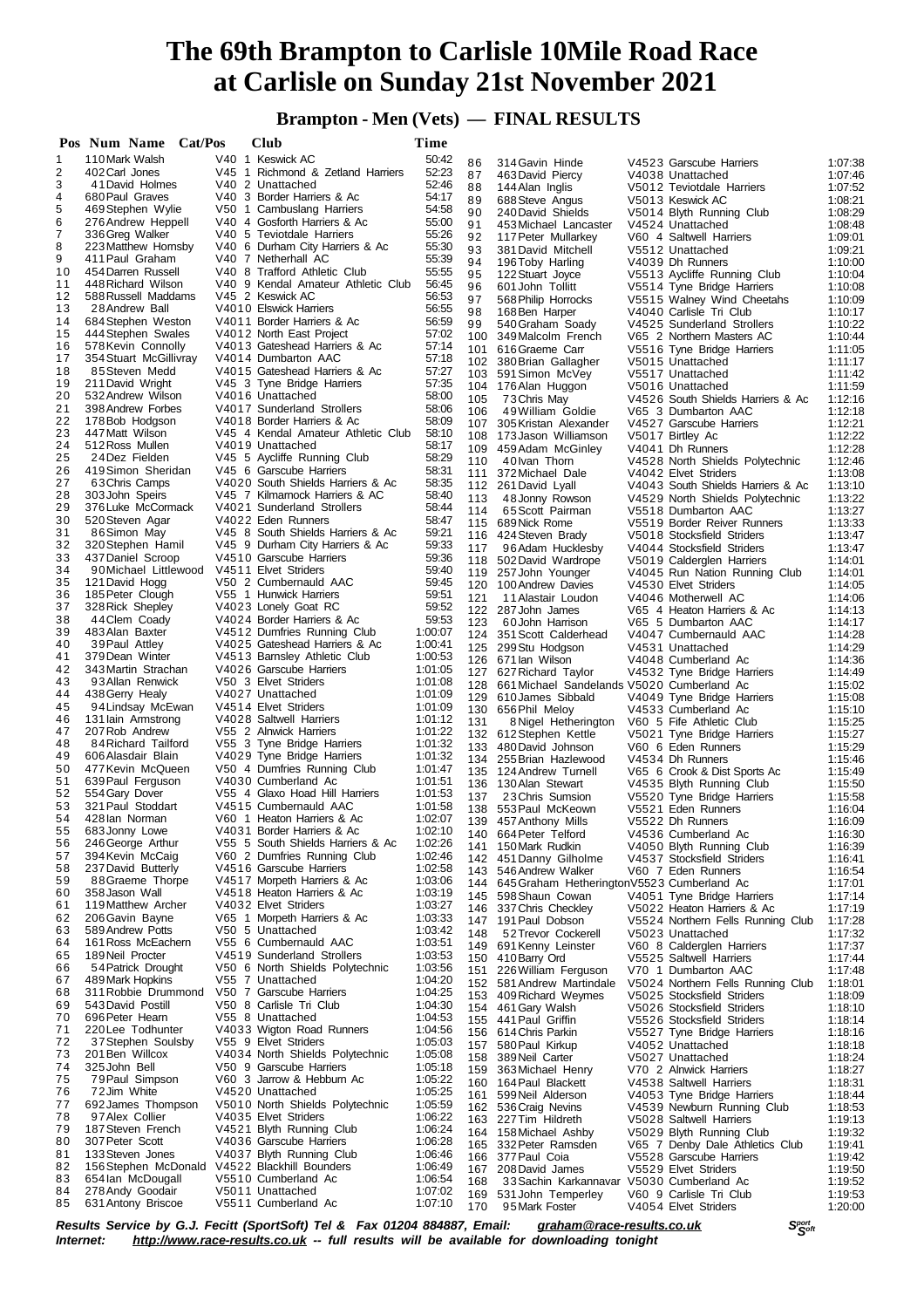# The 69th Brampton to Carlisle 10Mile Road Race at Carlisle on Sunday 21st November 2021

## Brampton - Men (Vets) — FINAL RESULTS

| Pos | Num | Name | Cat/Pos | Club | Time |
|---|---|---|---|---|---|
| 1 | 110 | Mark Walsh | V40 1 | Keswick AC | 50:42 |
| 2 | 402 | Carl Jones | V45 1 | Richmond & Zetland Harriers | 52:23 |
| 3 | 41 | David Holmes | V40 2 | Unattached | 52:46 |
| 4 | 680 | Paul Graves | V40 3 | Border Harriers & Ac | 54:17 |
| 5 | 469 | Stephen Wylie | V50 1 | Cambuslang Harriers | 54:58 |
| 6 | 276 | Andrew Heppell | V40 4 | Gosforth Harriers & Ac | 55:00 |
| 7 | 336 | Greg Walker | V40 5 | Teviotdale Harriers | 55:26 |
| 8 | 223 | Matthew Hornsby | V40 6 | Durham City Harriers & Ac | 55:30 |
| 9 | 411 | Paul Graham | V40 7 | Netherhall AC | 55:39 |
| 10 | 454 | Darren Russell | V40 8 | Trafford Athletic Club | 55:55 |
| 11 | 448 | Richard Wilson | V40 9 | Kendal Amateur Athletic Club | 56:45 |
| 12 | 588 | Russell Maddams | V45 2 | Keswick AC | 56:53 |
| 13 | 28 | Andrew Ball | V4010 | Elswick Harriers | 56:55 |
| 14 | 684 | Stephen Weston | V4011 | Border Harriers & Ac | 56:59 |
| 15 | 444 | Stephen Swales | V4012 | North East Project | 57:02 |
| 16 | 578 | Kevin Connolly | V4013 | Gateshead Harriers & Ac | 57:14 |
| 17 | 354 | Stuart McGillivray | V4014 | Dumbarton AAC | 57:18 |
| 18 | 85 | Steven Medd | V4015 | Gateshead Harriers & Ac | 57:27 |
| 19 | 211 | David Wright | V45 3 | Tyne Bridge Harriers | 57:35 |
| 20 | 532 | Andrew Wilson | V4016 | Unattached | 58:00 |
| 21 | 398 | Andrew Forbes | V4017 | Sunderland Strollers | 58:06 |
| 22 | 178 | Bob Hodgson | V4018 | Border Harriers & Ac | 58:09 |
| 23 | 447 | Matt Wilson | V45 4 | Kendal Amateur Athletic Club | 58:10 |
| 24 | 512 | Ross Mullen | V4019 | Unattached | 58:17 |
| 25 | 24 | Dez Fielden | V45 5 | Aycliffe Running Club | 58:29 |
| 26 | 419 | Simon Sheridan | V45 6 | Garscube Harriers | 58:31 |
| 27 | 63 | Chris Camps | V4020 | South Shields Harriers & Ac | 58:35 |
| 28 | 303 | John Speirs | V45 7 | Kilmarnock Harriers & AC | 58:40 |
| 29 | 376 | Luke McCormack | V4021 | Sunderland Strollers | 58:44 |
| 30 | 520 | Steven Agar | V4022 | Eden Runners | 58:47 |
| 31 | 86 | Simon May | V45 8 | South Shields Harriers & Ac | 59:21 |
| 32 | 320 | Stephen Hamil | V45 9 | Durham City Harriers & Ac | 59:33 |
| 33 | 437 | Daniel Scroop | V4510 | Garscube Harriers | 59:36 |
| 34 | 90 | Michael Littlewood | V4511 | Elvet Striders | 59:40 |
| 35 | 121 | David Hogg | V50 2 | Cumbernauld AAC | 59:45 |
| 36 | 185 | Peter Clough | V55 1 | Hunwick Harriers | 59:51 |
| 37 | 328 | Rick Shepley | V4023 | Lonely Goat RC | 59:52 |
| 38 | 44 | Clem Coady | V4024 | Border Harriers & Ac | 59:53 |
| 39 | 483 | Alan Baxter | V4512 | Dumfries Running Club | 1:00:07 |
| 40 | 39 | Paul Attley | V4025 | Gateshead Harriers & Ac | 1:00:41 |
| 41 | 379 | Dean Winter | V4513 | Barnsley Athletic Club | 1:00:53 |
| 42 | 343 | Martin Strachan | V4026 | Garscube Harriers | 1:01:05 |
| 43 | 93 | Allan Renwick | V50 3 | Elvet Striders | 1:01:08 |
| 44 | 438 | Gerry Healy | V4027 | Unattached | 1:01:09 |
| 45 | 94 | Lindsay McEwan | V4514 | Elvet Striders | 1:01:09 |
| 46 | 131 | Iain Armstrong | V4028 | Saltwell Harriers | 1:01:12 |
| 47 | 207 | Rob Andrew | V55 2 | Alnwick Harriers | 1:01:22 |
| 48 | 84 | Richard Tailford | V55 3 | Tyne Bridge Harriers | 1:01:32 |
| 49 | 606 | Alasdair Blain | V4029 | Tyne Bridge Harriers | 1:01:32 |
| 50 | 477 | Kevin McQueen | V50 4 | Dumfries Running Club | 1:01:47 |
| 51 | 639 | Paul Ferguson | V4030 | Cumberland Ac | 1:01:51 |
| 52 | 554 | Gary Dover | V55 4 | Glaxo Hoad Hill Harriers | 1:01:53 |
| 53 | 321 | Paul Stoddart | V4515 | Cumbernauld AAC | 1:01:58 |
| 54 | 428 | Ian Norman | V60 1 | Heaton Harriers & Ac | 1:02:07 |
| 55 | 683 | Jonny Lowe | V4031 | Border Harriers & Ac | 1:02:10 |
| 56 | 246 | George Arthur | V55 5 | South Shields Harriers & Ac | 1:02:26 |
| 57 | 394 | Kevin McCaig | V60 2 | Dumfries Running Club | 1:02:46 |
| 58 | 237 | David Butterly | V4516 | Garscube Harriers | 1:02:58 |
| 59 | 88 | Graeme Thorpe | V4517 | Morpeth Harriers & Ac | 1:03:06 |
| 60 | 358 | Jason Wall | V4518 | Heaton Harriers & Ac | 1:03:19 |
| 61 | 119 | Matthew Archer | V4032 | Elvet Striders | 1:03:27 |
| 62 | 206 | Gavin Bayne | V65 1 | Morpeth Harriers & Ac | 1:03:33 |
| 63 | 589 | Andrew Potts | V50 5 | Unattached | 1:03:42 |
| 64 | 161 | Ross McEachern | V55 6 | Cumbernauld AAC | 1:03:51 |
| 65 | 189 | Neil Procter | V4519 | Sunderland Strollers | 1:03:53 |
| 66 | 54 | Patrick Drought | V50 6 | North Shields Polytechnic | 1:03:56 |
| 67 | 489 | Mark Hopkins | V55 7 | Unattached | 1:04:20 |
| 68 | 311 | Robbie Drummond | V50 7 | Garscube Harriers | 1:04:25 |
| 69 | 543 | David Postill | V50 8 | Carlisle Tri Club | 1:04:30 |
| 70 | 696 | Peter Hearn | V55 8 | Unattached | 1:04:53 |
| 71 | 220 | Lee Todhunter | V4033 | Wigton Road Runners | 1:04:56 |
| 72 | 37 | Stephen Soulsby | V55 9 | Elvet Striders | 1:05:03 |
| 73 | 201 | Ben Willcox | V4034 | North Shields Polytechnic | 1:05:08 |
| 74 | 325 | John Bell | V50 9 | Garscube Harriers | 1:05:18 |
| 75 | 79 | Paul Simpson | V60 3 | Jarrow & Hebburn Ac | 1:05:22 |
| 76 | 72 | Jim White | V4520 | Unattached | 1:05:25 |
| 77 | 692 | James Thompson | V5010 | North Shields Polytechnic | 1:05:59 |
| 78 | 97 | Alex Collier | V4035 | Elvet Striders | 1:06:22 |
| 79 | 187 | Steven French | V4521 | Blyth Running Club | 1:06:24 |
| 80 | 307 | Peter Scott | V4036 | Garscube Harriers | 1:06:28 |
| 81 | 133 | Steven Jones | V4037 | Blyth Running Club | 1:06:46 |
| 82 | 156 | Stephen McDonald | V4522 | Blackhill Bounders | 1:06:49 |
| 83 | 654 | Ian McDougall | V5510 | Cumberland Ac | 1:06:54 |
| 84 | 278 | Andy Goodair | V5011 | Unattached | 1:07:02 |
| 85 | 631 | Antony Briscoe | V5511 | Cumberland Ac | 1:07:10 |
| 86 | 314 | Gavin Hinde | V4523 | Garscube Harriers | 1:07:38 |
| 87 | 463 | David Piercy | V4038 | Unattached | 1:07:46 |
| 88 | 144 | Alan Inglis | V5012 | Teviotdale Harriers | 1:07:52 |
| 89 | 688 | Steve Angus | V5013 | Keswick AC | 1:08:21 |
| 90 | 240 | David Shields | V5014 | Blyth Running Club | 1:08:29 |
| 91 | 453 | Michael Lancaster | V4524 | Unattached | 1:08:48 |
| 92 | 117 | Peter Mullarkey | V60 4 | Saltwell Harriers | 1:09:01 |
| 93 | 381 | David Mitchell | V5512 | Unattached | 1:09:21 |
| 94 | 196 | Toby Harling | V4039 | Dh Runners | 1:10:00 |
| 95 | 122 | Stuart Joyce | V5513 | Aycliffe Running Club | 1:10:04 |
| 96 | 601 | John Tollitt | V5514 | Tyne Bridge Harriers | 1:10:08 |
| 97 | 568 | Philip Horrocks | V5515 | Walney Wind Cheetahs | 1:10:09 |
| 98 | 168 | Ben Harper | V4040 | Carlisle Tri Club | 1:10:17 |
| 99 | 540 | Graham Soady | V4525 | Sunderland Strollers | 1:10:22 |
| 100 | 349 | Malcolm French | V65 2 | Northern Masters AC | 1:10:44 |
| 101 | 616 | Graeme Carr | V5516 | Tyne Bridge Harriers | 1:11:05 |
| 102 | 380 | Brian Gallagher | V5015 | Unattached | 1:11:17 |
| 103 | 591 | Simon McVey | V5517 | Unattached | 1:11:42 |
| 104 | 176 | Alan Huggon | V5016 | Unattached | 1:11:59 |
| 105 | 73 | Chris May | V4526 | South Shields Harriers & Ac | 1:12:16 |
| 106 | 49 | William Goldie | V65 3 | Dumbarton AAC | 1:12:18 |
| 107 | 305 | Kristan Alexander | V4527 | Garscube Harriers | 1:12:21 |
| 108 | 173 | Jason Williamson | V5017 | Birtley Ac | 1:12:22 |
| 109 | 459 | Adam McGinley | V4041 | Dh Runners | 1:12:28 |
| 110 | 40 | Ivan Thorn | V4528 | North Shields Polytechnic | 1:12:46 |
| 111 | 372 | Michael Dale | V4042 | Elvet Striders | 1:13:08 |
| 112 | 261 | David Lyall | V4043 | South Shields Harriers & Ac | 1:13:10 |
| 113 | 48 | Jonny Rowson | V4529 | North Shields Polytechnic | 1:13:22 |
| 114 | 65 | Scott Pairman | V5518 | Dumbarton AAC | 1:13:27 |
| 115 | 689 | Nick Rome | V5519 | Border Reiver Runners | 1:13:33 |
| 116 | 424 | Steven Brady | V5018 | Stocksfield Striders | 1:13:47 |
| 117 | 96 | Adam Hucklesby | V4044 | Stocksfield Striders | 1:13:47 |
| 118 | 502 | David Wardrope | V5019 | Calderglen Harriers | 1:14:01 |
| 119 | 257 | John Younger | V4045 | Run Nation Running Club | 1:14:01 |
| 120 | 100 | Andrew Davies | V4530 | Elvet Striders | 1:14:05 |
| 121 | 11 | Alastair Loudon | V4046 | Motherwell AC | 1:14:06 |
| 122 | 287 | John James | V65 4 | Heaton Harriers & Ac | 1:14:13 |
| 123 | 60 | John Harrison | V65 5 | Dumbarton AAC | 1:14:17 |
| 124 | 351 | Scott Calderhead | V4047 | Cumbernauld AAC | 1:14:28 |
| 125 | 299 | Stu Hodgson | V4531 | Unattached | 1:14:29 |
| 126 | 671 | Ian Wilson | V4048 | Cumberland Ac | 1:14:36 |
| 127 | 627 | Richard Taylor | V4532 | Tyne Bridge Harriers | 1:14:49 |
| 128 | 661 | Michael Sandelands | V5020 | Cumberland Ac | 1:15:02 |
| 129 | 610 | James Sibbald | V4049 | Tyne Bridge Harriers | 1:15:08 |
| 130 | 656 | Phil Meloy | V4533 | Cumberland Ac | 1:15:10 |
| 131 | 8 | Nigel Hetherington | V60 5 | Fife Athletic Club | 1:15:25 |
| 132 | 612 | Stephen Kettle | V5021 | Tyne Bridge Harriers | 1:15:27 |
| 133 | 480 | David Johnson | V60 6 | Eden Runners | 1:15:29 |
| 134 | 255 | Brian Hazlewood | V4534 | Dh Runners | 1:15:46 |
| 135 | 124 | Andrew Turnell | V65 6 | Crook & Dist Sports Ac | 1:15:49 |
| 136 | 130 | Alan Stewart | V4535 | Blyth Running Club | 1:15:50 |
| 137 | 23 | Chris Sumsion | V5520 | Tyne Bridge Harriers | 1:15:58 |
| 138 | 553 | Paul McKeown | V5521 | Eden Runners | 1:16:04 |
| 139 | 457 | Anthony Mills | V5522 | Dh Runners | 1:16:09 |
| 140 | 664 | Peter Telford | V4536 | Cumberland Ac | 1:16:30 |
| 141 | 150 | Mark Rudkin | V4050 | Blyth Running Club | 1:16:39 |
| 142 | 451 | Danny Gilholme | V4537 | Stocksfield Striders | 1:16:41 |
| 143 | 546 | Andrew Walker | V60 7 | Eden Runners | 1:16:54 |
| 144 | 645 | Graham Hetherington | V5523 | Cumberland Ac | 1:17:01 |
| 145 | 598 | Shaun Cowan | V4051 | Tyne Bridge Harriers | 1:17:14 |
| 146 | 337 | Chris Checkley | V5022 | Heaton Harriers & Ac | 1:17:19 |
| 147 | 191 | Paul Dobson | V5524 | Northern Fells Running Club | 1:17:28 |
| 148 | 52 | Trevor Cockerell | V5023 | Unattached | 1:17:32 |
| 149 | 691 | Kenny Leinster | V60 8 | Calderglen Harriers | 1:17:37 |
| 150 | 410 | Barry Ord | V5525 | Saltwell Harriers | 1:17:44 |
| 151 | 226 | William Ferguson | V70 1 | Dumbarton AAC | 1:17:48 |
| 152 | 581 | Andrew Martindale | V5024 | Northern Fells Running Club | 1:18:01 |
| 153 | 409 | Richard Weymes | V5025 | Stocksfield Striders | 1:18:09 |
| 154 | 461 | Gary Walsh | V5026 | Stocksfield Striders | 1:18:10 |
| 155 | 441 | Paul Griffin | V5526 | Stocksfield Striders | 1:18:14 |
| 156 | 614 | Chris Parkin | V5527 | Tyne Bridge Harriers | 1:18:16 |
| 157 | 580 | Paul Kirkup | V4052 | Unattached | 1:18:18 |
| 158 | 389 | Neil Carter | V5027 | Unattached | 1:18:24 |
| 159 | 363 | Michael Henry | V70 2 | Alnwick Harriers | 1:18:27 |
| 160 | 164 | Paul Blackett | V4538 | Saltwell Harriers | 1:18:31 |
| 161 | 599 | Neil Alderson | V4053 | Tyne Bridge Harriers | 1:18:44 |
| 162 | 536 | Craig Nevins | V4539 | Newburn Running Club | 1:18:53 |
| 163 | 227 | Tim Hildreth | V5028 | Saltwell Harriers | 1:19:13 |
| 164 | 158 | Michael Ashby | V5029 | Blyth Running Club | 1:19:32 |
| 165 | 332 | Peter Ramsden | V65 7 | Denby Dale Athletics Club | 1:19:41 |
| 166 | 377 | Paul Coia | V5528 | Garscube Harriers | 1:19:42 |
| 167 | 208 | David James | V5529 | Elvet Striders | 1:19:50 |
| 168 | 33 | Sachin Karkannavar | V5030 | Cumberland Ac | 1:19:52 |
| 169 | 531 | John Temperley | V60 9 | Carlisle Tri Club | 1:19:53 |
| 170 | 95 | Mark Foster | V4054 | Elvet Striders | 1:20:00 |

*Results Service by G.J. Fecitt (SportSoft) Tel & Fax 01204 884887, Email: graham@race-results.co.uk*
*Internet: http://www.race-results.co.uk -- full results will be available for downloading tonight*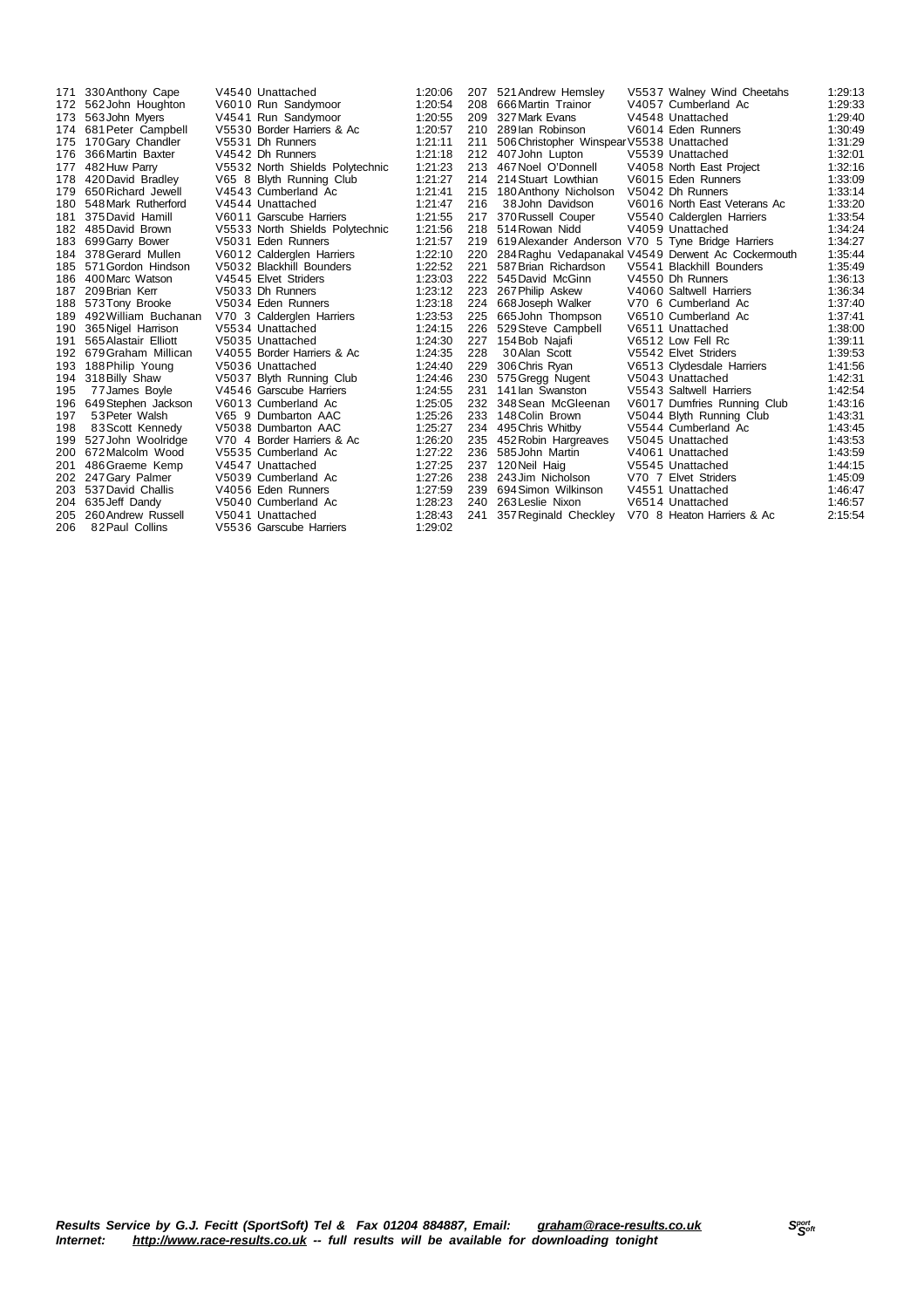| Pos | No | Name | Cat | Club | Time |
|---|---|---|---|---|---|
| 171 | 330 | Anthony Cape | V4540 | Unattached | 1:20:06 |
| 172 | 562 | John Houghton | V6010 | Run Sandymoor | 1:20:54 |
| 173 | 563 | John Myers | V4541 | Run Sandymoor | 1:20:55 |
| 174 | 681 | Peter Campbell | V5530 | Border Harriers & Ac | 1:20:57 |
| 175 | 170 | Gary Chandler | V5531 | Dh Runners | 1:21:11 |
| 176 | 366 | Martin Baxter | V4542 | Dh Runners | 1:21:18 |
| 177 | 482 | Huw Parry | V5532 | North Shields Polytechnic | 1:21:23 |
| 178 | 420 | David Bradley | V65 8 | Blyth Running Club | 1:21:27 |
| 179 | 650 | Richard Jewell | V4543 | Cumberland Ac | 1:21:41 |
| 180 | 548 | Mark Rutherford | V4544 | Unattached | 1:21:47 |
| 181 | 375 | David Hamill | V6011 | Garscube Harriers | 1:21:55 |
| 182 | 485 | David Brown | V5533 | North Shields Polytechnic | 1:21:56 |
| 183 | 699 | Garry Bower | V5031 | Eden Runners | 1:21:57 |
| 184 | 378 | Gerard Mullen | V6012 | Calderglen Harriers | 1:22:10 |
| 185 | 571 | Gordon Hindson | V5032 | Blackhill Bounders | 1:22:52 |
| 186 | 400 | Marc Watson | V4545 | Elvet Striders | 1:23:03 |
| 187 | 209 | Brian Kerr | V5033 | Dh Runners | 1:23:12 |
| 188 | 573 | Tony Brooke | V5034 | Eden Runners | 1:23:18 |
| 189 | 492 | William Buchanan | V70 3 | Calderglen Harriers | 1:23:53 |
| 190 | 365 | Nigel Harrison | V5534 | Unattached | 1:24:15 |
| 191 | 565 | Alastair Elliott | V5035 | Unattached | 1:24:30 |
| 192 | 679 | Graham Millican | V4055 | Border Harriers & Ac | 1:24:35 |
| 193 | 188 | Philip Young | V5036 | Unattached | 1:24:40 |
| 194 | 318 | Billy Shaw | V5037 | Blyth Running Club | 1:24:46 |
| 195 | 77 | James Boyle | V4546 | Garscube Harriers | 1:24:55 |
| 196 | 649 | Stephen Jackson | V6013 | Cumberland Ac | 1:25:05 |
| 197 | 53 | Peter Walsh | V65 9 | Dumbarton AAC | 1:25:26 |
| 198 | 83 | Scott Kennedy | V5038 | Dumbarton AAC | 1:25:27 |
| 199 | 527 | John Woolridge | V70 4 | Border Harriers & Ac | 1:26:20 |
| 200 | 672 | Malcolm Wood | V5535 | Cumberland Ac | 1:27:22 |
| 201 | 486 | Graeme Kemp | V4547 | Unattached | 1:27:25 |
| 202 | 247 | Gary Palmer | V5039 | Cumberland Ac | 1:27:26 |
| 203 | 537 | David Challis | V4056 | Eden Runners | 1:27:59 |
| 204 | 635 | Jeff Dandy | V5040 | Cumberland Ac | 1:28:23 |
| 205 | 260 | Andrew Russell | V5041 | Unattached | 1:28:43 |
| 206 | 82 | Paul Collins | V5536 | Garscube Harriers | 1:29:02 |
| 207 | 521 | Andrew Hemsley | V5537 | Walney Wind Cheetahs | 1:29:13 |
| 208 | 666 | Martin Trainor | V4057 | Cumberland Ac | 1:29:33 |
| 209 | 327 | Mark Evans | V4548 | Unattached | 1:29:40 |
| 210 | 289 | Ian Robinson | V6014 | Eden Runners | 1:30:49 |
| 211 | 506 | Christopher Winspear | V5538 | Unattached | 1:31:29 |
| 212 | 407 | John Lupton | V5539 | Unattached | 1:32:01 |
| 213 | 467 | Noel O'Donnell | V4058 | North East Project | 1:32:16 |
| 214 | 214 | Stuart Lowthian | V6015 | Eden Runners | 1:33:09 |
| 215 | 180 | Anthony Nicholson | V5042 | Dh Runners | 1:33:14 |
| 216 | 38 | John Davidson | V6016 | North East Veterans Ac | 1:33:20 |
| 217 | 370 | Russell Couper | V5540 | Calderglen Harriers | 1:33:54 |
| 218 | 514 | Rowan Nidd | V4059 | Unattached | 1:34:24 |
| 219 | 619 | Alexander Anderson | V70 5 | Tyne Bridge Harriers | 1:34:27 |
| 220 | 284 | Raghu Vedapanakal | V4549 | Derwent Ac Cockermouth | 1:35:44 |
| 221 | 587 | Brian Richardson | V5541 | Blackhill Bounders | 1:35:49 |
| 222 | 545 | David McGinn | V4550 | Dh Runners | 1:36:13 |
| 223 | 267 | Philip Askew | V4060 | Saltwell Harriers | 1:36:34 |
| 224 | 668 | Joseph Walker | V70 6 | Cumberland Ac | 1:37:40 |
| 225 | 665 | John Thompson | V6510 | Cumberland Ac | 1:37:41 |
| 226 | 529 | Steve Campbell | V6511 | Unattached | 1:38:00 |
| 227 | 154 | Bob Najafi | V6512 | Low Fell Rc | 1:39:11 |
| 228 | 30 | Alan Scott | V5542 | Elvet Striders | 1:39:53 |
| 229 | 306 | Chris Ryan | V6513 | Clydesdale Harriers | 1:41:56 |
| 230 | 575 | Gregg Nugent | V5043 | Unattached | 1:42:31 |
| 231 | 141 | Ian Swanston | V5543 | Saltwell Harriers | 1:42:54 |
| 232 | 348 | Sean McGleenan | V6017 | Dumfries Running Club | 1:43:16 |
| 233 | 148 | Colin Brown | V5044 | Blyth Running Club | 1:43:31 |
| 234 | 495 | Chris Whitby | V5544 | Cumberland Ac | 1:43:45 |
| 235 | 452 | Robin Hargreaves | V5045 | Unattached | 1:43:53 |
| 236 | 585 | John Martin | V4061 | Unattached | 1:43:59 |
| 237 | 120 | Neil Haig | V5545 | Unattached | 1:44:15 |
| 238 | 243 | Jim Nicholson | V70 7 | Elvet Striders | 1:45:09 |
| 239 | 694 | Simon Wilkinson | V4551 | Unattached | 1:46:47 |
| 240 | 263 | Leslie Nixon | V6514 | Unattached | 1:46:57 |
| 241 | 357 | Reginald Checkley | V70 8 | Heaton Harriers & Ac | 2:15:54 |

***Results Service by G.J. Fecitt (SportSoft) Tel & Fax 01204 884887, Email: graham@race-results.co.uk***
***Internet: http://www.race-results.co.uk -- full results will be available for downloading tonight***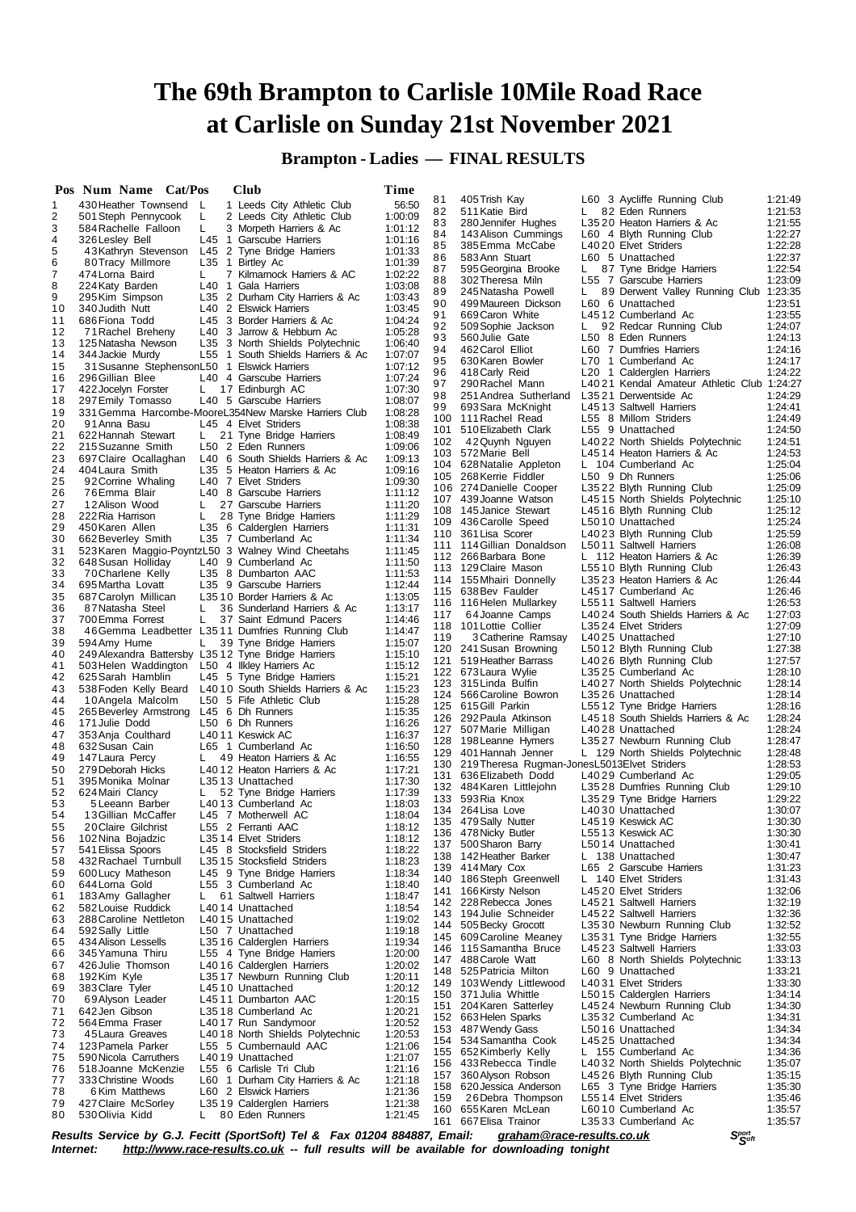# The 69th Brampton to Carlisle 10Mile Road Race at Carlisle on Sunday 21st November 2021

## Brampton - Ladies — FINAL RESULTS

| Pos | Num | Name | Cat/Pos | Club | Time |
|---|---|---|---|---|---|
| 1 | 430 | Heather Townsend | L 1 | Leeds City Athletic Club | 56:50 |
| 2 | 501 | Steph Pennycook | L 2 | Leeds City Athletic Club | 1:00:09 |
| 3 | 584 | Rachelle Falloon | L 3 | Morpeth Harriers & Ac | 1:01:12 |
| 4 | 326 | Lesley Bell | L45 1 | Garscube Harriers | 1:01:16 |
| 5 | 43 | Kathryn Stevenson | L45 2 | Tyne Bridge Harriers | 1:01:33 |
| 6 | 80 | Tracy Millmore | L35 1 | Birtley Ac | 1:01:39 |
| 7 | 474 | Lorna Baird | L 7 | Kilmarnock Harriers & AC | 1:02:22 |
| 8 | 224 | Katy Barden | L40 1 | Gala Harriers | 1:03:08 |
| 9 | 295 | Kim Simpson | L35 2 | Durham City Harriers & Ac | 1:03:43 |
| 10 | 340 | Judith Nutt | L40 2 | Elswick Harriers | 1:03:45 |
| 11 | 686 | Fiona Todd | L45 3 | Border Harriers & Ac | 1:04:24 |
| 12 | 71 | Rachel Breheny | L40 3 | Jarrow & Hebburn Ac | 1:05:28 |
| 13 | 125 | Natasha Newson | L35 3 | North Shields Polytechnic | 1:06:40 |
| 14 | 344 | Jackie Murdy | L55 1 | South Shields Harriers & Ac | 1:07:07 |
| 15 | 31 | Susanne Stephenson | L50 1 | Elswick Harriers | 1:07:12 |
| 16 | 296 | Gillian Blee | L40 4 | Garscube Harriers | 1:07:24 |
| 17 | 422 | Jocelyn Forster | L 17 | Edinburgh AC | 1:07:30 |
| 18 | 297 | Emily Tomasso | L40 5 | Garscube Harriers | 1:08:07 |
| 19 | 331 | Gemma Harcombe-Moore | L35 4 | New Marske Harriers Club | 1:08:28 |
| 20 | 91 | Anna Basu | L45 4 | Elvet Striders | 1:08:38 |
| 21 | 622 | Hannah Stewart | L 21 | Tyne Bridge Harriers | 1:08:49 |
| 22 | 215 | Suzanne Smith | L50 2 | Eden Runners | 1:09:06 |
| 23 | 697 | Claire Ocallaghan | L40 6 | South Shields Harriers & Ac | 1:09:13 |
| 24 | 404 | Laura Smith | L35 5 | Heaton Harriers & Ac | 1:09:16 |
| 25 | 92 | Corrine Whaling | L40 7 | Elvet Striders | 1:09:30 |
| 26 | 76 | Emma Blair | L40 8 | Garscube Harriers | 1:11:12 |
| 27 | 12 | Alison Wood | L 27 | Garscube Harriers | 1:11:20 |
| 28 | 222 | Ria Harrison | L 28 | Tyne Bridge Harriers | 1:11:29 |
| 29 | 450 | Karen Allen | L35 6 | Calderglen Harriers | 1:11:31 |
| 30 | 662 | Beverley Smith | L35 7 | Cumberland Ac | 1:11:34 |
| 31 | 523 | Karen Maggio-Poyntz | L50 3 | Walney Wind Cheetahs | 1:11:45 |
| 32 | 648 | Susan Holliday | L40 9 | Cumberland Ac | 1:11:50 |
| 33 | 70 | Charlene Kelly | L35 8 | Dumbarton AAC | 1:11:53 |
| 34 | 695 | Martha Lovatt | L35 9 | Garscube Harriers | 1:12:44 |
| 35 | 687 | Carolyn Millican | L35 10 | Border Harriers & Ac | 1:13:05 |
| 36 | 87 | Natasha Steel | L 36 | Sunderland Harriers & Ac | 1:13:17 |
| 37 | 700 | Emma Forrest | L 37 | Saint Edmund Pacers | 1:14:46 |
| 38 | 46 | Gemma Leadbetter | L35 11 | Dumfries Running Club | 1:14:47 |
| 39 | 594 | Amy Hume | L 39 | Tyne Bridge Harriers | 1:15:07 |
| 40 | 249 | Alexandra Battersby | L35 12 | Tyne Bridge Harriers | 1:15:10 |
| 41 | 503 | Helen Waddington | L50 4 | Ilkley Harriers Ac | 1:15:12 |
| 42 | 625 | Sarah Hamblin | L45 5 | Tyne Bridge Harriers | 1:15:21 |
| 43 | 538 | Foden Kelly Beard | L40 10 | South Shields Harriers & Ac | 1:15:23 |
| 44 | 10 | Angela Malcolm | L50 5 | Fife Athletic Club | 1:15:28 |
| 45 | 265 | Beverley Armstrong | L45 6 | Dh Runners | 1:15:35 |
| 46 | 171 | Julie Dodd | L50 6 | Dh Runners | 1:16:26 |
| 47 | 353 | Anja Coulthard | L40 11 | Keswick AC | 1:16:37 |
| 48 | 632 | Susan Cain | L65 1 | Cumberland Ac | 1:16:50 |
| 49 | 147 | Laura Percy | L 49 | Heaton Harriers & Ac | 1:16:55 |
| 50 | 279 | Deborah Hicks | L40 12 | Heaton Harriers & Ac | 1:17:21 |
| 51 | 395 | Monika Molnar | L35 13 | Unattached | 1:17:30 |
| 52 | 624 | Mairi Clancy | L 52 | Tyne Bridge Harriers | 1:17:39 |
| 53 | 5 | Leeann Barber | L40 13 | Cumberland Ac | 1:18:03 |
| 54 | 13 | Gillian McCaffer | L45 7 | Motherwell AC | 1:18:04 |
| 55 | 20 | Claire Gilchrist | L55 2 | Ferranti AAC | 1:18:12 |
| 56 | 102 | Nina Bojadzic | L35 14 | Elvet Striders | 1:18:12 |
| 57 | 541 | Elissa Spoors | L45 8 | Stocksfield Striders | 1:18:22 |
| 58 | 432 | Rachael Turnbull | L35 15 | Stocksfield Striders | 1:18:23 |
| 59 | 600 | Lucy Matheson | L45 9 | Tyne Bridge Harriers | 1:18:34 |
| 60 | 644 | Lorna Gold | L55 3 | Cumberland Ac | 1:18:40 |
| 61 | 183 | Amy Gallagher | L 61 | Saltwell Harriers | 1:18:47 |
| 62 | 582 | Louise Ruddick | L40 14 | Unattached | 1:18:54 |
| 63 | 288 | Caroline Nettleton | L40 15 | Unattached | 1:19:02 |
| 64 | 592 | Sally Little | L50 7 | Unattached | 1:19:18 |
| 65 | 434 | Alison Lessells | L35 16 | Calderglen Harriers | 1:19:34 |
| 66 | 345 | Yamuna Thiru | L55 4 | Tyne Bridge Harriers | 1:20:00 |
| 67 | 426 | Julie Thomson | L40 16 | Calderglen Harriers | 1:20:02 |
| 68 | 192 | Kim Kyle | L35 17 | Newburn Running Club | 1:20:11 |
| 69 | 383 | Clare Tyler | L45 10 | Unattached | 1:20:12 |
| 70 | 69 | Alyson Leader | L45 11 | Dumbarton AAC | 1:20:15 |
| 71 | 642 | Jen Gibson | L35 18 | Cumberland Ac | 1:20:21 |
| 72 | 564 | Emma Fraser | L40 17 | Run Sandymoor | 1:20:52 |
| 73 | 45 | Laura Greaves | L40 18 | North Shields Polytechnic | 1:20:53 |
| 74 | 123 | Pamela Parker | L55 5 | Cumbernauld AAC | 1:21:06 |
| 75 | 590 | Nicola Carruthers | L40 19 | Unattached | 1:21:07 |
| 76 | 518 | Joanne McKenzie | L55 6 | Carlisle Tri Club | 1:21:16 |
| 77 | 333 | Christine Woods | L60 1 | Durham City Harriers & Ac | 1:21:18 |
| 78 | 6 | Kim Matthews | L60 2 | Elswick Harriers | 1:21:36 |
| 79 | 427 | Claire McSorley | L35 19 | Calderglen Harriers | 1:21:38 |
| 80 | 530 | Olivia Kidd | L 80 | Eden Runners | 1:21:45 |
| 81 | 405 | Trish Kay | L60 3 | Aycliffe Running Club | 1:21:49 |
| 82 | 511 | Katie Bird | L 82 | Eden Runners | 1:21:53 |
| 83 | 280 | Jennifer Hughes | L35 20 | Heaton Harriers & Ac | 1:21:55 |
| 84 | 143 | Alison Cummings | L60 4 | Blyth Running Club | 1:22:27 |
| 85 | 385 | Emma McCabe | L40 20 | Elvet Striders | 1:22:28 |
| 86 | 583 | Ann Stuart | L60 5 | Unattached | 1:22:37 |
| 87 | 595 | Georgina Brooke | L 87 | Tyne Bridge Harriers | 1:22:54 |
| 88 | 302 | Theresa Miln | L55 7 | Garscube Harriers | 1:23:09 |
| 89 | 245 | Natasha Powell | L 89 | Derwent Valley Running Club | 1:23:35 |
| 90 | 499 | Maureen Dickson | L60 6 | Unattached | 1:23:51 |
| 91 | 669 | Caron White | L45 12 | Cumberland Ac | 1:23:55 |
| 92 | 509 | Sophie Jackson | L 92 | Redcar Running Club | 1:24:07 |
| 93 | 560 | Julie Gate | L50 8 | Eden Runners | 1:24:13 |
| 94 | 462 | Carol Elliot | L60 7 | Dumfries Harriers | 1:24:16 |
| 95 | 630 | Karen Bowler | L70 1 | Cumberland Ac | 1:24:17 |
| 96 | 418 | Carly Reid | L20 1 | Calderglen Harriers | 1:24:22 |
| 97 | 290 | Rachel Mann | L40 21 | Kendal Amateur Athletic Club | 1:24:27 |
| 98 | 251 | Andrea Sutherland | L35 21 | Derwentside Ac | 1:24:29 |
| 99 | 693 | Sara McKnight | L45 13 | Saltwell Harriers | 1:24:41 |
| 100 | 111 | Rachel Read | L55 8 | Millom Striders | 1:24:49 |
| 101 | 510 | Elizabeth Clark | L55 9 | Unattached | 1:24:50 |
| 102 | 42 | Quynh Nguyen | L40 22 | North Shields Polytechnic | 1:24:51 |
| 103 | 572 | Marie Bell | L45 14 | Heaton Harriers & Ac | 1:24:53 |
| 104 | 628 | Natalie Appleton | L 104 | Cumberland Ac | 1:25:04 |
| 105 | 268 | Kerrie Fiddler | L50 9 | Dh Runners | 1:25:06 |
| 106 | 274 | Danielle Cooper | L35 22 | Blyth Running Club | 1:25:09 |
| 107 | 439 | Joanne Watson | L45 15 | North Shields Polytechnic | 1:25:10 |
| 108 | 145 | Janice Stewart | L45 16 | Blyth Running Club | 1:25:12 |
| 109 | 436 | Carolle Speed | L50 10 | Unattached | 1:25:24 |
| 110 | 361 | Lisa Scorer | L40 23 | Blyth Running Club | 1:25:59 |
| 111 | 114 | Gillian Donaldson | L50 11 | Saltwell Harriers | 1:26:08 |
| 112 | 266 | Barbara Bone | L 112 | Heaton Harriers & Ac | 1:26:39 |
| 113 | 129 | Claire Mason | L55 10 | Blyth Running Club | 1:26:43 |
| 114 | 155 | Mhairi Donnelly | L35 23 | Heaton Harriers & Ac | 1:26:44 |
| 115 | 638 | Bev Faulder | L45 17 | Cumberland Ac | 1:26:46 |
| 116 | 116 | Helen Mullarkey | L55 11 | Saltwell Harriers | 1:26:53 |
| 117 | 64 | Joanne Camps | L40 24 | South Shields Harriers & Ac | 1:27:03 |
| 118 | 101 | Lottie Collier | L35 24 | Elvet Striders | 1:27:09 |
| 119 | 3 | Catherine Ramsay | L40 25 | Unattached | 1:27:10 |
| 120 | 241 | Susan Browning | L50 12 | Blyth Running Club | 1:27:38 |
| 121 | 519 | Heather Barrass | L40 26 | Blyth Running Club | 1:27:57 |
| 122 | 673 | Laura Wylie | L35 25 | Cumberland Ac | 1:28:10 |
| 123 | 315 | Linda Bulfin | L40 27 | North Shields Polytechnic | 1:28:14 |
| 124 | 566 | Caroline Bowron | L35 26 | Unattached | 1:28:14 |
| 125 | 615 | Gill Parkin | L55 12 | Tyne Bridge Harriers | 1:28:16 |
| 126 | 292 | Paula Atkinson | L45 18 | South Shields Harriers & Ac | 1:28:24 |
| 127 | 507 | Marie Milligan | L40 28 | Unattached | 1:28:24 |
| 128 | 198 | Leanne Hymers | L35 27 | Newburn Running Club | 1:28:47 |
| 129 | 401 | Hannah Jenner | L 129 | North Shields Polytechnic | 1:28:48 |
| 130 | 219 | Theresa Rugman-Jones | L50 13 | Elvet Striders | 1:28:53 |
| 131 | 636 | Elizabeth Dodd | L40 29 | Cumberland Ac | 1:29:05 |
| 132 | 484 | Karen Littlejohn | L35 28 | Dumfries Running Club | 1:29:10 |
| 133 | 593 | Ria Knox | L35 29 | Tyne Bridge Harriers | 1:29:22 |
| 134 | 264 | Lisa Love | L40 30 | Unattached | 1:30:07 |
| 135 | 479 | Sally Nutter | L45 19 | Keswick AC | 1:30:30 |
| 136 | 478 | Nicky Butler | L55 13 | Keswick AC | 1:30:30 |
| 137 | 500 | Sharon Barry | L50 14 | Unattached | 1:30:41 |
| 138 | 142 | Heather Barker | L 138 | Unattached | 1:30:47 |
| 139 | 414 | Mary Cox | L65 2 | Garscube Harriers | 1:31:23 |
| 140 | 186 | Steph Greenwell | L 140 | Elvet Striders | 1:31:43 |
| 141 | 166 | Kirsty Nelson | L45 20 | Elvet Striders | 1:32:06 |
| 142 | 228 | Rebecca Jones | L45 21 | Saltwell Harriers | 1:32:19 |
| 143 | 194 | Julie Schneider | L45 22 | Saltwell Harriers | 1:32:36 |
| 144 | 505 | Becky Grocott | L35 30 | Newburn Running Club | 1:32:52 |
| 145 | 609 | Caroline Meaney | L35 31 | Tyne Bridge Harriers | 1:32:55 |
| 146 | 115 | Samantha Bruce | L45 23 | Saltwell Harriers | 1:33:03 |
| 147 | 488 | Carole Watt | L60 8 | North Shields Polytechnic | 1:33:13 |
| 148 | 525 | Patricia Milton | L60 9 | Unattached | 1:33:21 |
| 149 | 103 | Wendy Littlewood | L40 31 | Elvet Striders | 1:33:30 |
| 150 | 371 | Julia Whittle | L50 15 | Calderglen Harriers | 1:34:14 |
| 151 | 204 | Karen Satterley | L45 24 | Newburn Running Club | 1:34:30 |
| 152 | 663 | Helen Sparks | L35 32 | Cumberland Ac | 1:34:31 |
| 153 | 487 | Wendy Gass | L50 16 | Unattached | 1:34:34 |
| 154 | 534 | Samantha Cook | L45 25 | Unattached | 1:34:34 |
| 155 | 652 | Kimberly Kelly | L 155 | Cumberland Ac | 1:34:36 |
| 156 | 433 | Rebecca Tindle | L40 32 | North Shields Polytechnic | 1:35:07 |
| 157 | 360 | Alyson Robson | L45 26 | Blyth Running Club | 1:35:15 |
| 158 | 620 | Jessica Anderson | L65 3 | Tyne Bridge Harriers | 1:35:30 |
| 159 | 26 | Debra Thompson | L55 14 | Elvet Striders | 1:35:46 |
| 160 | 655 | Karen McLean | L60 10 | Cumberland Ac | 1:35:57 |
| 161 | 667 | Elisa Trainor | L35 33 | Cumberland Ac | 1:35:57 |

*Results Service by G.J. Fecitt (SportSoft) Tel & Fax 01204 884887, Email: graham@race-results.co.uk*
*Internet: http://www.race-results.co.uk -- full results will be available for downloading tonight*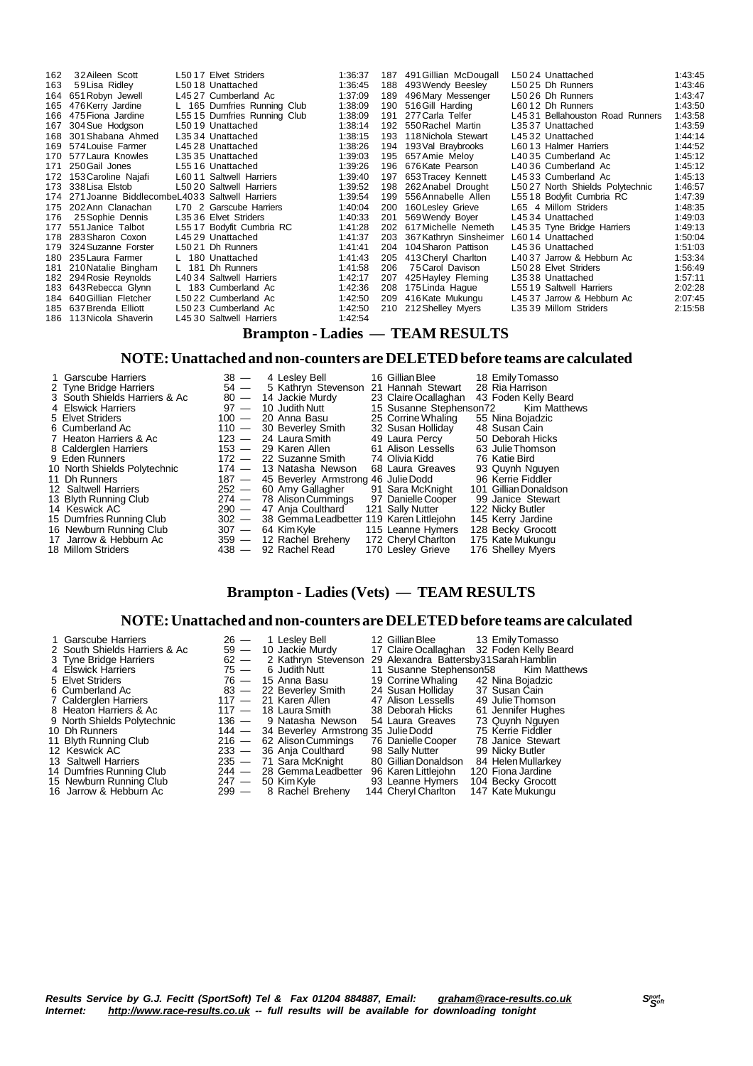| Pos | No | Name | Cat | Club | Time |
|---|---|---|---|---|---|
| 162 | 32 | Aileen Scott | L50 17 | Elvet Striders | 1:36:37 |
| 163 | 59 | Lisa Ridley | L50 18 | Unattached | 1:36:45 |
| 164 | 651 | Robyn Jewell | L45 27 | Cumberland Ac | 1:37:09 |
| 165 | 476 | Kerry Jardine | L 165 | Dumfries Running Club | 1:38:09 |
| 166 | 475 | Fiona Jardine | L55 15 | Dumfries Running Club | 1:38:09 |
| 167 | 304 | Sue Hodgson | L50 19 | Unattached | 1:38:14 |
| 168 | 301 | Shabana Ahmed | L35 34 | Unattached | 1:38:15 |
| 169 | 574 | Louise Farmer | L45 28 | Unattached | 1:38:26 |
| 170 | 577 | Laura Knowles | L35 35 | Unattached | 1:39:03 |
| 171 | 250 | Gail Jones | L55 16 | Unattached | 1:39:26 |
| 172 | 153 | Caroline Najafi | L60 11 | Saltwell Harriers | 1:39:40 |
| 173 | 338 | Lisa Elstob | L50 20 | Saltwell Harriers | 1:39:52 |
| 174 | 271 | Joanne Biddlecombe | L40 33 | Saltwell Harriers | 1:39:54 |
| 175 | 202 | Ann Clanachan | L70 2 | Garscube Harriers | 1:40:04 |
| 176 | 25 | Sophie Dennis | L35 36 | Elvet Striders | 1:40:33 |
| 177 | 551 | Janice Talbot | L55 17 | Bodyfit Cumbria RC | 1:41:28 |
| 178 | 283 | Sharon Coxon | L45 29 | Unattached | 1:41:37 |
| 179 | 324 | Suzanne Forster | L50 21 | Dh Runners | 1:41:41 |
| 180 | 235 | Laura Farmer | L 180 | Unattached | 1:41:43 |
| 181 | 210 | Natalie Bingham | L 181 | Dh Runners | 1:41:58 |
| 182 | 294 | Rosie Reynolds | L40 34 | Saltwell Harriers | 1:42:17 |
| 183 | 643 | Rebecca Glynn | L 183 | Cumberland Ac | 1:42:36 |
| 184 | 640 | Gillian Fletcher | L50 22 | Cumberland Ac | 1:42:50 |
| 185 | 637 | Brenda Elliott | L50 23 | Cumberland Ac | 1:42:50 |
| 186 | 113 | Nicola Shaverin | L45 30 | Saltwell Harriers | 1:42:54 |
| 187 | 491 | Gillian McDougall | L50 24 | Unattached | 1:43:45 |
| 188 | 493 | Wendy Beesley | L50 25 | Dh Runners | 1:43:46 |
| 189 | 496 | Mary Messenger | L50 26 | Dh Runners | 1:43:47 |
| 190 | 516 | Gill Harding | L60 12 | Dh Runners | 1:43:50 |
| 191 | 277 | Carla Telfer | L45 31 | Bellahouston Road Runners | 1:43:58 |
| 192 | 550 | Rachel Martin | L35 37 | Unattached | 1:43:59 |
| 193 | 118 | Nichola Stewart | L45 32 | Unattached | 1:44:14 |
| 194 | 193 | Val Braybrooks | L60 13 | Halmer Harriers | 1:44:52 |
| 195 | 657 | Amie Meloy | L40 35 | Cumberland Ac | 1:45:12 |
| 196 | 676 | Kate Pearson | L40 36 | Cumberland Ac | 1:45:12 |
| 197 | 653 | Tracey Kennett | L45 33 | Cumberland Ac | 1:45:13 |
| 198 | 262 | Anabel Drought | L50 27 | North Shields Polytechnic | 1:46:57 |
| 199 | 556 | Annabelle Allen | L55 18 | Bodyfit Cumbria RC | 1:47:39 |
| 200 | 160 | Lesley Grieve | L65 4 | Millom Striders | 1:48:35 |
| 201 | 569 | Wendy Boyer | L45 34 | Unattached | 1:49:03 |
| 202 | 617 | Michelle Nemeth | L45 35 | Tyne Bridge Harriers | 1:49:13 |
| 203 | 367 | Kathryn Sinsheimer | L60 14 | Unattached | 1:50:04 |
| 204 | 104 | Sharon Pattison | L45 36 | Unattached | 1:51:03 |
| 205 | 413 | Cheryl Charlton | L40 37 | Jarrow & Hebburn Ac | 1:53:34 |
| 206 | 75 | Carol Davison | L50 28 | Elvet Striders | 1:56:49 |
| 207 | 425 | Hayley Fleming | L35 38 | Unattached | 1:57:11 |
| 208 | 175 | Linda Hague | L55 19 | Saltwell Harriers | 2:02:28 |
| 209 | 416 | Kate Mukungu | L45 37 | Jarrow & Hebburn Ac | 2:07:45 |
| 210 | 212 | Shelley Myers | L35 39 | Millom Striders | 2:15:58 |

## Brampton - Ladies — TEAM RESULTS

### NOTE: Unattached and non-counters are DELETED before teams are calculated

| Pos | Team | Pts | 1st | 2nd | 3rd |
|---|---|---|---|---|---|
| 1 | Garscube Harriers | 38 | 4 Lesley Bell | 16 Gillian Blee | 18 Emily Tomasso |
| 2 | Tyne Bridge Harriers | 54 | 5 Kathryn Stevenson | 21 Hannah Stewart | 28 Ria Harrison |
| 3 | South Shields Harriers & Ac | 80 | 14 Jackie Murdy | 23 Claire Ocallaghan | 43 Foden Kelly Beard |
| 4 | Elswick Harriers | 97 | 10 Judith Nutt | 15 Susanne Stephenson | 72 Kim Matthews |
| 5 | Elvet Striders | 100 | 20 Anna Basu | 25 Corrine Whaling | 55 Nina Bojadzic |
| 6 | Cumberland Ac | 110 | 30 Beverley Smith | 32 Susan Holliday | 48 Susan Cain |
| 7 | Heaton Harriers & Ac | 123 | 24 Laura Smith | 49 Laura Percy | 50 Deborah Hicks |
| 8 | Calderglen Harriers | 153 | 29 Karen Allen | 61 Alison Lessells | 63 Julie Thomson |
| 9 | Eden Runners | 172 | 22 Suzanne Smith | 74 Olivia Kidd | 76 Katie Bird |
| 10 | North Shields Polytechnic | 174 | 13 Natasha Newson | 68 Laura Greaves | 93 Quynh Nguyen |
| 11 | Dh Runners | 187 | 45 Beverley Armstrong | 46 Julie Dodd | 96 Kerrie Fiddler |
| 12 | Saltwell Harriers | 252 | 60 Amy Gallagher | 91 Sara McKnight | 101 Gillian Donaldson |
| 13 | Blyth Running Club | 274 | 78 Alison Cummings | 97 Danielle Cooper | 99 Janice Stewart |
| 14 | Keswick AC | 290 | 47 Anja Coulthard | 121 Sally Nutter | 122 Nicky Butler |
| 15 | Dumfries Running Club | 302 | 38 Gemma Leadbetter | 119 Karen Littlejohn | 145 Kerry Jardine |
| 16 | Newburn Running Club | 307 | 64 Kim Kyle | 115 Leanne Hymers | 128 Becky Grocott |
| 17 | Jarrow & Hebburn Ac | 359 | 12 Rachel Breheny | 172 Cheryl Charlton | 175 Kate Mukungu |
| 18 | Millom Striders | 438 | 92 Rachel Read | 170 Lesley Grieve | 176 Shelley Myers |

## Brampton - Ladies (Vets) — TEAM RESULTS

### NOTE: Unattached and non-counters are DELETED before teams are calculated

| Pos | Team | Pts | 1st | 2nd | 3rd |
|---|---|---|---|---|---|
| 1 | Garscube Harriers | 26 | 1 Lesley Bell | 12 Gillian Blee | 13 Emily Tomasso |
| 2 | South Shields Harriers & Ac | 59 | 10 Jackie Murdy | 17 Claire Ocallaghan | 32 Foden Kelly Beard |
| 3 | Tyne Bridge Harriers | 62 | 2 Kathryn Stevenson | 29 Alexandra Battersby | 31 Sarah Hamblin |
| 4 | Elswick Harriers | 75 | 6 Judith Nutt | 11 Susanne Stephenson | 58 Kim Matthews |
| 5 | Elvet Striders | 76 | 15 Anna Basu | 19 Corrine Whaling | 42 Nina Bojadzic |
| 6 | Cumberland Ac | 83 | 22 Beverley Smith | 24 Susan Holliday | 37 Susan Cain |
| 7 | Calderglen Harriers | 117 | 21 Karen Allen | 47 Alison Lessells | 49 Julie Thomson |
| 8 | Heaton Harriers & Ac | 117 | 18 Laura Smith | 38 Deborah Hicks | 61 Jennifer Hughes |
| 9 | North Shields Polytechnic | 136 | 9 Natasha Newson | 54 Laura Greaves | 73 Quynh Nguyen |
| 10 | Dh Runners | 144 | 34 Beverley Armstrong | 35 Julie Dodd | 75 Kerrie Fiddler |
| 11 | Blyth Running Club | 216 | 62 Alison Cummings | 76 Danielle Cooper | 78 Janice Stewart |
| 12 | Keswick AC | 233 | 36 Anja Coulthard | 98 Sally Nutter | 99 Nicky Butler |
| 13 | Saltwell Harriers | 235 | 71 Sara McKnight | 80 Gillian Donaldson | 84 Helen Mullarkey |
| 14 | Dumfries Running Club | 244 | 28 Gemma Leadbetter | 96 Karen Littlejohn | 120 Fiona Jardine |
| 15 | Newburn Running Club | 247 | 50 Kim Kyle | 93 Leanne Hymers | 104 Becky Grocott |
| 16 | Jarrow & Hebburn Ac | 299 | 8 Rachel Breheny | 144 Cheryl Charlton | 147 Kate Mukungu |

***Results Service by G.J. Fecitt (SportSoft) Tel & Fax 01204 884887, Email: graham@race-results.co.uk***
***Internet: http://www.race-results.co.uk -- full results will be available for downloading tonight***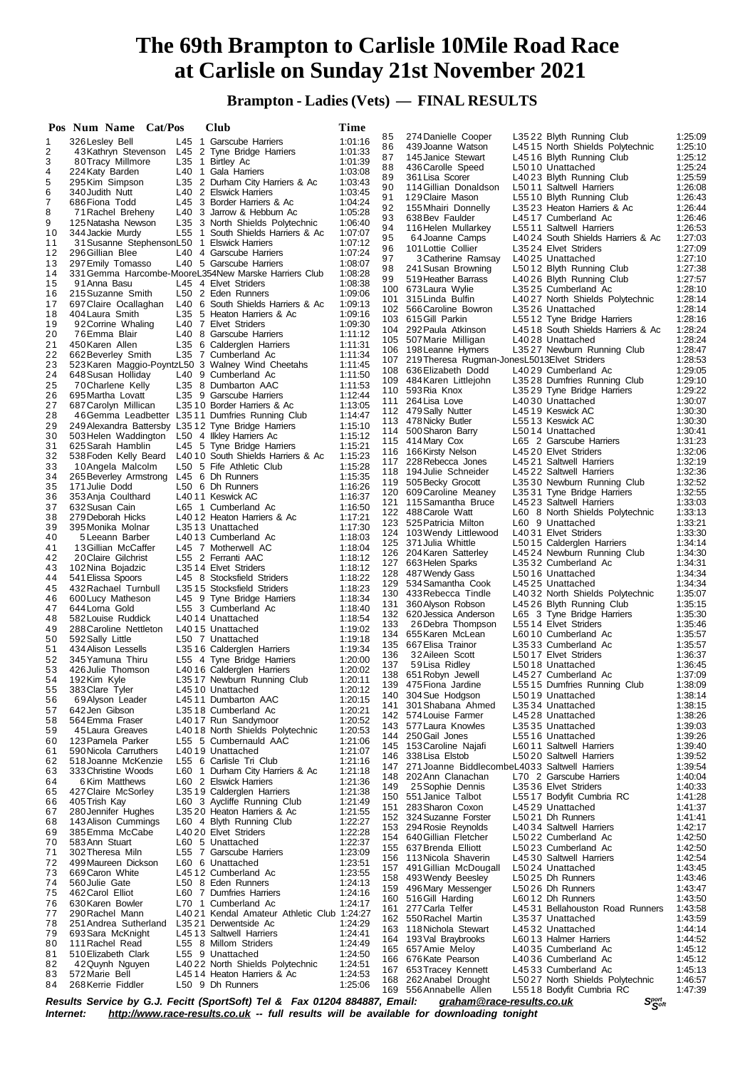# The 69th Brampton to Carlisle 10Mile Road Race at Carlisle on Sunday 21st November 2021

## Brampton - Ladies (Vets) — FINAL RESULTS

| Pos | Num | Name | Cat/Pos | | Club | Time |
|---|---|---|---|---|---|---|
| 1 | 326 | Lesley Bell | L45 | 1 | Garscube Harriers | 1:01:16 |
| 2 | 43 | Kathryn Stevenson | L45 | 2 | Tyne Bridge Harriers | 1:01:33 |
| 3 | 80 | Tracy Millmore | L35 | 1 | Birtley Ac | 1:01:39 |
| 4 | 224 | Katy Barden | L40 | 1 | Gala Harriers | 1:03:08 |
| 5 | 295 | Kim Simpson | L35 | 2 | Durham City Harriers & Ac | 1:03:43 |
| 6 | 340 | Judith Nutt | L40 | 2 | Elswick Harriers | 1:03:45 |
| 7 | 686 | Fiona Todd | L45 | 3 | Border Harriers & Ac | 1:04:24 |
| 8 | 71 | Rachel Breheny | L40 | 3 | Jarrow & Hebburn Ac | 1:05:28 |
| 9 | 125 | Natasha Newson | L35 | 3 | North Shields Polytechnic | 1:06:40 |
| 10 | 344 | Jackie Murdy | L55 | 1 | South Shields Harriers & Ac | 1:07:07 |
| 11 | 31 | Susanne Stephenson | L50 | 1 | Elswick Harriers | 1:07:12 |
| 12 | 296 | Gillian Blee | L40 | 4 | Garscube Harriers | 1:07:24 |
| 13 | 297 | Emily Tomasso | L40 | 5 | Garscube Harriers | 1:08:07 |
| 14 | 331 | Gemma Harcombe-Moore | L35 | 4 | New Marske Harriers Club | 1:08:28 |
| 15 | 91 | Anna Basu | L45 | 4 | Elvet Striders | 1:08:38 |
| 16 | 215 | Suzanne Smith | L50 | 2 | Eden Runners | 1:09:06 |
| 17 | 697 | Claire Ocallaghan | L40 | 6 | South Shields Harriers & Ac | 1:09:13 |
| 18 | 404 | Laura Smith | L35 | 5 | Heaton Harriers & Ac | 1:09:16 |
| 19 | 92 | Corrine Whaling | L40 | 7 | Elvet Striders | 1:09:30 |
| 20 | 76 | Emma Blair | L40 | 8 | Garscube Harriers | 1:11:12 |
| 21 | 450 | Karen Allen | L35 | 6 | Calderglen Harriers | 1:11:31 |
| 22 | 662 | Beverley Smith | L35 | 7 | Cumberland Ac | 1:11:34 |
| 23 | 523 | Karen Maggio-Poyntz | L50 | 3 | Walney Wind Cheetahs | 1:11:45 |
| 24 | 648 | Susan Holliday | L40 | 9 | Cumberland Ac | 1:11:50 |
| 25 | 70 | Charlene Kelly | L35 | 8 | Dumbarton AAC | 1:11:53 |
| 26 | 695 | Martha Lovatt | L35 | 9 | Garscube Harriers | 1:12:44 |
| 27 | 687 | Carolyn Millican | L35 | 10 | Border Harriers & Ac | 1:13:05 |
| 28 | 46 | Gemma Leadbetter | L35 | 11 | Dumfries Running Club | 1:14:47 |
| 29 | 249 | Alexandra Battersby | L35 | 12 | Tyne Bridge Harriers | 1:15:10 |
| 30 | 503 | Helen Waddington | L50 | 4 | Ilkley Harriers Ac | 1:15:12 |
| 31 | 625 | Sarah Hamblin | L45 | 5 | Tyne Bridge Harriers | 1:15:21 |
| 32 | 538 | Foden Kelly Beard | L40 | 10 | South Shields Harriers & Ac | 1:15:23 |
| 33 | 10 | Angela Malcolm | L50 | 5 | Fife Athletic Club | 1:15:28 |
| 34 | 265 | Beverley Armstrong | L45 | 6 | Dh Runners | 1:15:35 |
| 35 | 171 | Julie Dodd | L50 | 6 | Dh Runners | 1:16:26 |
| 36 | 353 | Anja Coulthard | L40 | 11 | Keswick AC | 1:16:37 |
| 37 | 632 | Susan Cain | L65 | 1 | Cumberland Ac | 1:16:50 |
| 38 | 279 | Deborah Hicks | L40 | 12 | Heaton Harriers & Ac | 1:17:21 |
| 39 | 395 | Monika Molnar | L35 | 13 | Unattached | 1:17:30 |
| 40 | 5 | Leeann Barber | L40 | 13 | Cumberland Ac | 1:18:03 |
| 41 | 13 | Gillian McCaffer | L45 | 7 | Motherwell AC | 1:18:04 |
| 42 | 20 | Claire Gilchrist | L55 | 2 | Ferranti AAC | 1:18:12 |
| 43 | 102 | Nina Bojadzic | L35 | 14 | Elvet Striders | 1:18:12 |
| 44 | 541 | Elissa Spoors | L45 | 8 | Stocksfield Striders | 1:18:22 |
| 45 | 432 | Rachael Turnbull | L35 | 15 | Stocksfield Striders | 1:18:23 |
| 46 | 600 | Lucy Matheson | L45 | 9 | Tyne Bridge Harriers | 1:18:34 |
| 47 | 644 | Lorna Gold | L55 | 3 | Cumberland Ac | 1:18:40 |
| 48 | 582 | Louise Ruddick | L40 | 14 | Unattached | 1:18:54 |
| 49 | 288 | Caroline Nettleton | L40 | 15 | Unattached | 1:19:02 |
| 50 | 592 | Sally Little | L50 | 7 | Unattached | 1:19:18 |
| 51 | 434 | Alison Lessells | L35 | 16 | Calderglen Harriers | 1:19:34 |
| 52 | 345 | Yamuna Thiru | L55 | 4 | Tyne Bridge Harriers | 1:20:00 |
| 53 | 426 | Julie Thomson | L40 | 16 | Calderglen Harriers | 1:20:02 |
| 54 | 192 | Kim Kyle | L35 | 17 | Newburn Running Club | 1:20:11 |
| 55 | 383 | Clare Tyler | L45 | 10 | Unattached | 1:20:12 |
| 56 | 69 | Alyson Leader | L45 | 11 | Dumbarton AAC | 1:20:15 |
| 57 | 642 | Jen Gibson | L35 | 18 | Cumberland Ac | 1:20:21 |
| 58 | 564 | Emma Fraser | L40 | 17 | Run Sandymoor | 1:20:52 |
| 59 | 45 | Laura Greaves | L40 | 18 | North Shields Polytechnic | 1:20:53 |
| 60 | 123 | Pamela Parker | L55 | 5 | Cumbernauld AAC | 1:21:06 |
| 61 | 590 | Nicola Carruthers | L40 | 19 | Unattached | 1:21:07 |
| 62 | 518 | Joanne McKenzie | L55 | 6 | Carlisle Tri Club | 1:21:16 |
| 63 | 333 | Christine Woods | L60 | 1 | Durham City Harriers & Ac | 1:21:18 |
| 64 | 6 | Kim Matthews | L60 | 2 | Elswick Harriers | 1:21:36 |
| 65 | 427 | Claire McSorley | L35 | 19 | Calderglen Harriers | 1:21:38 |
| 66 | 405 | Trish Kay | L60 | 3 | Aycliffe Running Club | 1:21:49 |
| 67 | 280 | Jennifer Hughes | L35 | 20 | Heaton Harriers & Ac | 1:21:55 |
| 68 | 143 | Alison Cummings | L60 | 4 | Blyth Running Club | 1:22:27 |
| 69 | 385 | Emma McCabe | L40 | 20 | Elvet Striders | 1:22:28 |
| 70 | 583 | Ann Stuart | L60 | 5 | Unattached | 1:22:37 |
| 71 | 302 | Theresa Miln | L55 | 7 | Garscube Harriers | 1:23:09 |
| 72 | 499 | Maureen Dickson | L60 | 6 | Unattached | 1:23:51 |
| 73 | 669 | Caron White | L45 | 12 | Cumberland Ac | 1:23:55 |
| 74 | 560 | Julie Gate | L50 | 8 | Eden Runners | 1:24:13 |
| 75 | 462 | Carol Elliot | L60 | 7 | Dumfries Harriers | 1:24:16 |
| 76 | 630 | Karen Bowler | L70 | 1 | Cumberland Ac | 1:24:17 |
| 77 | 290 | Rachel Mann | L40 | 21 | Kendal Amateur Athletic Club | 1:24:27 |
| 78 | 251 | Andrea Sutherland | L35 | 21 | Derwentside Ac | 1:24:29 |
| 79 | 693 | Sara McKnight | L45 | 13 | Saltwell Harriers | 1:24:41 |
| 80 | 111 | Rachel Read | L55 | 8 | Millom Striders | 1:24:49 |
| 81 | 510 | Elizabeth Clark | L55 | 9 | Unattached | 1:24:50 |
| 82 | 42 | Quynh Nguyen | L40 | 22 | North Shields Polytechnic | 1:24:51 |
| 83 | 572 | Marie Bell | L45 | 14 | Heaton Harriers & Ac | 1:24:53 |
| 84 | 268 | Kerrie Fiddler | L50 | 9 | Dh Runners | 1:25:06 |
| 85 | 274 | Danielle Cooper | L35 | 22 | Blyth Running Club | 1:25:09 |
| 86 | 439 | Joanne Watson | L45 | 15 | North Shields Polytechnic | 1:25:10 |
| 87 | 145 | Janice Stewart | L45 | 16 | Blyth Running Club | 1:25:12 |
| 88 | 436 | Carolle Speed | L50 | 10 | Unattached | 1:25:24 |
| 89 | 361 | Lisa Scorer | L40 | 23 | Blyth Running Club | 1:25:59 |
| 90 | 114 | Gillian Donaldson | L50 | 11 | Saltwell Harriers | 1:26:08 |
| 91 | 129 | Claire Mason | L55 | 10 | Blyth Running Club | 1:26:43 |
| 92 | 155 | Mhairi Donnelly | L35 | 23 | Heaton Harriers & Ac | 1:26:44 |
| 93 | 638 | Bev Faulder | L45 | 17 | Cumberland Ac | 1:26:46 |
| 94 | 116 | Helen Mullarkey | L55 | 11 | Saltwell Harriers | 1:26:53 |
| 95 | 64 | Joanne Camps | L40 | 24 | South Shields Harriers & Ac | 1:27:03 |
| 96 | 101 | Lottie Collier | L35 | 24 | Elvet Striders | 1:27:09 |
| 97 | 3 | Catherine Ramsay | L40 | 25 | Unattached | 1:27:10 |
| 98 | 241 | Susan Browning | L50 | 12 | Blyth Running Club | 1:27:38 |
| 99 | 519 | Heather Barrass | L40 | 26 | Blyth Running Club | 1:27:57 |
| 100 | 673 | Laura Wylie | L35 | 25 | Cumberland Ac | 1:28:10 |
| 101 | 315 | Linda Bulfin | L40 | 27 | North Shields Polytechnic | 1:28:14 |
| 102 | 566 | Caroline Bowron | L35 | 26 | Unattached | 1:28:14 |
| 103 | 615 | Gill Parkin | L55 | 12 | Tyne Bridge Harriers | 1:28:16 |
| 104 | 292 | Paula Atkinson | L45 | 18 | South Shields Harriers & Ac | 1:28:24 |
| 105 | 507 | Marie Milligan | L40 | 28 | Unattached | 1:28:24 |
| 106 | 198 | Leanne Hymers | L35 | 27 | Newburn Running Club | 1:28:47 |
| 107 | 219 | Theresa Rugman-Jones | L50 | 13 | Elvet Striders | 1:28:53 |
| 108 | 636 | Elizabeth Dodd | L40 | 29 | Cumberland Ac | 1:29:05 |
| 109 | 484 | Karen Littlejohn | L35 | 28 | Dumfries Running Club | 1:29:10 |
| 110 | 593 | Ria Knox | L35 | 29 | Tyne Bridge Harriers | 1:29:22 |
| 111 | 264 | Lisa Love | L40 | 30 | Unattached | 1:30:07 |
| 112 | 479 | Sally Nutter | L45 | 19 | Keswick AC | 1:30:30 |
| 113 | 478 | Nicky Butler | L55 | 13 | Keswick AC | 1:30:30 |
| 114 | 500 | Sharon Barry | L50 | 14 | Unattached | 1:30:41 |
| 115 | 414 | Mary Cox | L65 | 2 | Garscube Harriers | 1:31:23 |
| 116 | 166 | Kirsty Nelson | L45 | 20 | Elvet Striders | 1:32:06 |
| 117 | 228 | Rebecca Jones | L45 | 21 | Saltwell Harriers | 1:32:19 |
| 118 | 194 | Julie Schneider | L45 | 22 | Saltwell Harriers | 1:32:36 |
| 119 | 505 | Becky Grocott | L35 | 30 | Newburn Running Club | 1:32:52 |
| 120 | 609 | Caroline Meaney | L35 | 31 | Tyne Bridge Harriers | 1:32:55 |
| 121 | 115 | Samantha Bruce | L45 | 23 | Saltwell Harriers | 1:33:03 |
| 122 | 488 | Carole Watt | L60 | 8 | North Shields Polytechnic | 1:33:13 |
| 123 | 525 | Patricia Milton | L60 | 9 | Unattached | 1:33:21 |
| 124 | 103 | Wendy Littlewood | L40 | 31 | Elvet Striders | 1:33:30 |
| 125 | 371 | Julia Whittle | L50 | 15 | Calderglen Harriers | 1:34:14 |
| 126 | 204 | Karen Satterley | L45 | 24 | Newburn Running Club | 1:34:30 |
| 127 | 663 | Helen Sparks | L35 | 32 | Cumberland Ac | 1:34:31 |
| 128 | 487 | Wendy Gass | L50 | 16 | Unattached | 1:34:34 |
| 129 | 534 | Samantha Cook | L45 | 25 | Unattached | 1:34:34 |
| 130 | 433 | Rebecca Tindle | L40 | 32 | North Shields Polytechnic | 1:35:07 |
| 131 | 360 | Alyson Robson | L45 | 26 | Blyth Running Club | 1:35:15 |
| 132 | 620 | Jessica Anderson | L65 | 3 | Tyne Bridge Harriers | 1:35:30 |
| 133 | 26 | Debra Thompson | L55 | 14 | Elvet Striders | 1:35:46 |
| 134 | 655 | Karen McLean | L60 | 10 | Cumberland Ac | 1:35:57 |
| 135 | 667 | Elisa Trainor | L35 | 33 | Cumberland Ac | 1:35:57 |
| 136 | 32 | Aileen Scott | L50 | 17 | Elvet Striders | 1:36:37 |
| 137 | 59 | Lisa Ridley | L50 | 18 | Unattached | 1:36:45 |
| 138 | 651 | Robyn Jewell | L45 | 27 | Cumberland Ac | 1:37:09 |
| 139 | 475 | Fiona Jardine | L55 | 15 | Dumfries Running Club | 1:38:09 |
| 140 | 304 | Sue Hodgson | L50 | 19 | Unattached | 1:38:14 |
| 141 | 301 | Shabana Ahmed | L35 | 34 | Unattached | 1:38:15 |
| 142 | 574 | Louise Farmer | L45 | 28 | Unattached | 1:38:26 |
| 143 | 577 | Laura Knowles | L35 | 35 | Unattached | 1:39:03 |
| 144 | 250 | Gail Jones | L55 | 16 | Unattached | 1:39:26 |
| 145 | 153 | Caroline Najafi | L60 | 11 | Saltwell Harriers | 1:39:40 |
| 146 | 338 | Lisa Elstob | L50 | 20 | Saltwell Harriers | 1:39:52 |
| 147 | 271 | Joanne Biddlecombe | L40 | 33 | Saltwell Harriers | 1:39:54 |
| 148 | 202 | Ann Clanachan | L70 | 2 | Garscube Harriers | 1:40:04 |
| 149 | 25 | Sophie Dennis | L35 | 36 | Elvet Striders | 1:40:33 |
| 150 | 551 | Janice Talbot | L55 | 17 | Bodyfit Cumbria RC | 1:41:28 |
| 151 | 283 | Sharon Coxon | L45 | 29 | Unattached | 1:41:37 |
| 152 | 324 | Suzanne Forster | L50 | 21 | Dh Runners | 1:41:41 |
| 153 | 294 | Rosie Reynolds | L40 | 34 | Saltwell Harriers | 1:42:17 |
| 154 | 640 | Gillian Fletcher | L50 | 22 | Cumberland Ac | 1:42:50 |
| 155 | 637 | Brenda Elliott | L50 | 23 | Cumberland Ac | 1:42:50 |
| 156 | 113 | Nicola Shaverin | L45 | 30 | Saltwell Harriers | 1:42:54 |
| 157 | 491 | Gillian McDougall | L50 | 24 | Unattached | 1:43:45 |
| 158 | 493 | Wendy Beesley | L50 | 25 | Dh Runners | 1:43:46 |
| 159 | 496 | Mary Messenger | L50 | 26 | Dh Runners | 1:43:47 |
| 160 | 516 | Gill Harding | L60 | 12 | Dh Runners | 1:43:50 |
| 161 | 277 | Carla Telfer | L45 | 31 | Bellahouston Road Runners | 1:43:58 |
| 162 | 550 | Rachel Martin | L35 | 37 | Unattached | 1:43:59 |
| 163 | 118 | Nichola Stewart | L45 | 32 | Unattached | 1:44:14 |
| 164 | 193 | Val Braybrooks | L60 | 13 | Halmer Harriers | 1:44:52 |
| 165 | 657 | Amie Meloy | L40 | 35 | Cumberland Ac | 1:45:12 |
| 166 | 676 | Kate Pearson | L40 | 36 | Cumberland Ac | 1:45:12 |
| 167 | 653 | Tracey Kennett | L45 | 33 | Cumberland Ac | 1:45:13 |
| 168 | 262 | Anabel Drought | L50 | 27 | North Shields Polytechnic | 1:46:57 |
| 169 | 556 | Annabelle Allen | L55 | 18 | Bodyfit Cumbria RC | 1:47:39 |

***Results Service by G.J. Fecitt (SportSoft) Tel & Fax 01204 884887, Email: graham@race-results.co.uk***
***Internet: http://www.race-results.co.uk -- full results will be available for downloading tonight***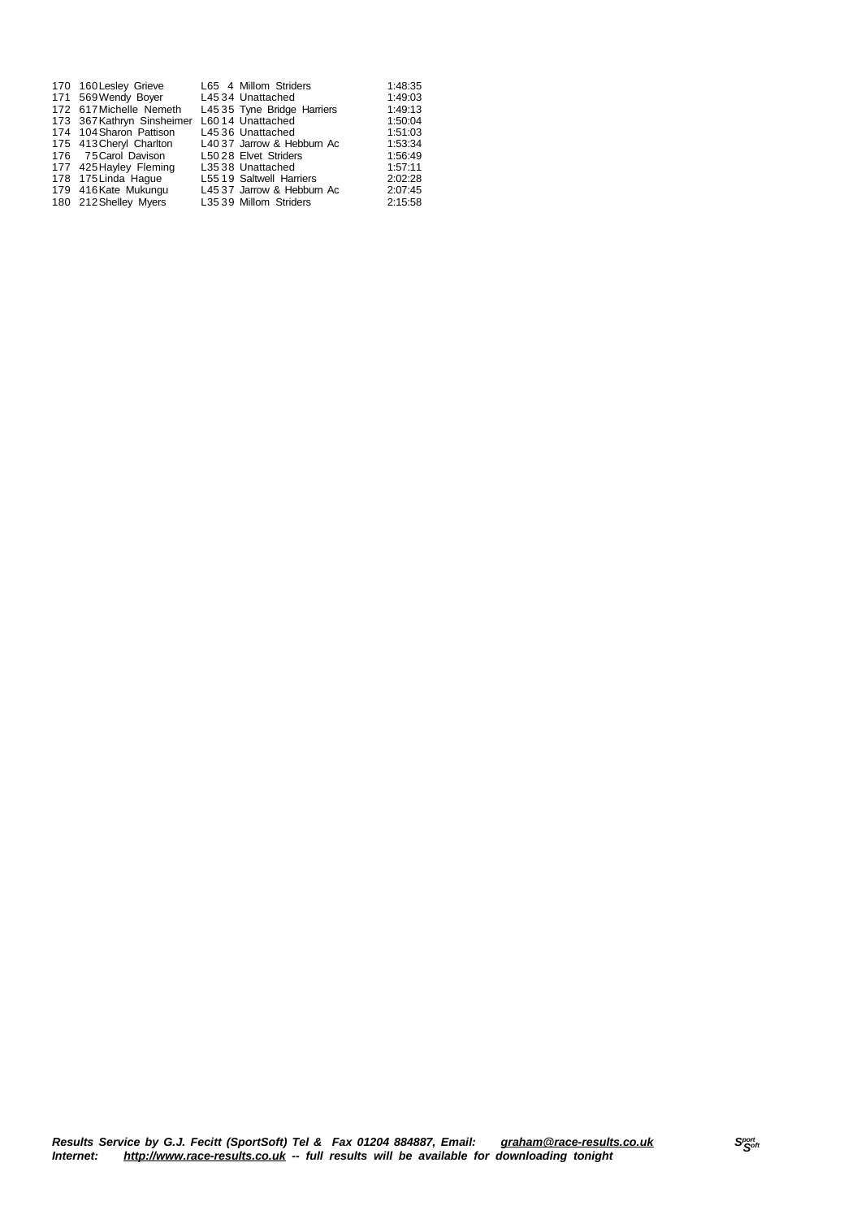| | | | | | | |
|---|---|---|---|---|---|---|
| 170 | 160 | Lesley Grieve | L65 | 4 | Millom Striders | 1:48:35 |
| 171 | 569 | Wendy Boyer | L45 | 34 | Unattached | 1:49:03 |
| 172 | 617 | Michelle Nemeth | L45 | 35 | Tyne Bridge Harriers | 1:49:13 |
| 173 | 367 | Kathryn Sinsheimer | L60 | 14 | Unattached | 1:50:04 |
| 174 | 104 | Sharon Pattison | L45 | 36 | Unattached | 1:51:03 |
| 175 | 413 | Cheryl Charlton | L40 | 37 | Jarrow & Hebburn Ac | 1:53:34 |
| 176 | 75 | Carol Davison | L50 | 28 | Elvet Striders | 1:56:49 |
| 177 | 425 | Hayley Fleming | L35 | 38 | Unattached | 1:57:11 |
| 178 | 175 | Linda Hague | L55 | 19 | Saltwell Harriers | 2:02:28 |
| 179 | 416 | Kate Mukungu | L45 | 37 | Jarrow & Hebburn Ac | 2:07:45 |
| 180 | 212 | Shelley Myers | L35 | 39 | Millom Striders | 2:15:58 |

***Results Service by G.J. Fecitt (SportSoft) Tel & Fax 01204 884887, Email: graham@race-results.co.uk***
***Internet: http://www.race-results.co.uk -- full results will be available for downloading tonight***